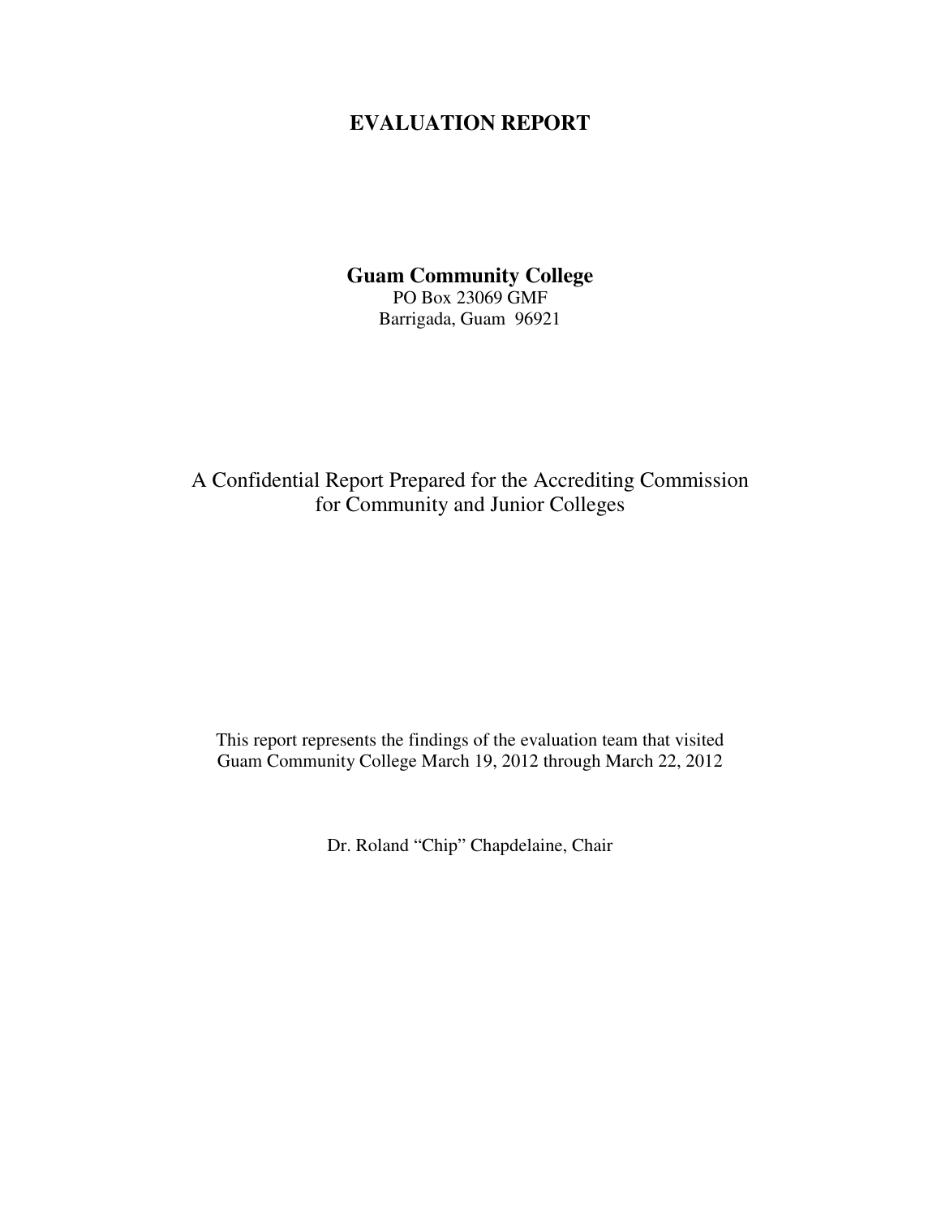# EVALUATION REPORT

**Guam Community College**
PO Box 23069 GMF
Barrigada, Guam 96921

A Confidential Report Prepared for the Accrediting Commission for Community and Junior Colleges

This report represents the findings of the evaluation team that visited Guam Community College March 19, 2012 through March 22, 2012

Dr. Roland "Chip" Chapdelaine, Chair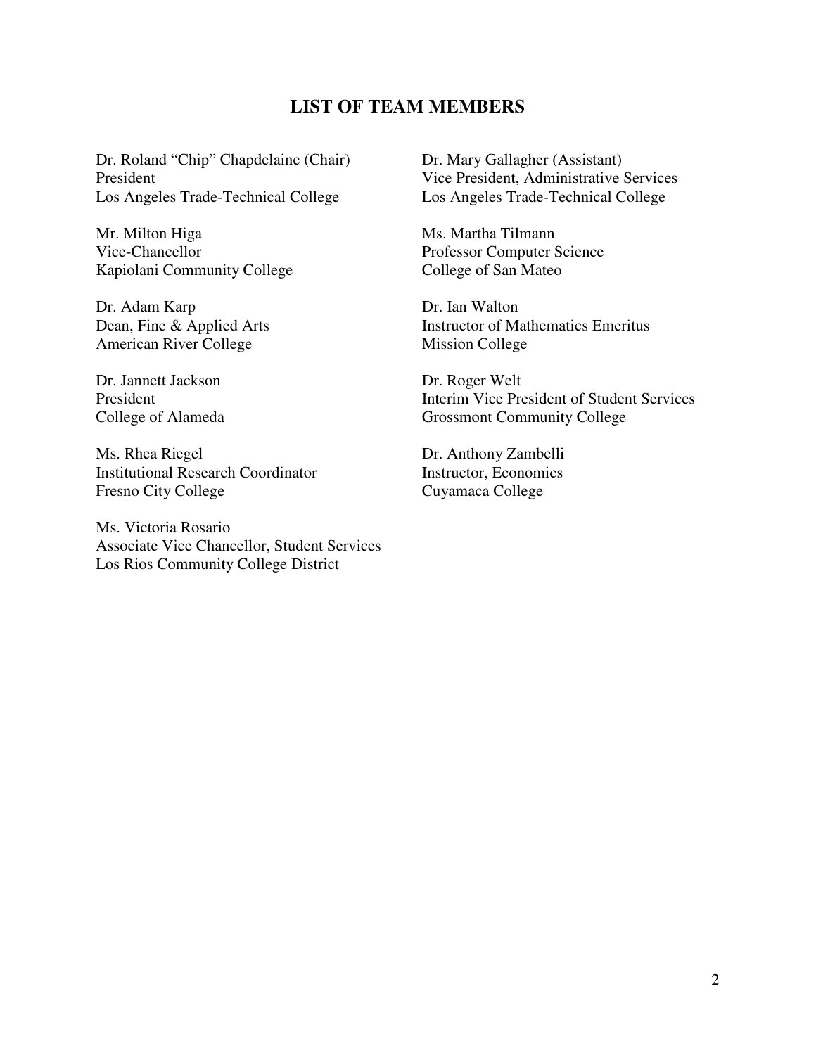## LIST OF TEAM MEMBERS

Dr. Roland "Chip" Chapdelaine (Chair)
President
Los Angeles Trade-Technical College

Mr. Milton Higa
Vice-Chancellor
Kapiolani Community College

Dr. Adam Karp
Dean, Fine & Applied Arts
American River College

Dr. Jannett Jackson
President
College of Alameda

Ms. Rhea Riegel
Institutional Research Coordinator
Fresno City College

Ms. Victoria Rosario
Associate Vice Chancellor, Student Services
Los Rios Community College District

Dr. Mary Gallagher (Assistant)
Vice President, Administrative Services
Los Angeles Trade-Technical College

Ms. Martha Tilmann
Professor Computer Science
College of San Mateo

Dr. Ian Walton
Instructor of Mathematics Emeritus
Mission College

Dr. Roger Welt
Interim Vice President of Student Services
Grossmont Community College

Dr. Anthony Zambelli
Instructor, Economics
Cuyamaca College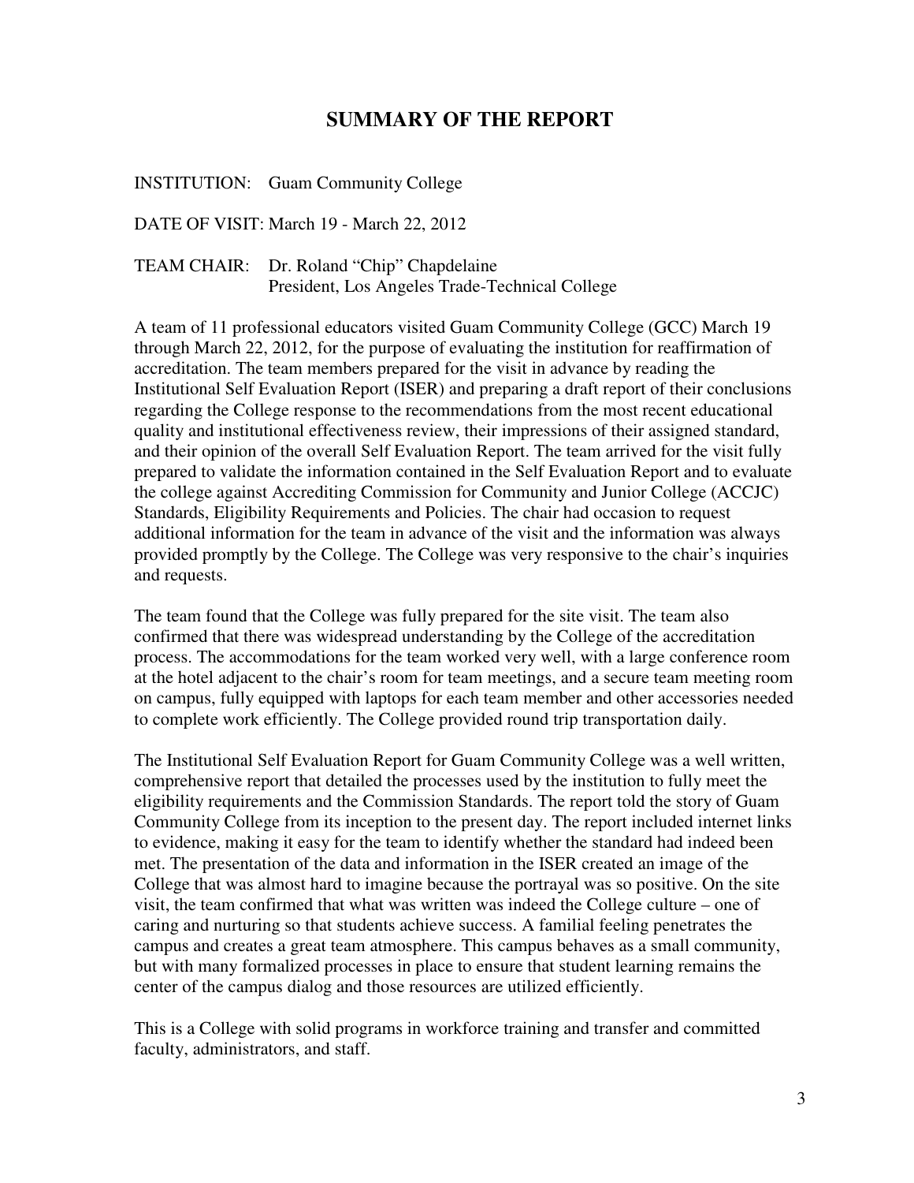## SUMMARY OF THE REPORT

INSTITUTION: Guam Community College

DATE OF VISIT: March 19 - March 22, 2012

TEAM CHAIR: Dr. Roland "Chip" Chapdelaine
President, Los Angeles Trade-Technical College

A team of 11 professional educators visited Guam Community College (GCC) March 19 through March 22, 2012, for the purpose of evaluating the institution for reaffirmation of accreditation. The team members prepared for the visit in advance by reading the Institutional Self Evaluation Report (ISER) and preparing a draft report of their conclusions regarding the College response to the recommendations from the most recent educational quality and institutional effectiveness review, their impressions of their assigned standard, and their opinion of the overall Self Evaluation Report. The team arrived for the visit fully prepared to validate the information contained in the Self Evaluation Report and to evaluate the college against Accrediting Commission for Community and Junior College (ACCJC) Standards, Eligibility Requirements and Policies. The chair had occasion to request additional information for the team in advance of the visit and the information was always provided promptly by the College. The College was very responsive to the chair's inquiries and requests.

The team found that the College was fully prepared for the site visit. The team also confirmed that there was widespread understanding by the College of the accreditation process. The accommodations for the team worked very well, with a large conference room at the hotel adjacent to the chair's room for team meetings, and a secure team meeting room on campus, fully equipped with laptops for each team member and other accessories needed to complete work efficiently. The College provided round trip transportation daily.

The Institutional Self Evaluation Report for Guam Community College was a well written, comprehensive report that detailed the processes used by the institution to fully meet the eligibility requirements and the Commission Standards. The report told the story of Guam Community College from its inception to the present day. The report included internet links to evidence, making it easy for the team to identify whether the standard had indeed been met. The presentation of the data and information in the ISER created an image of the College that was almost hard to imagine because the portrayal was so positive. On the site visit, the team confirmed that what was written was indeed the College culture – one of caring and nurturing so that students achieve success. A familial feeling penetrates the campus and creates a great team atmosphere. This campus behaves as a small community, but with many formalized processes in place to ensure that student learning remains the center of the campus dialog and those resources are utilized efficiently.

This is a College with solid programs in workforce training and transfer and committed faculty, administrators, and staff.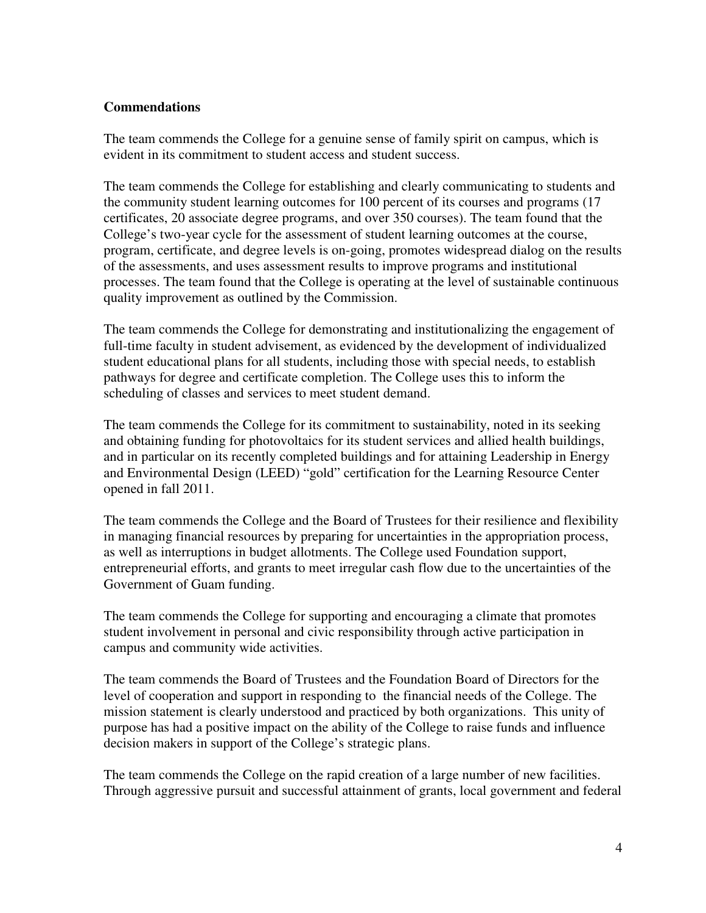**Commendations**

The team commends the College for a genuine sense of family spirit on campus, which is evident in its commitment to student access and student success.

The team commends the College for establishing and clearly communicating to students and the community student learning outcomes for 100 percent of its courses and programs (17 certificates, 20 associate degree programs, and over 350 courses). The team found that the College's two-year cycle for the assessment of student learning outcomes at the course, program, certificate, and degree levels is on-going, promotes widespread dialog on the results of the assessments, and uses assessment results to improve programs and institutional processes. The team found that the College is operating at the level of sustainable continuous quality improvement as outlined by the Commission.

The team commends the College for demonstrating and institutionalizing the engagement of full-time faculty in student advisement, as evidenced by the development of individualized student educational plans for all students, including those with special needs, to establish pathways for degree and certificate completion. The College uses this to inform the scheduling of classes and services to meet student demand.

The team commends the College for its commitment to sustainability, noted in its seeking and obtaining funding for photovoltaics for its student services and allied health buildings, and in particular on its recently completed buildings and for attaining Leadership in Energy and Environmental Design (LEED) "gold" certification for the Learning Resource Center opened in fall 2011.

The team commends the College and the Board of Trustees for their resilience and flexibility in managing financial resources by preparing for uncertainties in the appropriation process, as well as interruptions in budget allotments. The College used Foundation support, entrepreneurial efforts, and grants to meet irregular cash flow due to the uncertainties of the Government of Guam funding.

The team commends the College for supporting and encouraging a climate that promotes student involvement in personal and civic responsibility through active participation in campus and community wide activities.

The team commends the Board of Trustees and the Foundation Board of Directors for the level of cooperation and support in responding to the financial needs of the College. The mission statement is clearly understood and practiced by both organizations. This unity of purpose has had a positive impact on the ability of the College to raise funds and influence decision makers in support of the College's strategic plans.

The team commends the College on the rapid creation of a large number of new facilities. Through aggressive pursuit and successful attainment of grants, local government and federal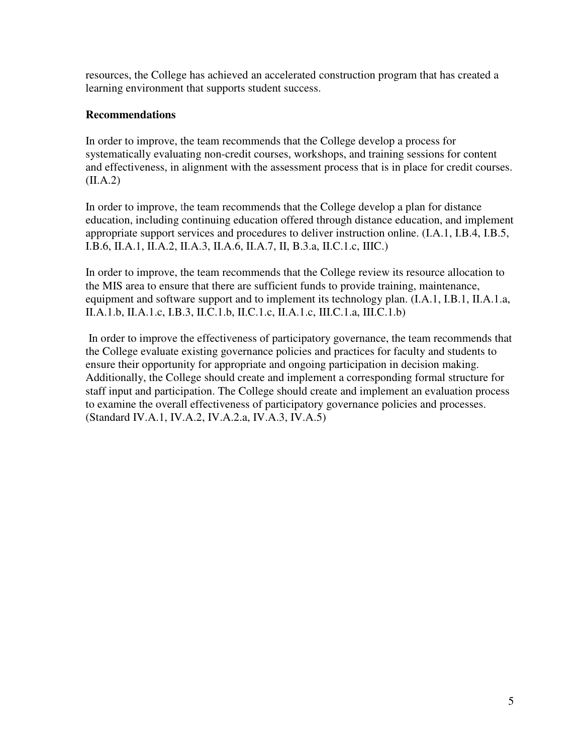resources, the College has achieved an accelerated construction program that has created a learning environment that supports student success.

**Recommendations**

In order to improve, the team recommends that the College develop a process for systematically evaluating non-credit courses, workshops, and training sessions for content and effectiveness, in alignment with the assessment process that is in place for credit courses. (II.A.2)

In order to improve, the team recommends that the College develop a plan for distance education, including continuing education offered through distance education, and implement appropriate support services and procedures to deliver instruction online. (I.A.1, I.B.4, I.B.5, I.B.6, II.A.1, II.A.2, II.A.3, II.A.6, II.A.7, II, B.3.a, II.C.1.c, IIIC.)

In order to improve, the team recommends that the College review its resource allocation to the MIS area to ensure that there are sufficient funds to provide training, maintenance, equipment and software support and to implement its technology plan. (I.A.1, I.B.1, II.A.1.a, II.A.1.b, II.A.1.c, I.B.3, II.C.1.b, II.C.1.c, II.A.1.c, III.C.1.a, III.C.1.b)

In order to improve the effectiveness of participatory governance, the team recommends that the College evaluate existing governance policies and practices for faculty and students to ensure their opportunity for appropriate and ongoing participation in decision making. Additionally, the College should create and implement a corresponding formal structure for staff input and participation. The College should create and implement an evaluation process to examine the overall effectiveness of participatory governance policies and processes. (Standard IV.A.1, IV.A.2, IV.A.2.a, IV.A.3, IV.A.5)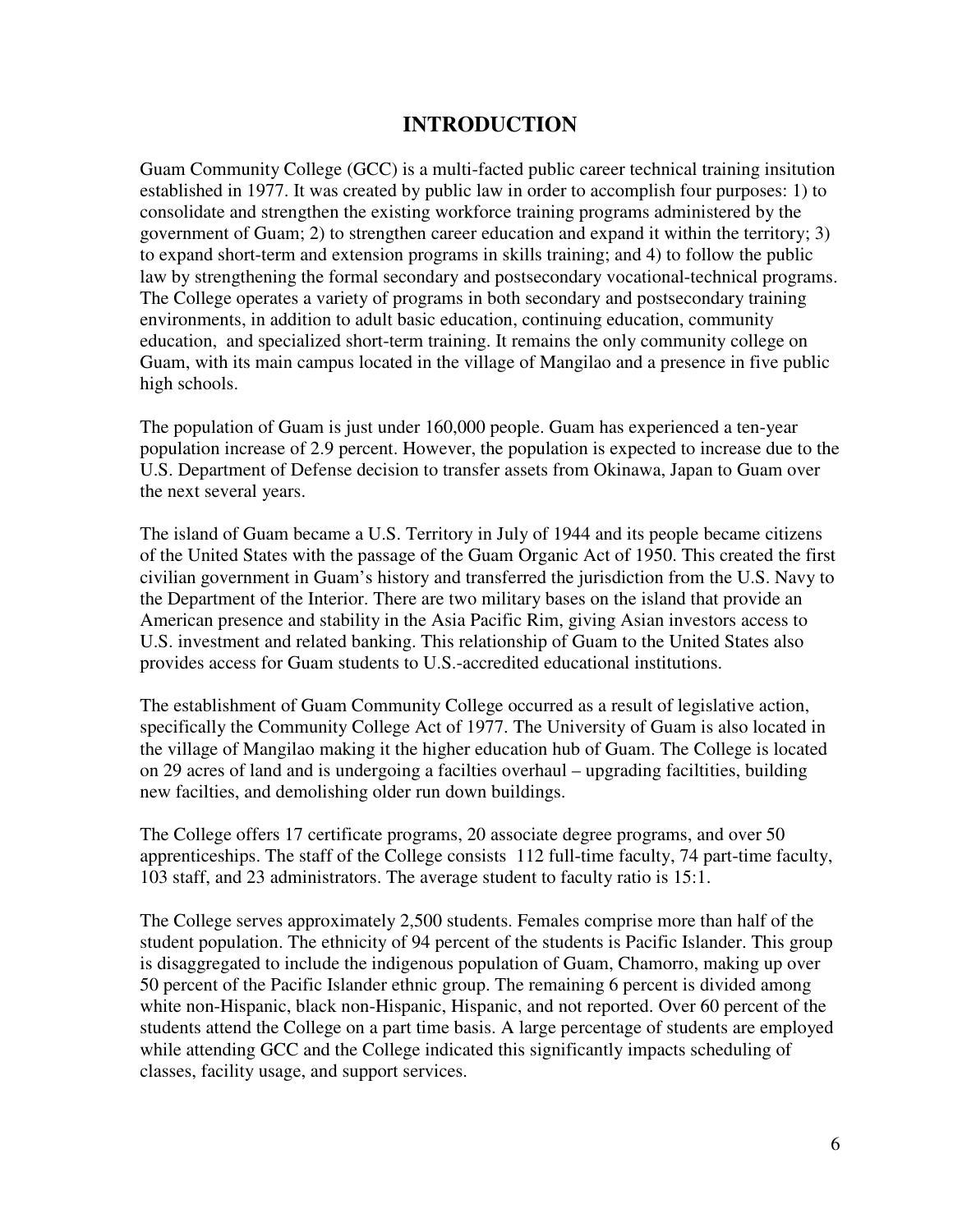# INTRODUCTION

Guam Community College (GCC) is a multi-facted public career technical training insitution established in 1977. It was created by public law in order to accomplish four purposes: 1) to consolidate and strengthen the existing workforce training programs administered by the government of Guam; 2) to strengthen career education and expand it within the territory; 3) to expand short-term and extension programs in skills training; and 4) to follow the public law by strengthening the formal secondary and postsecondary vocational-technical programs. The College operates a variety of programs in both secondary and postsecondary training environments, in addition to adult basic education, continuing education, community education, and specialized short-term training. It remains the only community college on Guam, with its main campus located in the village of Mangilao and a presence in five public high schools.

The population of Guam is just under 160,000 people. Guam has experienced a ten-year population increase of 2.9 percent. However, the population is expected to increase due to the U.S. Department of Defense decision to transfer assets from Okinawa, Japan to Guam over the next several years.

The island of Guam became a U.S. Territory in July of 1944 and its people became citizens of the United States with the passage of the Guam Organic Act of 1950. This created the first civilian government in Guam's history and transferred the jurisdiction from the U.S. Navy to the Department of the Interior. There are two military bases on the island that provide an American presence and stability in the Asia Pacific Rim, giving Asian investors access to U.S. investment and related banking. This relationship of Guam to the United States also provides access for Guam students to U.S.-accredited educational institutions.

The establishment of Guam Community College occurred as a result of legislative action, specifically the Community College Act of 1977. The University of Guam is also located in the village of Mangilao making it the higher education hub of Guam. The College is located on 29 acres of land and is undergoing a facilties overhaul – upgrading faciltities, building new facilties, and demolishing older run down buildings.

The College offers 17 certificate programs, 20 associate degree programs, and over 50 apprenticeships. The staff of the College consists 112 full-time faculty, 74 part-time faculty, 103 staff, and 23 administrators. The average student to faculty ratio is 15:1.

The College serves approximately 2,500 students. Females comprise more than half of the student population. The ethnicity of 94 percent of the students is Pacific Islander. This group is disaggregated to include the indigenous population of Guam, Chamorro, making up over 50 percent of the Pacific Islander ethnic group. The remaining 6 percent is divided among white non-Hispanic, black non-Hispanic, Hispanic, and not reported. Over 60 percent of the students attend the College on a part time basis. A large percentage of students are employed while attending GCC and the College indicated this significantly impacts scheduling of classes, facility usage, and support services.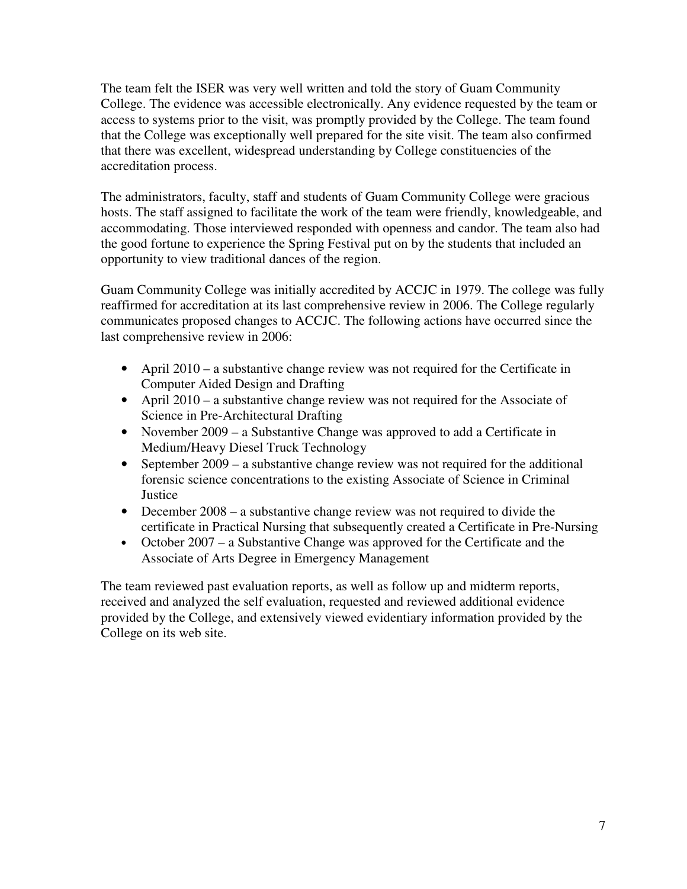The team felt the ISER was very well written and told the story of Guam Community College. The evidence was accessible electronically. Any evidence requested by the team or access to systems prior to the visit, was promptly provided by the College. The team found that the College was exceptionally well prepared for the site visit. The team also confirmed that there was excellent, widespread understanding by College constituencies of the accreditation process.

The administrators, faculty, staff and students of Guam Community College were gracious hosts. The staff assigned to facilitate the work of the team were friendly, knowledgeable, and accommodating. Those interviewed responded with openness and candor. The team also had the good fortune to experience the Spring Festival put on by the students that included an opportunity to view traditional dances of the region.

Guam Community College was initially accredited by ACCJC in 1979. The college was fully reaffirmed for accreditation at its last comprehensive review in 2006. The College regularly communicates proposed changes to ACCJC. The following actions have occurred since the last comprehensive review in 2006:

- April 2010 – a substantive change review was not required for the Certificate in Computer Aided Design and Drafting
- April 2010 – a substantive change review was not required for the Associate of Science in Pre-Architectural Drafting
- November 2009 – a Substantive Change was approved to add a Certificate in Medium/Heavy Diesel Truck Technology
- September 2009 – a substantive change review was not required for the additional forensic science concentrations to the existing Associate of Science in Criminal Justice
- December 2008 – a substantive change review was not required to divide the certificate in Practical Nursing that subsequently created a Certificate in Pre-Nursing
- October 2007 – a Substantive Change was approved for the Certificate and the Associate of Arts Degree in Emergency Management

The team reviewed past evaluation reports, as well as follow up and midterm reports, received and analyzed the self evaluation, requested and reviewed additional evidence provided by the College, and extensively viewed evidentiary information provided by the College on its web site.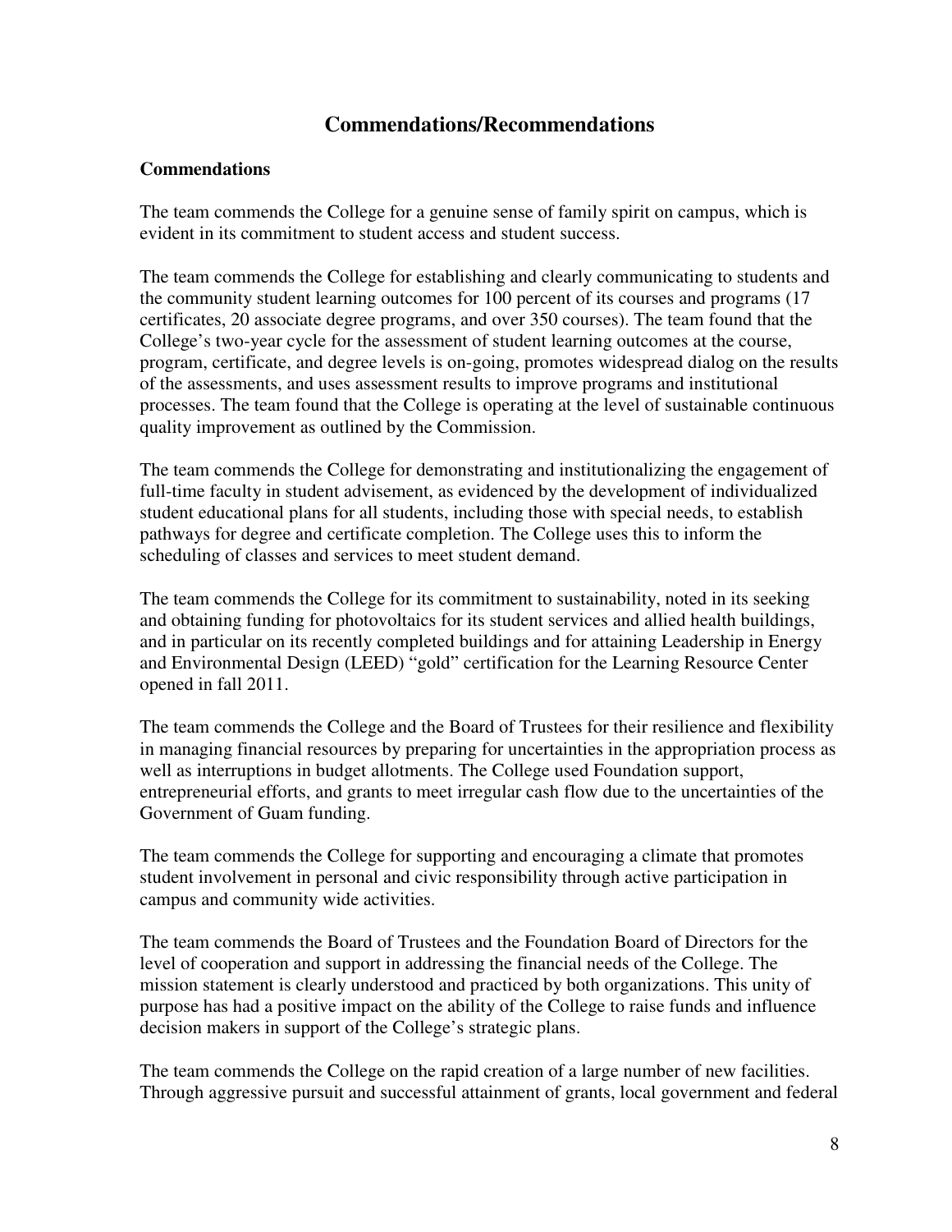## Commendations/Recommendations

### Commendations

The team commends the College for a genuine sense of family spirit on campus, which is evident in its commitment to student access and student success.

The team commends the College for establishing and clearly communicating to students and the community student learning outcomes for 100 percent of its courses and programs (17 certificates, 20 associate degree programs, and over 350 courses). The team found that the College's two-year cycle for the assessment of student learning outcomes at the course, program, certificate, and degree levels is on-going, promotes widespread dialog on the results of the assessments, and uses assessment results to improve programs and institutional processes. The team found that the College is operating at the level of sustainable continuous quality improvement as outlined by the Commission.

The team commends the College for demonstrating and institutionalizing the engagement of full-time faculty in student advisement, as evidenced by the development of individualized student educational plans for all students, including those with special needs, to establish pathways for degree and certificate completion. The College uses this to inform the scheduling of classes and services to meet student demand.

The team commends the College for its commitment to sustainability, noted in its seeking and obtaining funding for photovoltaics for its student services and allied health buildings, and in particular on its recently completed buildings and for attaining Leadership in Energy and Environmental Design (LEED) "gold" certification for the Learning Resource Center opened in fall 2011.

The team commends the College and the Board of Trustees for their resilience and flexibility in managing financial resources by preparing for uncertainties in the appropriation process as well as interruptions in budget allotments. The College used Foundation support, entrepreneurial efforts, and grants to meet irregular cash flow due to the uncertainties of the Government of Guam funding.

The team commends the College for supporting and encouraging a climate that promotes student involvement in personal and civic responsibility through active participation in campus and community wide activities.

The team commends the Board of Trustees and the Foundation Board of Directors for the level of cooperation and support in addressing the financial needs of the College. The mission statement is clearly understood and practiced by both organizations. This unity of purpose has had a positive impact on the ability of the College to raise funds and influence decision makers in support of the College's strategic plans.

The team commends the College on the rapid creation of a large number of new facilities. Through aggressive pursuit and successful attainment of grants, local government and federal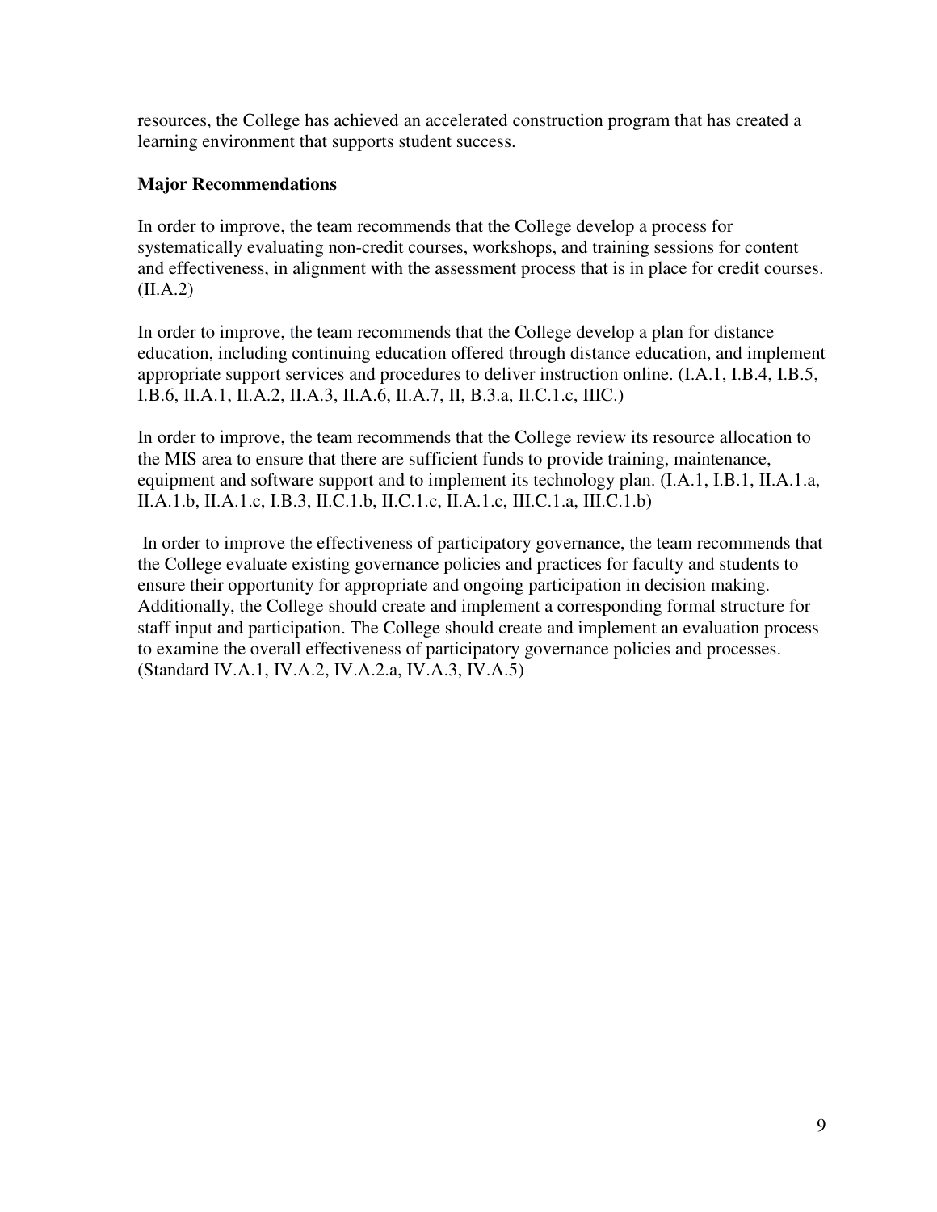resources, the College has achieved an accelerated construction program that has created a learning environment that supports student success.

**Major Recommendations**

In order to improve, the team recommends that the College develop a process for systematically evaluating non-credit courses, workshops, and training sessions for content and effectiveness, in alignment with the assessment process that is in place for credit courses. (II.A.2)

In order to improve, the team recommends that the College develop a plan for distance education, including continuing education offered through distance education, and implement appropriate support services and procedures to deliver instruction online. (I.A.1, I.B.4, I.B.5, I.B.6, II.A.1, II.A.2, II.A.3, II.A.6, II.A.7, II, B.3.a, II.C.1.c, IIIC.)

In order to improve, the team recommends that the College review its resource allocation to the MIS area to ensure that there are sufficient funds to provide training, maintenance, equipment and software support and to implement its technology plan. (I.A.1, I.B.1, II.A.1.a, II.A.1.b, II.A.1.c, I.B.3, II.C.1.b, II.C.1.c, II.A.1.c, III.C.1.a, III.C.1.b)

In order to improve the effectiveness of participatory governance, the team recommends that the College evaluate existing governance policies and practices for faculty and students to ensure their opportunity for appropriate and ongoing participation in decision making. Additionally, the College should create and implement a corresponding formal structure for staff input and participation. The College should create and implement an evaluation process to examine the overall effectiveness of participatory governance policies and processes. (Standard IV.A.1, IV.A.2, IV.A.2.a, IV.A.3, IV.A.5)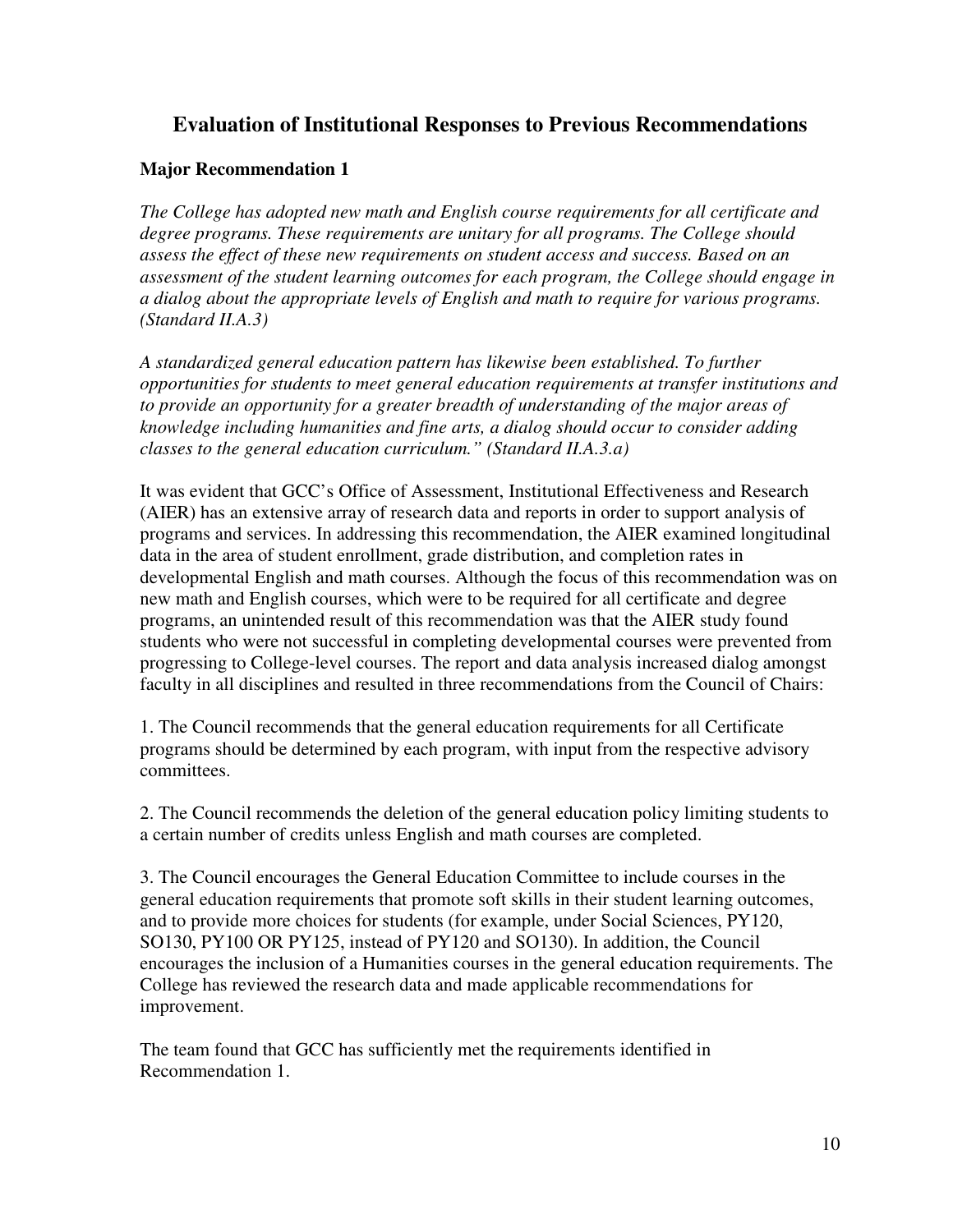## Evaluation of Institutional Responses to Previous Recommendations

### Major Recommendation 1

*The College has adopted new math and English course requirements for all certificate and degree programs. These requirements are unitary for all programs. The College should assess the effect of these new requirements on student access and success. Based on an assessment of the student learning outcomes for each program, the College should engage in a dialog about the appropriate levels of English and math to require for various programs. (Standard II.A.3)*

*A standardized general education pattern has likewise been established. To further opportunities for students to meet general education requirements at transfer institutions and to provide an opportunity for a greater breadth of understanding of the major areas of knowledge including humanities and fine arts, a dialog should occur to consider adding classes to the general education curriculum." (Standard II.A.3.a)*

It was evident that GCC's Office of Assessment, Institutional Effectiveness and Research (AIER) has an extensive array of research data and reports in order to support analysis of programs and services. In addressing this recommendation, the AIER examined longitudinal data in the area of student enrollment, grade distribution, and completion rates in developmental English and math courses. Although the focus of this recommendation was on new math and English courses, which were to be required for all certificate and degree programs, an unintended result of this recommendation was that the AIER study found students who were not successful in completing developmental courses were prevented from progressing to College-level courses. The report and data analysis increased dialog amongst faculty in all disciplines and resulted in three recommendations from the Council of Chairs:

1. The Council recommends that the general education requirements for all Certificate programs should be determined by each program, with input from the respective advisory committees.

2. The Council recommends the deletion of the general education policy limiting students to a certain number of credits unless English and math courses are completed.

3. The Council encourages the General Education Committee to include courses in the general education requirements that promote soft skills in their student learning outcomes, and to provide more choices for students (for example, under Social Sciences, PY120, SO130, PY100 OR PY125, instead of PY120 and SO130). In addition, the Council encourages the inclusion of a Humanities courses in the general education requirements. The College has reviewed the research data and made applicable recommendations for improvement.

The team found that GCC has sufficiently met the requirements identified in Recommendation 1.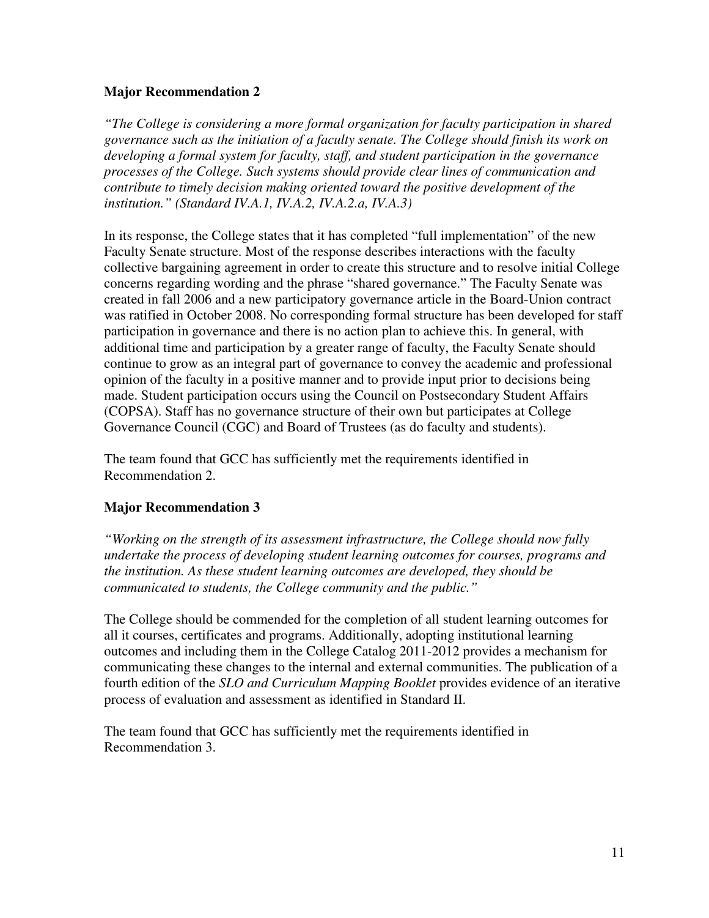### Major Recommendation 2

*"The College is considering a more formal organization for faculty participation in shared governance such as the initiation of a faculty senate. The College should finish its work on developing a formal system for faculty, staff, and student participation in the governance processes of the College. Such systems should provide clear lines of communication and contribute to timely decision making oriented toward the positive development of the institution." (Standard IV.A.1, IV.A.2, IV.A.2.a, IV.A.3)*

In its response, the College states that it has completed "full implementation" of the new Faculty Senate structure. Most of the response describes interactions with the faculty collective bargaining agreement in order to create this structure and to resolve initial College concerns regarding wording and the phrase "shared governance." The Faculty Senate was created in fall 2006 and a new participatory governance article in the Board-Union contract was ratified in October 2008. No corresponding formal structure has been developed for staff participation in governance and there is no action plan to achieve this. In general, with additional time and participation by a greater range of faculty, the Faculty Senate should continue to grow as an integral part of governance to convey the academic and professional opinion of the faculty in a positive manner and to provide input prior to decisions being made. Student participation occurs using the Council on Postsecondary Student Affairs (COPSA). Staff has no governance structure of their own but participates at College Governance Council (CGC) and Board of Trustees (as do faculty and students).

The team found that GCC has sufficiently met the requirements identified in Recommendation 2.

### Major Recommendation 3

*"Working on the strength of its assessment infrastructure, the College should now fully undertake the process of developing student learning outcomes for courses, programs and the institution. As these student learning outcomes are developed, they should be communicated to students, the College community and the public."*

The College should be commended for the completion of all student learning outcomes for all it courses, certificates and programs. Additionally, adopting institutional learning outcomes and including them in the College Catalog 2011-2012 provides a mechanism for communicating these changes to the internal and external communities. The publication of a fourth edition of the *SLO and Curriculum Mapping Booklet* provides evidence of an iterative process of evaluation and assessment as identified in Standard II.

The team found that GCC has sufficiently met the requirements identified in Recommendation 3.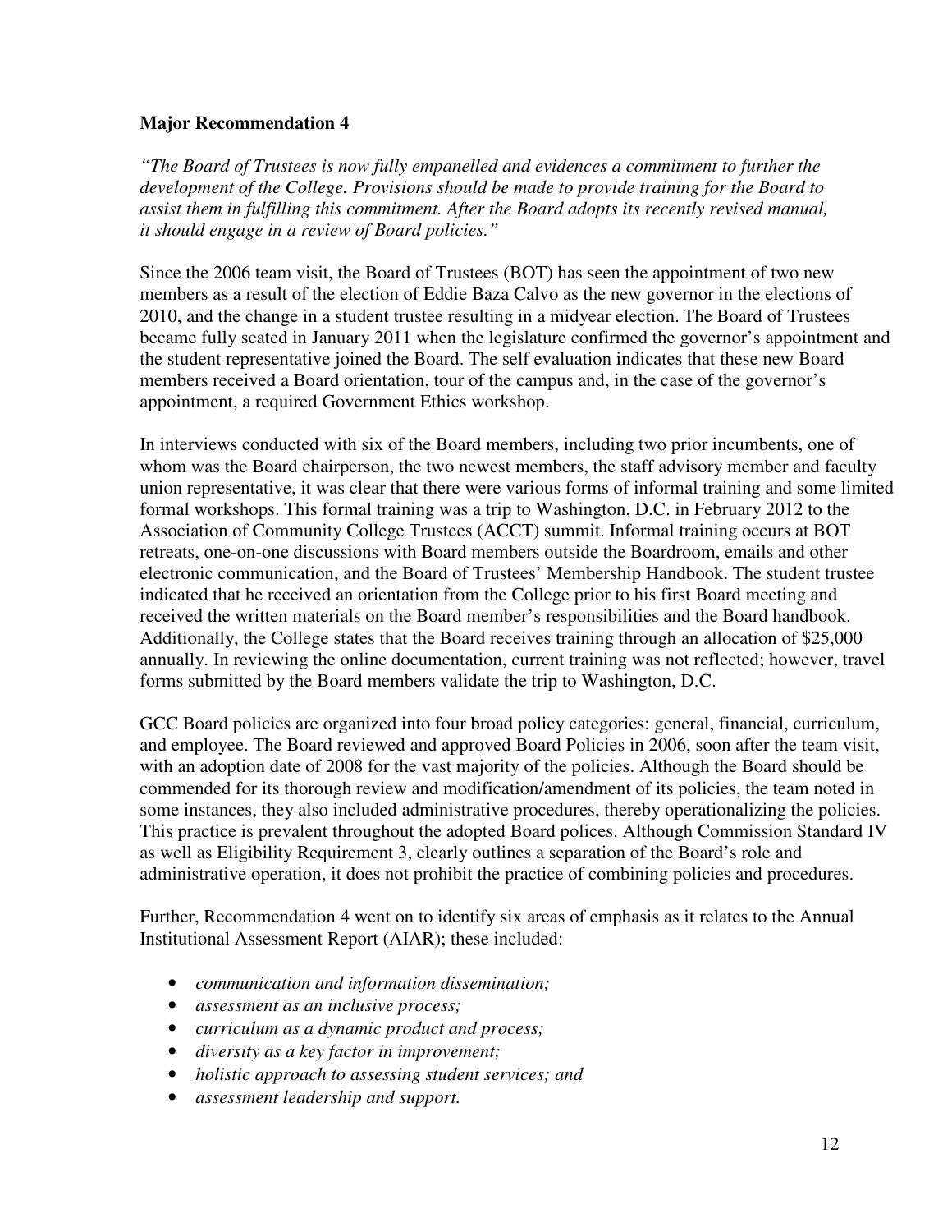**Major Recommendation 4**

*"The Board of Trustees is now fully empanelled and evidences a commitment to further the development of the College. Provisions should be made to provide training for the Board to assist them in fulfilling this commitment. After the Board adopts its recently revised manual, it should engage in a review of Board policies."*

Since the 2006 team visit, the Board of Trustees (BOT) has seen the appointment of two new members as a result of the election of Eddie Baza Calvo as the new governor in the elections of 2010, and the change in a student trustee resulting in a midyear election. The Board of Trustees became fully seated in January 2011 when the legislature confirmed the governor's appointment and the student representative joined the Board. The self evaluation indicates that these new Board members received a Board orientation, tour of the campus and, in the case of the governor's appointment, a required Government Ethics workshop.

In interviews conducted with six of the Board members, including two prior incumbents, one of whom was the Board chairperson, the two newest members, the staff advisory member and faculty union representative, it was clear that there were various forms of informal training and some limited formal workshops. This formal training was a trip to Washington, D.C. in February 2012 to the Association of Community College Trustees (ACCT) summit. Informal training occurs at BOT retreats, one-on-one discussions with Board members outside the Boardroom, emails and other electronic communication, and the Board of Trustees' Membership Handbook. The student trustee indicated that he received an orientation from the College prior to his first Board meeting and received the written materials on the Board member's responsibilities and the Board handbook. Additionally, the College states that the Board receives training through an allocation of $25,000 annually. In reviewing the online documentation, current training was not reflected; however, travel forms submitted by the Board members validate the trip to Washington, D.C.

GCC Board policies are organized into four broad policy categories: general, financial, curriculum, and employee. The Board reviewed and approved Board Policies in 2006, soon after the team visit, with an adoption date of 2008 for the vast majority of the policies. Although the Board should be commended for its thorough review and modification/amendment of its policies, the team noted in some instances, they also included administrative procedures, thereby operationalizing the policies. This practice is prevalent throughout the adopted Board polices. Although Commission Standard IV as well as Eligibility Requirement 3, clearly outlines a separation of the Board's role and administrative operation, it does not prohibit the practice of combining policies and procedures.

Further, Recommendation 4 went on to identify six areas of emphasis as it relates to the Annual Institutional Assessment Report (AIAR); these included:

- *communication and information dissemination;*
- *assessment as an inclusive process;*
- *curriculum as a dynamic product and process;*
- *diversity as a key factor in improvement;*
- *holistic approach to assessing student services; and*
- *assessment leadership and support.*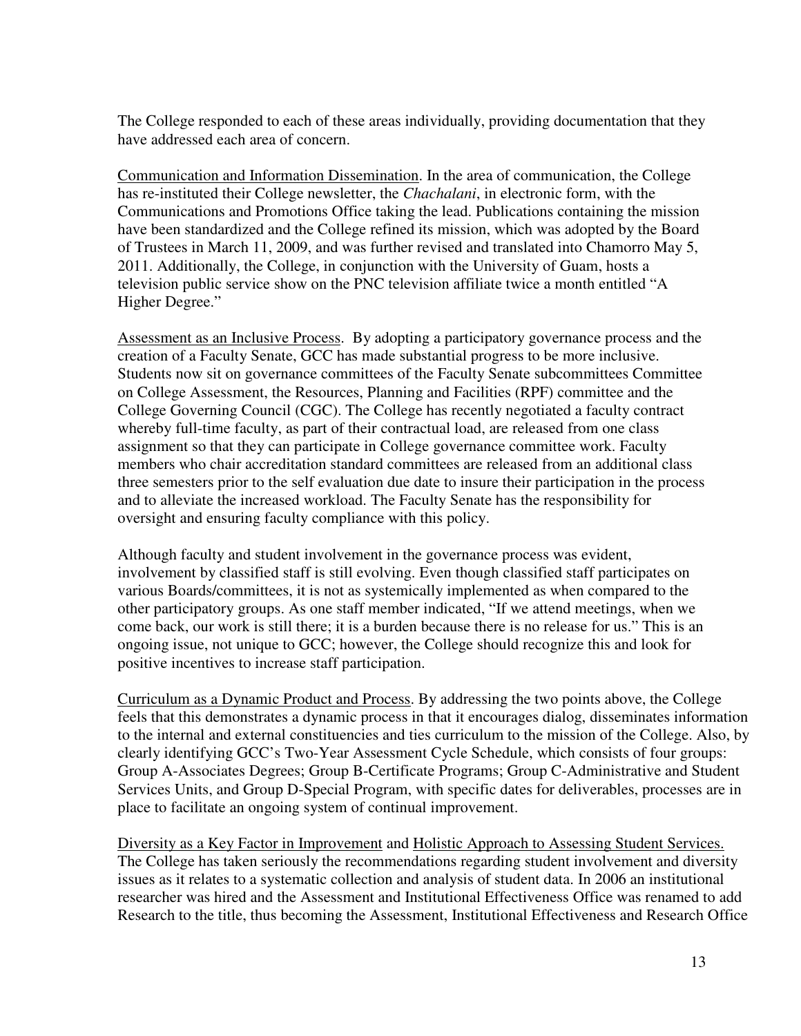The College responded to each of these areas individually, providing documentation that they have addressed each area of concern.

<u>Communication and Information Dissemination</u>. In the area of communication, the College has re-instituted their College newsletter, the *Chachalani*, in electronic form, with the Communications and Promotions Office taking the lead. Publications containing the mission have been standardized and the College refined its mission, which was adopted by the Board of Trustees in March 11, 2009, and was further revised and translated into Chamorro May 5, 2011. Additionally, the College, in conjunction with the University of Guam, hosts a television public service show on the PNC television affiliate twice a month entitled "A Higher Degree."

<u>Assessment as an Inclusive Process</u>. By adopting a participatory governance process and the creation of a Faculty Senate, GCC has made substantial progress to be more inclusive. Students now sit on governance committees of the Faculty Senate subcommittees Committee on College Assessment, the Resources, Planning and Facilities (RPF) committee and the College Governing Council (CGC). The College has recently negotiated a faculty contract whereby full-time faculty, as part of their contractual load, are released from one class assignment so that they can participate in College governance committee work. Faculty members who chair accreditation standard committees are released from an additional class three semesters prior to the self evaluation due date to insure their participation in the process and to alleviate the increased workload. The Faculty Senate has the responsibility for oversight and ensuring faculty compliance with this policy.

Although faculty and student involvement in the governance process was evident, involvement by classified staff is still evolving. Even though classified staff participates on various Boards/committees, it is not as systemically implemented as when compared to the other participatory groups. As one staff member indicated, "If we attend meetings, when we come back, our work is still there; it is a burden because there is no release for us." This is an ongoing issue, not unique to GCC; however, the College should recognize this and look for positive incentives to increase staff participation.

<u>Curriculum as a Dynamic Product and Process</u>. By addressing the two points above, the College feels that this demonstrates a dynamic process in that it encourages dialog, disseminates information to the internal and external constituencies and ties curriculum to the mission of the College. Also, by clearly identifying GCC's Two-Year Assessment Cycle Schedule, which consists of four groups: Group A-Associates Degrees; Group B-Certificate Programs; Group C-Administrative and Student Services Units, and Group D-Special Program, with specific dates for deliverables, processes are in place to facilitate an ongoing system of continual improvement.

<u>Diversity as a Key Factor in Improvement</u> and <u>Holistic Approach to Assessing Student Services.</u> The College has taken seriously the recommendations regarding student involvement and diversity issues as it relates to a systematic collection and analysis of student data. In 2006 an institutional researcher was hired and the Assessment and Institutional Effectiveness Office was renamed to add Research to the title, thus becoming the Assessment, Institutional Effectiveness and Research Office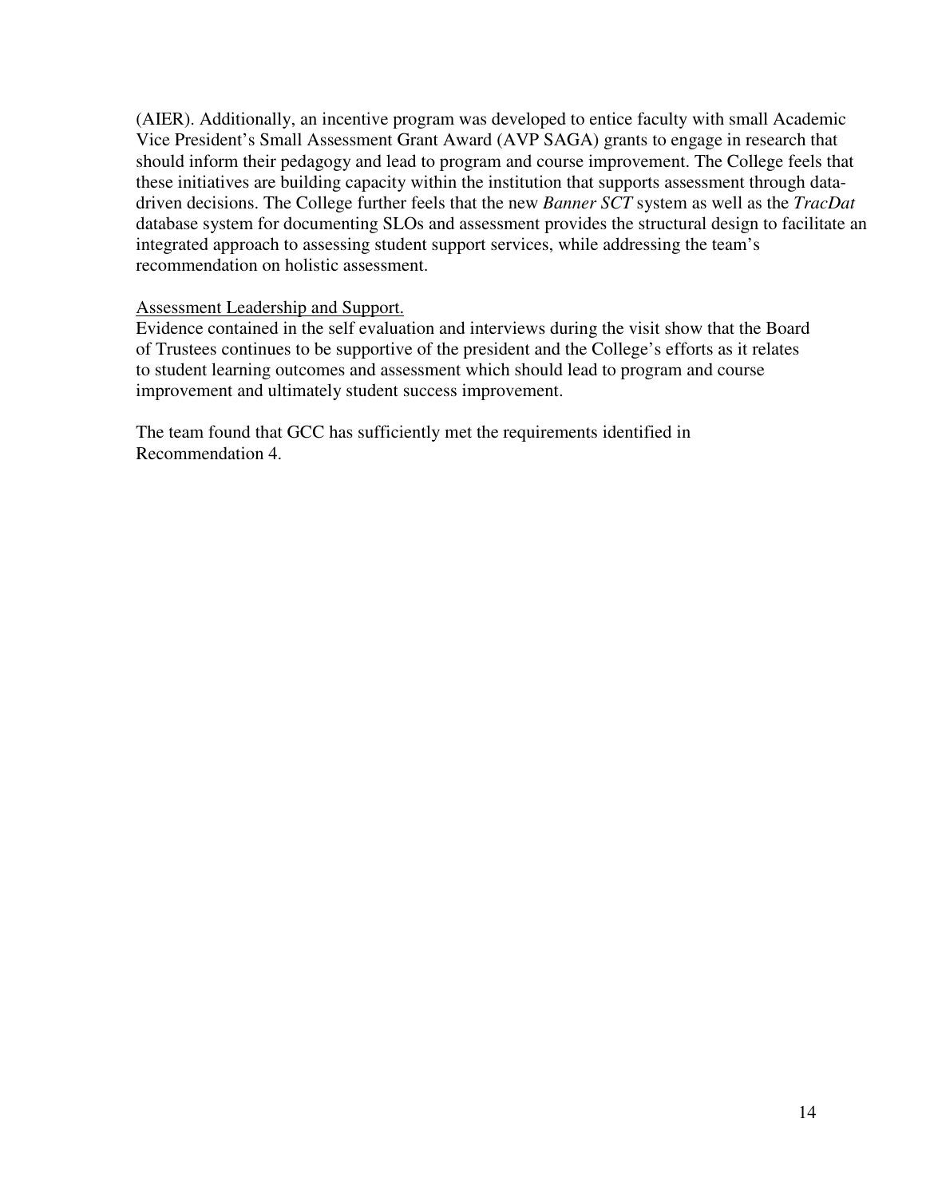(AIER). Additionally, an incentive program was developed to entice faculty with small Academic Vice President's Small Assessment Grant Award (AVP SAGA) grants to engage in research that should inform their pedagogy and lead to program and course improvement. The College feels that these initiatives are building capacity within the institution that supports assessment through data-driven decisions. The College further feels that the new *Banner SCT* system as well as the *TracDat* database system for documenting SLOs and assessment provides the structural design to facilitate an integrated approach to assessing student support services, while addressing the team's recommendation on holistic assessment.

<u>Assessment Leadership and Support.</u>

Evidence contained in the self evaluation and interviews during the visit show that the Board of Trustees continues to be supportive of the president and the College's efforts as it relates to student learning outcomes and assessment which should lead to program and course improvement and ultimately student success improvement.

The team found that GCC has sufficiently met the requirements identified in Recommendation 4.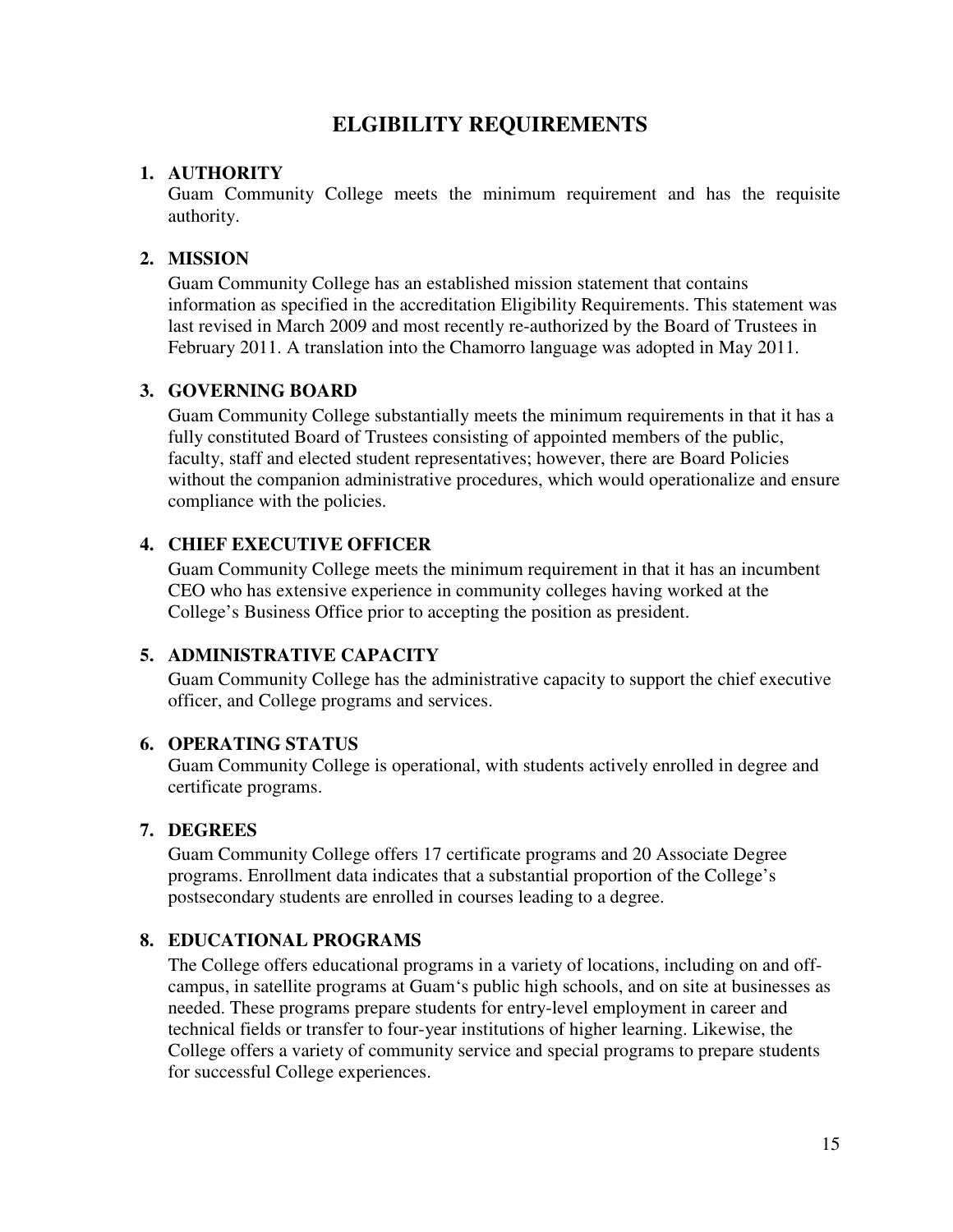# ELGIBILITY REQUIREMENTS

1. **AUTHORITY**

   Guam Community College meets the minimum requirement and has the requisite authority.

2. **MISSION**

   Guam Community College has an established mission statement that contains information as specified in the accreditation Eligibility Requirements. This statement was last revised in March 2009 and most recently re-authorized by the Board of Trustees in February 2011. A translation into the Chamorro language was adopted in May 2011.

3. **GOVERNING BOARD**

   Guam Community College substantially meets the minimum requirements in that it has a fully constituted Board of Trustees consisting of appointed members of the public, faculty, staff and elected student representatives; however, there are Board Policies without the companion administrative procedures, which would operationalize and ensure compliance with the policies.

4. **CHIEF EXECUTIVE OFFICER**

   Guam Community College meets the minimum requirement in that it has an incumbent CEO who has extensive experience in community colleges having worked at the College's Business Office prior to accepting the position as president.

5. **ADMINISTRATIVE CAPACITY**

   Guam Community College has the administrative capacity to support the chief executive officer, and College programs and services.

6. **OPERATING STATUS**

   Guam Community College is operational, with students actively enrolled in degree and certificate programs.

7. **DEGREES**

   Guam Community College offers 17 certificate programs and 20 Associate Degree programs. Enrollment data indicates that a substantial proportion of the College's postsecondary students are enrolled in courses leading to a degree.

8. **EDUCATIONAL PROGRAMS**

   The College offers educational programs in a variety of locations, including on and off-campus, in satellite programs at Guam's public high schools, and on site at businesses as needed. These programs prepare students for entry-level employment in career and technical fields or transfer to four-year institutions of higher learning. Likewise, the College offers a variety of community service and special programs to prepare students for successful College experiences.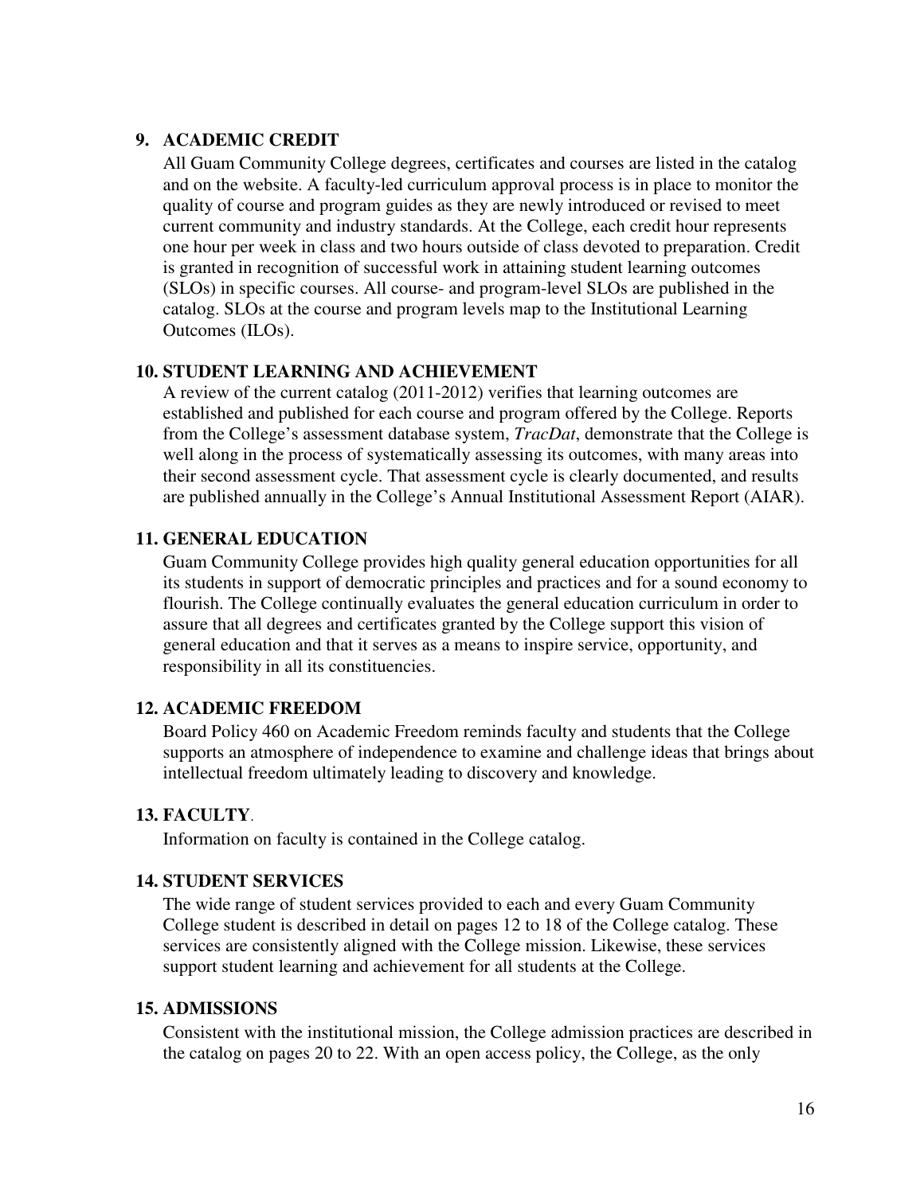### 9. ACADEMIC CREDIT

All Guam Community College degrees, certificates and courses are listed in the catalog and on the website. A faculty-led curriculum approval process is in place to monitor the quality of course and program guides as they are newly introduced or revised to meet current community and industry standards. At the College, each credit hour represents one hour per week in class and two hours outside of class devoted to preparation. Credit is granted in recognition of successful work in attaining student learning outcomes (SLOs) in specific courses. All course- and program-level SLOs are published in the catalog. SLOs at the course and program levels map to the Institutional Learning Outcomes (ILOs).

### 10. STUDENT LEARNING AND ACHIEVEMENT

A review of the current catalog (2011-2012) verifies that learning outcomes are established and published for each course and program offered by the College. Reports from the College's assessment database system, *TracDat*, demonstrate that the College is well along in the process of systematically assessing its outcomes, with many areas into their second assessment cycle. That assessment cycle is clearly documented, and results are published annually in the College's Annual Institutional Assessment Report (AIAR).

### 11. GENERAL EDUCATION

Guam Community College provides high quality general education opportunities for all its students in support of democratic principles and practices and for a sound economy to flourish. The College continually evaluates the general education curriculum in order to assure that all degrees and certificates granted by the College support this vision of general education and that it serves as a means to inspire service, opportunity, and responsibility in all its constituencies.

### 12. ACADEMIC FREEDOM

Board Policy 460 on Academic Freedom reminds faculty and students that the College supports an atmosphere of independence to examine and challenge ideas that brings about intellectual freedom ultimately leading to discovery and knowledge.

### 13. FACULTY.

Information on faculty is contained in the College catalog.

### 14. STUDENT SERVICES

The wide range of student services provided to each and every Guam Community College student is described in detail on pages 12 to 18 of the College catalog. These services are consistently aligned with the College mission. Likewise, these services support student learning and achievement for all students at the College.

### 15. ADMISSIONS

Consistent with the institutional mission, the College admission practices are described in the catalog on pages 20 to 22. With an open access policy, the College, as the only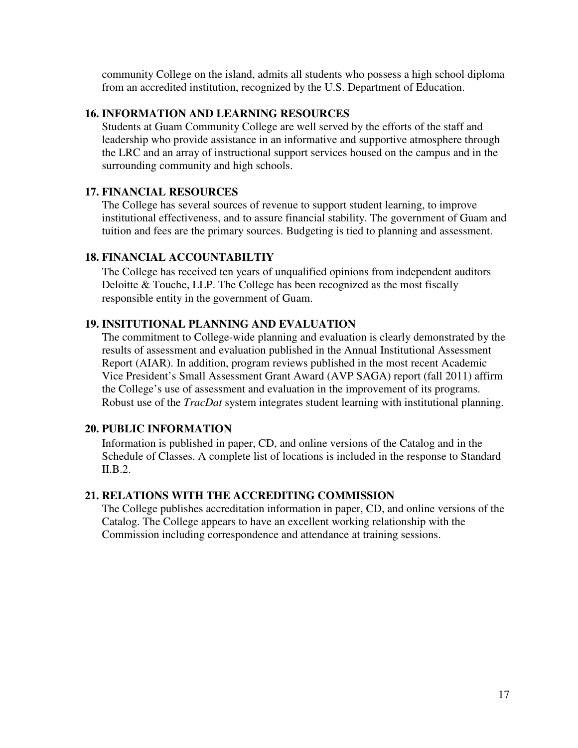community College on the island, admits all students who possess a high school diploma from an accredited institution, recognized by the U.S. Department of Education.

### 16. INFORMATION AND LEARNING RESOURCES

Students at Guam Community College are well served by the efforts of the staff and leadership who provide assistance in an informative and supportive atmosphere through the LRC and an array of instructional support services housed on the campus and in the surrounding community and high schools.

### 17. FINANCIAL RESOURCES

The College has several sources of revenue to support student learning, to improve institutional effectiveness, and to assure financial stability. The government of Guam and tuition and fees are the primary sources. Budgeting is tied to planning and assessment.

### 18. FINANCIAL ACCOUNTABILTIY

The College has received ten years of unqualified opinions from independent auditors Deloitte & Touche, LLP. The College has been recognized as the most fiscally responsible entity in the government of Guam.

### 19. INSITUTIONAL PLANNING AND EVALUATION

The commitment to College-wide planning and evaluation is clearly demonstrated by the results of assessment and evaluation published in the Annual Institutional Assessment Report (AIAR). In addition, program reviews published in the most recent Academic Vice President's Small Assessment Grant Award (AVP SAGA) report (fall 2011) affirm the College's use of assessment and evaluation in the improvement of its programs. Robust use of the *TracDat* system integrates student learning with institutional planning.

### 20. PUBLIC INFORMATION

Information is published in paper, CD, and online versions of the Catalog and in the Schedule of Classes. A complete list of locations is included in the response to Standard II.B.2.

### 21. RELATIONS WITH THE ACCREDITING COMMISSION

The College publishes accreditation information in paper, CD, and online versions of the Catalog. The College appears to have an excellent working relationship with the Commission including correspondence and attendance at training sessions.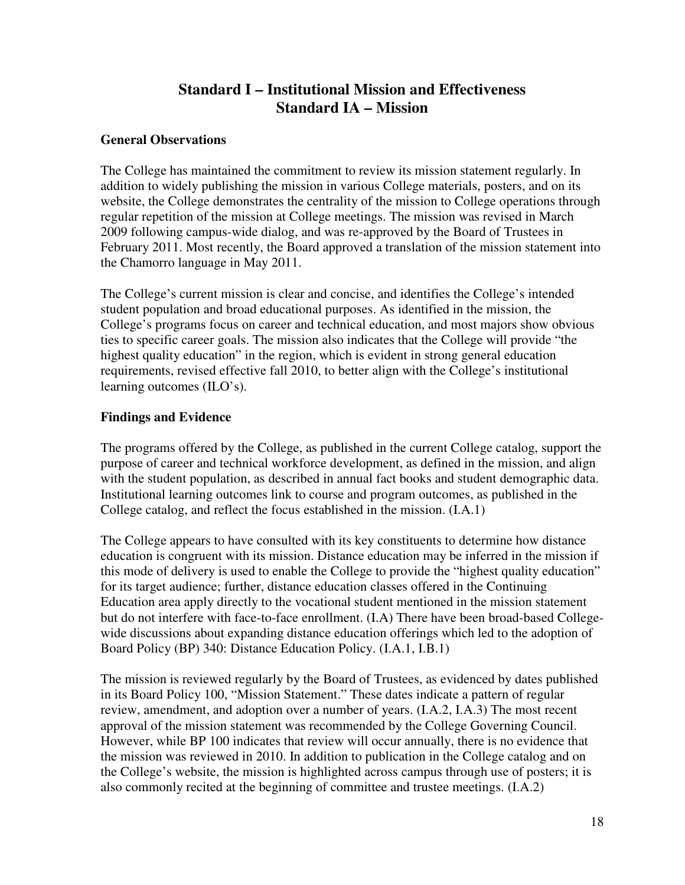# Standard I – Institutional Mission and Effectiveness
# Standard IA – Mission

### General Observations

The College has maintained the commitment to review its mission statement regularly. In addition to widely publishing the mission in various College materials, posters, and on its website, the College demonstrates the centrality of the mission to College operations through regular repetition of the mission at College meetings. The mission was revised in March 2009 following campus-wide dialog, and was re-approved by the Board of Trustees in February 2011. Most recently, the Board approved a translation of the mission statement into the Chamorro language in May 2011.

The College's current mission is clear and concise, and identifies the College's intended student population and broad educational purposes. As identified in the mission, the College's programs focus on career and technical education, and most majors show obvious ties to specific career goals. The mission also indicates that the College will provide "the highest quality education" in the region, which is evident in strong general education requirements, revised effective fall 2010, to better align with the College's institutional learning outcomes (ILO's).

### Findings and Evidence

The programs offered by the College, as published in the current College catalog, support the purpose of career and technical workforce development, as defined in the mission, and align with the student population, as described in annual fact books and student demographic data. Institutional learning outcomes link to course and program outcomes, as published in the College catalog, and reflect the focus established in the mission. (I.A.1)

The College appears to have consulted with its key constituents to determine how distance education is congruent with its mission. Distance education may be inferred in the mission if this mode of delivery is used to enable the College to provide the "highest quality education" for its target audience; further, distance education classes offered in the Continuing Education area apply directly to the vocational student mentioned in the mission statement but do not interfere with face-to-face enrollment. (I.A) There have been broad-based College-wide discussions about expanding distance education offerings which led to the adoption of Board Policy (BP) 340: Distance Education Policy. (I.A.1, I.B.1)

The mission is reviewed regularly by the Board of Trustees, as evidenced by dates published in its Board Policy 100, "Mission Statement." These dates indicate a pattern of regular review, amendment, and adoption over a number of years. (I.A.2, I.A.3) The most recent approval of the mission statement was recommended by the College Governing Council. However, while BP 100 indicates that review will occur annually, there is no evidence that the mission was reviewed in 2010. In addition to publication in the College catalog and on the College's website, the mission is highlighted across campus through use of posters; it is also commonly recited at the beginning of committee and trustee meetings. (I.A.2)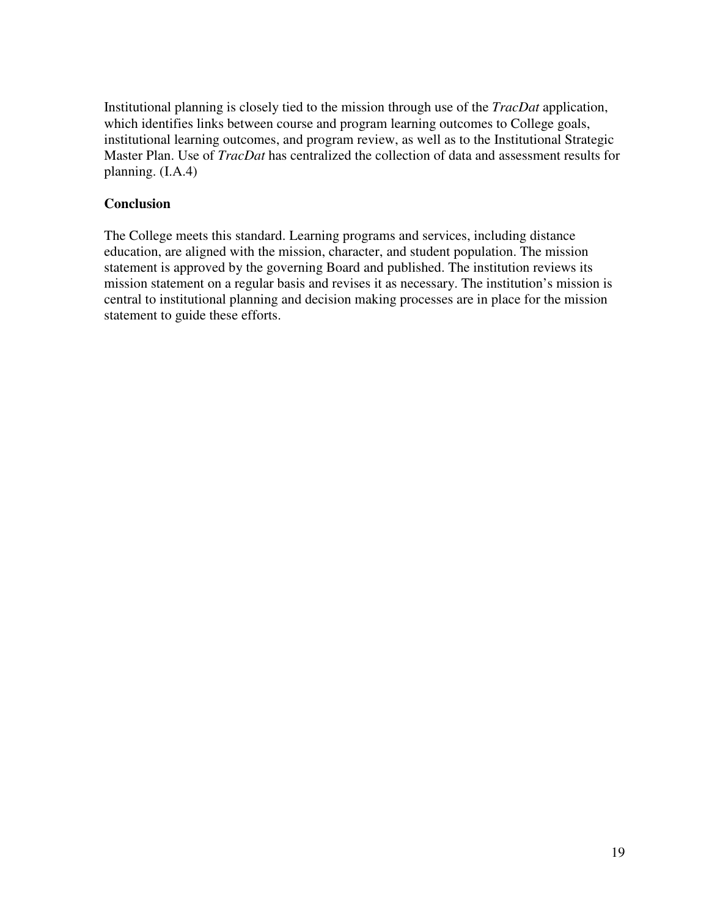Institutional planning is closely tied to the mission through use of the *TracDat* application, which identifies links between course and program learning outcomes to College goals, institutional learning outcomes, and program review, as well as to the Institutional Strategic Master Plan. Use of *TracDat* has centralized the collection of data and assessment results for planning. (I.A.4)

**Conclusion**

The College meets this standard. Learning programs and services, including distance education, are aligned with the mission, character, and student population. The mission statement is approved by the governing Board and published. The institution reviews its mission statement on a regular basis and revises it as necessary. The institution's mission is central to institutional planning and decision making processes are in place for the mission statement to guide these efforts.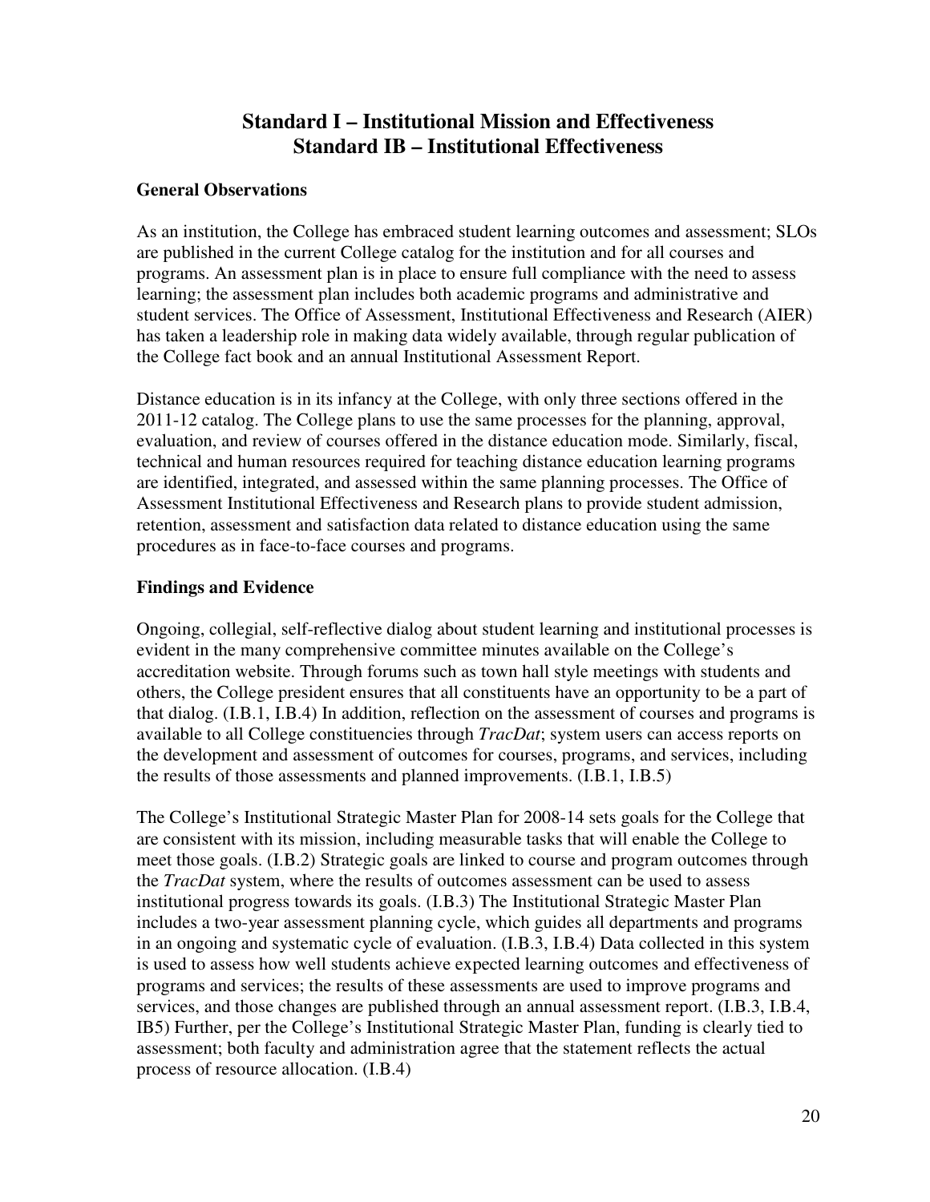## Standard I – Institutional Mission and Effectiveness
## Standard IB – Institutional Effectiveness

### General Observations

As an institution, the College has embraced student learning outcomes and assessment; SLOs are published in the current College catalog for the institution and for all courses and programs. An assessment plan is in place to ensure full compliance with the need to assess learning; the assessment plan includes both academic programs and administrative and student services. The Office of Assessment, Institutional Effectiveness and Research (AIER) has taken a leadership role in making data widely available, through regular publication of the College fact book and an annual Institutional Assessment Report.

Distance education is in its infancy at the College, with only three sections offered in the 2011-12 catalog. The College plans to use the same processes for the planning, approval, evaluation, and review of courses offered in the distance education mode. Similarly, fiscal, technical and human resources required for teaching distance education learning programs are identified, integrated, and assessed within the same planning processes. The Office of Assessment Institutional Effectiveness and Research plans to provide student admission, retention, assessment and satisfaction data related to distance education using the same procedures as in face-to-face courses and programs.

### Findings and Evidence

Ongoing, collegial, self-reflective dialog about student learning and institutional processes is evident in the many comprehensive committee minutes available on the College's accreditation website. Through forums such as town hall style meetings with students and others, the College president ensures that all constituents have an opportunity to be a part of that dialog. (I.B.1, I.B.4) In addition, reflection on the assessment of courses and programs is available to all College constituencies through *TracDat*; system users can access reports on the development and assessment of outcomes for courses, programs, and services, including the results of those assessments and planned improvements. (I.B.1, I.B.5)

The College's Institutional Strategic Master Plan for 2008-14 sets goals for the College that are consistent with its mission, including measurable tasks that will enable the College to meet those goals. (I.B.2) Strategic goals are linked to course and program outcomes through the *TracDat* system, where the results of outcomes assessment can be used to assess institutional progress towards its goals. (I.B.3) The Institutional Strategic Master Plan includes a two-year assessment planning cycle, which guides all departments and programs in an ongoing and systematic cycle of evaluation. (I.B.3, I.B.4) Data collected in this system is used to assess how well students achieve expected learning outcomes and effectiveness of programs and services; the results of these assessments are used to improve programs and services, and those changes are published through an annual assessment report. (I.B.3, I.B.4, IB5) Further, per the College's Institutional Strategic Master Plan, funding is clearly tied to assessment; both faculty and administration agree that the statement reflects the actual process of resource allocation. (I.B.4)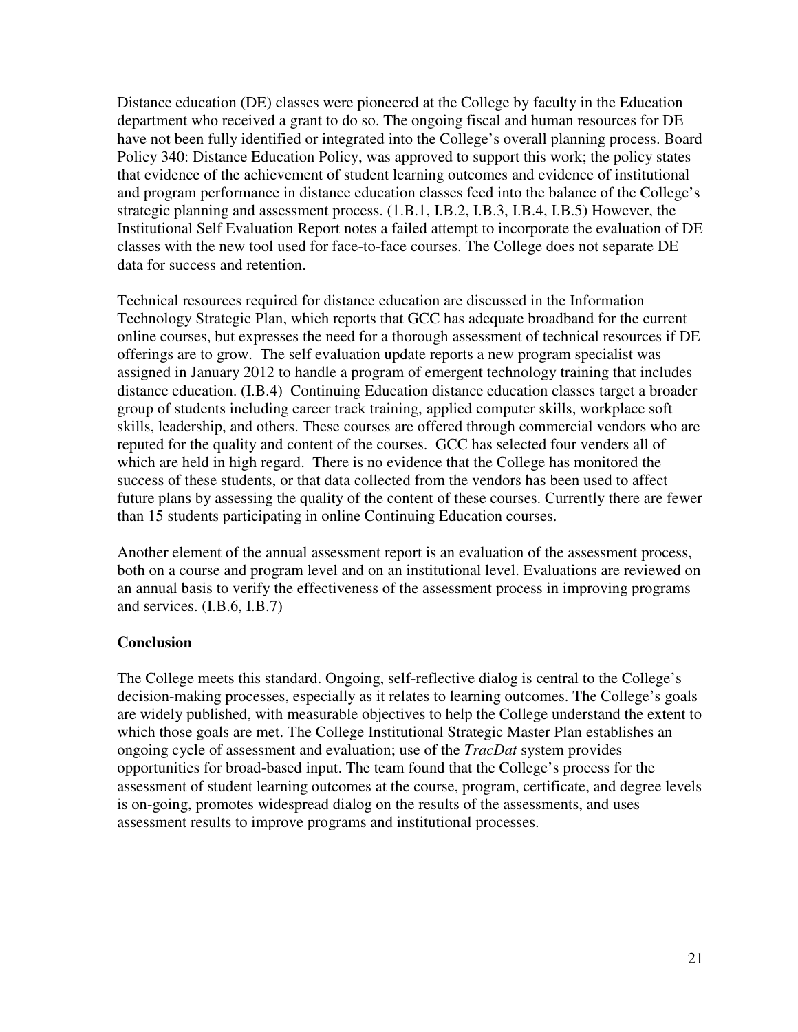Distance education (DE) classes were pioneered at the College by faculty in the Education department who received a grant to do so. The ongoing fiscal and human resources for DE have not been fully identified or integrated into the College's overall planning process. Board Policy 340: Distance Education Policy, was approved to support this work; the policy states that evidence of the achievement of student learning outcomes and evidence of institutional and program performance in distance education classes feed into the balance of the College's strategic planning and assessment process. (1.B.1, I.B.2, I.B.3, I.B.4, I.B.5) However, the Institutional Self Evaluation Report notes a failed attempt to incorporate the evaluation of DE classes with the new tool used for face-to-face courses. The College does not separate DE data for success and retention.

Technical resources required for distance education are discussed in the Information Technology Strategic Plan, which reports that GCC has adequate broadband for the current online courses, but expresses the need for a thorough assessment of technical resources if DE offerings are to grow. The self evaluation update reports a new program specialist was assigned in January 2012 to handle a program of emergent technology training that includes distance education. (I.B.4) Continuing Education distance education classes target a broader group of students including career track training, applied computer skills, workplace soft skills, leadership, and others. These courses are offered through commercial vendors who are reputed for the quality and content of the courses. GCC has selected four venders all of which are held in high regard. There is no evidence that the College has monitored the success of these students, or that data collected from the vendors has been used to affect future plans by assessing the quality of the content of these courses. Currently there are fewer than 15 students participating in online Continuing Education courses.

Another element of the annual assessment report is an evaluation of the assessment process, both on a course and program level and on an institutional level. Evaluations are reviewed on an annual basis to verify the effectiveness of the assessment process in improving programs and services. (I.B.6, I.B.7)

**Conclusion**

The College meets this standard. Ongoing, self-reflective dialog is central to the College's decision-making processes, especially as it relates to learning outcomes. The College's goals are widely published, with measurable objectives to help the College understand the extent to which those goals are met. The College Institutional Strategic Master Plan establishes an ongoing cycle of assessment and evaluation; use of the *TracDat* system provides opportunities for broad-based input. The team found that the College's process for the assessment of student learning outcomes at the course, program, certificate, and degree levels is on-going, promotes widespread dialog on the results of the assessments, and uses assessment results to improve programs and institutional processes.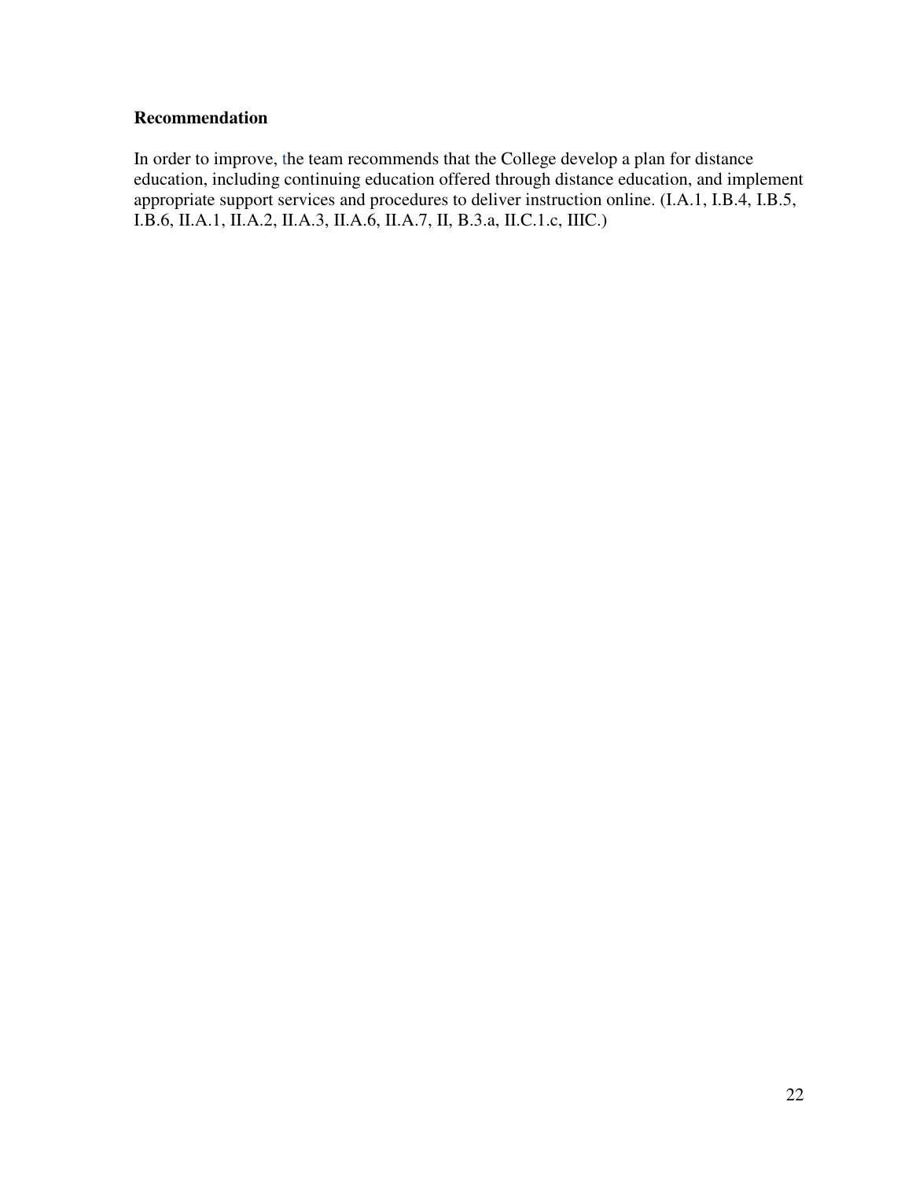**Recommendation**

In order to improve, the team recommends that the College develop a plan for distance education, including continuing education offered through distance education, and implement appropriate support services and procedures to deliver instruction online. (I.A.1, I.B.4, I.B.5, I.B.6, II.A.1, II.A.2, II.A.3, II.A.6, II.A.7, II, B.3.a, II.C.1.c, IIIC.)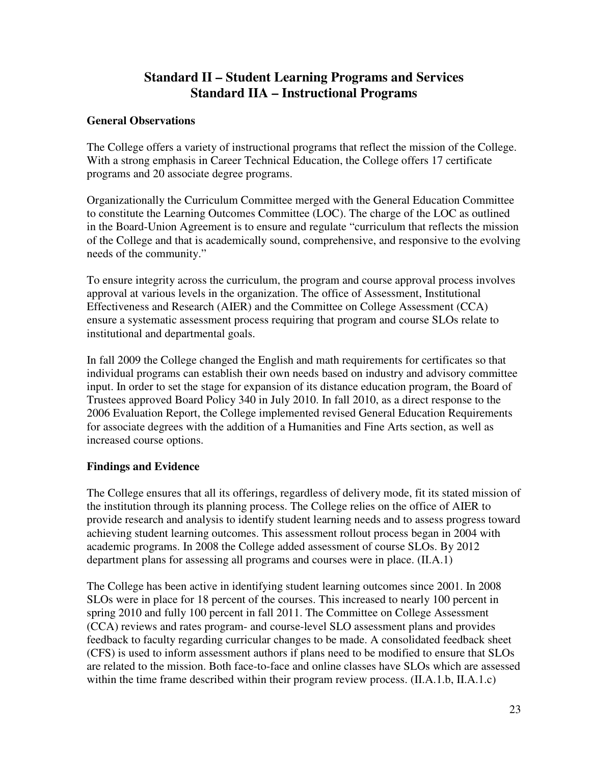# Standard II – Student Learning Programs and Services
# Standard IIA – Instructional Programs

**General Observations**

The College offers a variety of instructional programs that reflect the mission of the College. With a strong emphasis in Career Technical Education, the College offers 17 certificate programs and 20 associate degree programs.

Organizationally the Curriculum Committee merged with the General Education Committee to constitute the Learning Outcomes Committee (LOC). The charge of the LOC as outlined in the Board-Union Agreement is to ensure and regulate "curriculum that reflects the mission of the College and that is academically sound, comprehensive, and responsive to the evolving needs of the community."

To ensure integrity across the curriculum, the program and course approval process involves approval at various levels in the organization. The office of Assessment, Institutional Effectiveness and Research (AIER) and the Committee on College Assessment (CCA) ensure a systematic assessment process requiring that program and course SLOs relate to institutional and departmental goals.

In fall 2009 the College changed the English and math requirements for certificates so that individual programs can establish their own needs based on industry and advisory committee input. In order to set the stage for expansion of its distance education program, the Board of Trustees approved Board Policy 340 in July 2010. In fall 2010, as a direct response to the 2006 Evaluation Report, the College implemented revised General Education Requirements for associate degrees with the addition of a Humanities and Fine Arts section, as well as increased course options.

**Findings and Evidence**

The College ensures that all its offerings, regardless of delivery mode, fit its stated mission of the institution through its planning process. The College relies on the office of AIER to provide research and analysis to identify student learning needs and to assess progress toward achieving student learning outcomes. This assessment rollout process began in 2004 with academic programs. In 2008 the College added assessment of course SLOs. By 2012 department plans for assessing all programs and courses were in place. (II.A.1)

The College has been active in identifying student learning outcomes since 2001. In 2008 SLOs were in place for 18 percent of the courses. This increased to nearly 100 percent in spring 2010 and fully 100 percent in fall 2011. The Committee on College Assessment (CCA) reviews and rates program- and course-level SLO assessment plans and provides feedback to faculty regarding curricular changes to be made. A consolidated feedback sheet (CFS) is used to inform assessment authors if plans need to be modified to ensure that SLOs are related to the mission. Both face-to-face and online classes have SLOs which are assessed within the time frame described within their program review process. (II.A.1.b, II.A.1.c)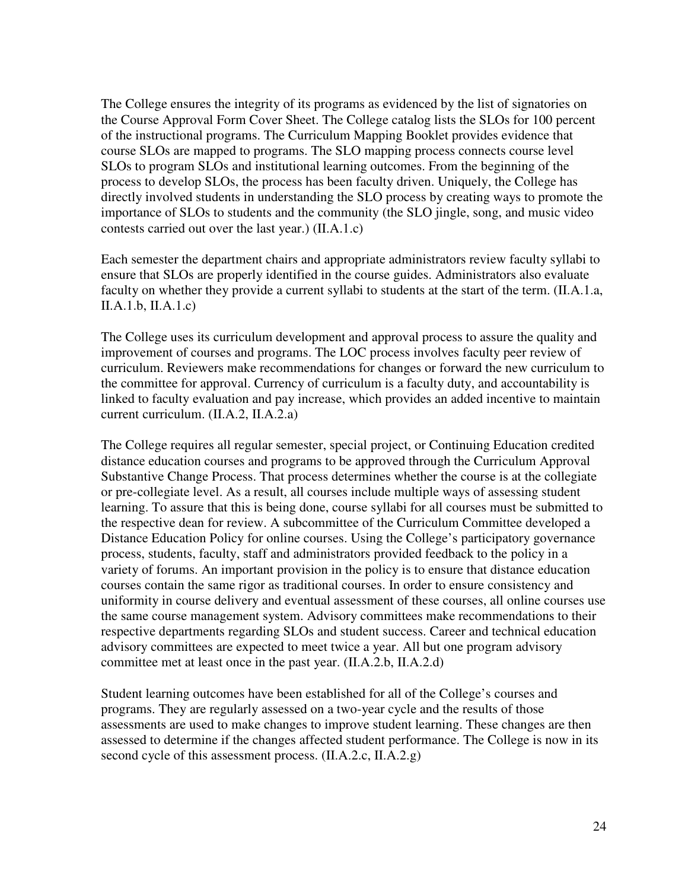The College ensures the integrity of its programs as evidenced by the list of signatories on the Course Approval Form Cover Sheet. The College catalog lists the SLOs for 100 percent of the instructional programs. The Curriculum Mapping Booklet provides evidence that course SLOs are mapped to programs. The SLO mapping process connects course level SLOs to program SLOs and institutional learning outcomes. From the beginning of the process to develop SLOs, the process has been faculty driven. Uniquely, the College has directly involved students in understanding the SLO process by creating ways to promote the importance of SLOs to students and the community (the SLO jingle, song, and music video contests carried out over the last year.) (II.A.1.c)

Each semester the department chairs and appropriate administrators review faculty syllabi to ensure that SLOs are properly identified in the course guides. Administrators also evaluate faculty on whether they provide a current syllabi to students at the start of the term. (II.A.1.a, II.A.1.b, II.A.1.c)

The College uses its curriculum development and approval process to assure the quality and improvement of courses and programs. The LOC process involves faculty peer review of curriculum. Reviewers make recommendations for changes or forward the new curriculum to the committee for approval. Currency of curriculum is a faculty duty, and accountability is linked to faculty evaluation and pay increase, which provides an added incentive to maintain current curriculum. (II.A.2, II.A.2.a)

The College requires all regular semester, special project, or Continuing Education credited distance education courses and programs to be approved through the Curriculum Approval Substantive Change Process. That process determines whether the course is at the collegiate or pre-collegiate level. As a result, all courses include multiple ways of assessing student learning. To assure that this is being done, course syllabi for all courses must be submitted to the respective dean for review. A subcommittee of the Curriculum Committee developed a Distance Education Policy for online courses. Using the College's participatory governance process, students, faculty, staff and administrators provided feedback to the policy in a variety of forums. An important provision in the policy is to ensure that distance education courses contain the same rigor as traditional courses. In order to ensure consistency and uniformity in course delivery and eventual assessment of these courses, all online courses use the same course management system. Advisory committees make recommendations to their respective departments regarding SLOs and student success. Career and technical education advisory committees are expected to meet twice a year. All but one program advisory committee met at least once in the past year. (II.A.2.b, II.A.2.d)

Student learning outcomes have been established for all of the College's courses and programs. They are regularly assessed on a two-year cycle and the results of those assessments are used to make changes to improve student learning. These changes are then assessed to determine if the changes affected student performance. The College is now in its second cycle of this assessment process. (II.A.2.c, II.A.2.g)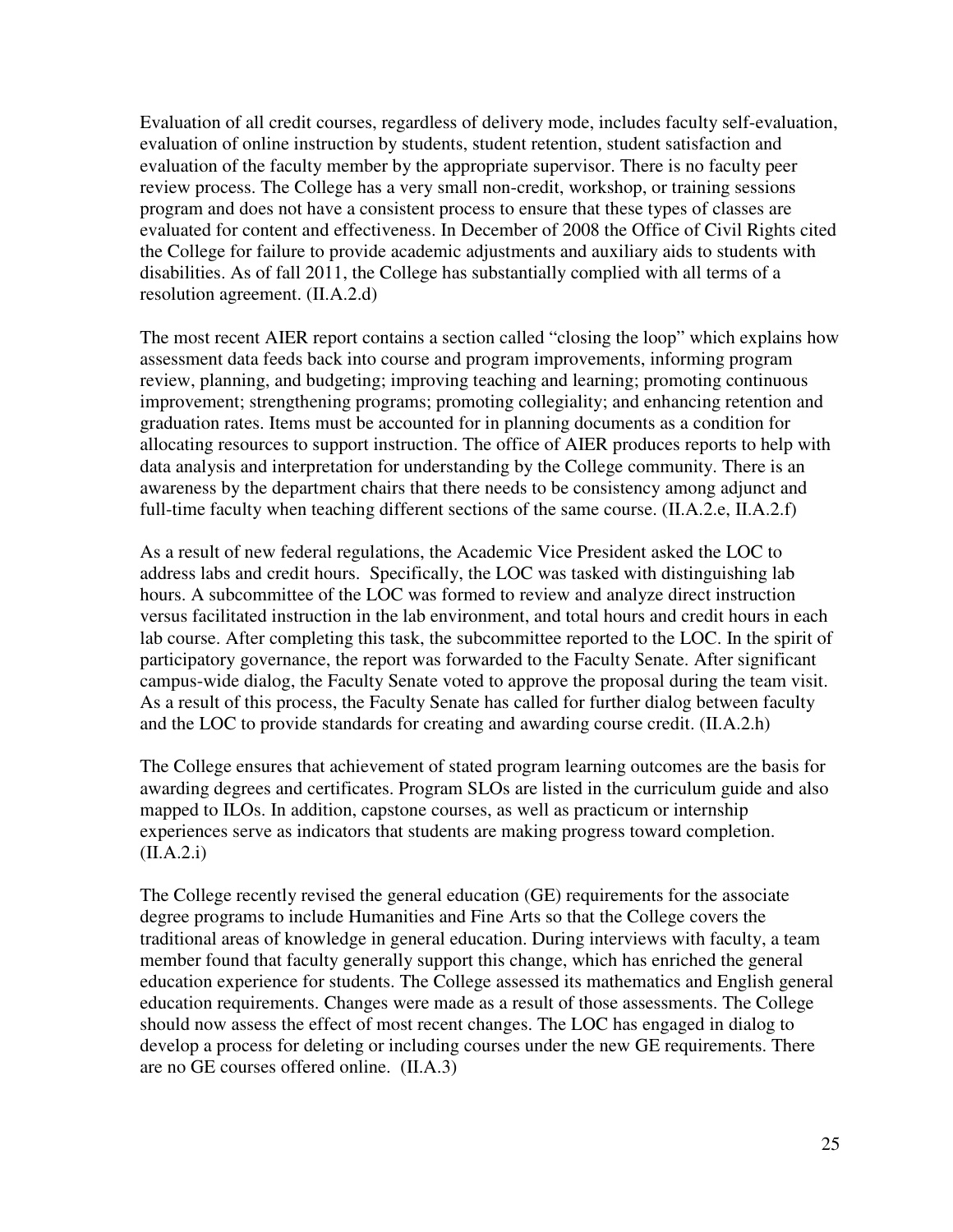Evaluation of all credit courses, regardless of delivery mode, includes faculty self-evaluation, evaluation of online instruction by students, student retention, student satisfaction and evaluation of the faculty member by the appropriate supervisor. There is no faculty peer review process. The College has a very small non-credit, workshop, or training sessions program and does not have a consistent process to ensure that these types of classes are evaluated for content and effectiveness. In December of 2008 the Office of Civil Rights cited the College for failure to provide academic adjustments and auxiliary aids to students with disabilities. As of fall 2011, the College has substantially complied with all terms of a resolution agreement. (II.A.2.d)

The most recent AIER report contains a section called "closing the loop" which explains how assessment data feeds back into course and program improvements, informing program review, planning, and budgeting; improving teaching and learning; promoting continuous improvement; strengthening programs; promoting collegiality; and enhancing retention and graduation rates. Items must be accounted for in planning documents as a condition for allocating resources to support instruction. The office of AIER produces reports to help with data analysis and interpretation for understanding by the College community. There is an awareness by the department chairs that there needs to be consistency among adjunct and full-time faculty when teaching different sections of the same course. (II.A.2.e, II.A.2.f)

As a result of new federal regulations, the Academic Vice President asked the LOC to address labs and credit hours. Specifically, the LOC was tasked with distinguishing lab hours. A subcommittee of the LOC was formed to review and analyze direct instruction versus facilitated instruction in the lab environment, and total hours and credit hours in each lab course. After completing this task, the subcommittee reported to the LOC. In the spirit of participatory governance, the report was forwarded to the Faculty Senate. After significant campus-wide dialog, the Faculty Senate voted to approve the proposal during the team visit. As a result of this process, the Faculty Senate has called for further dialog between faculty and the LOC to provide standards for creating and awarding course credit. (II.A.2.h)

The College ensures that achievement of stated program learning outcomes are the basis for awarding degrees and certificates. Program SLOs are listed in the curriculum guide and also mapped to ILOs. In addition, capstone courses, as well as practicum or internship experiences serve as indicators that students are making progress toward completion. (II.A.2.i)

The College recently revised the general education (GE) requirements for the associate degree programs to include Humanities and Fine Arts so that the College covers the traditional areas of knowledge in general education. During interviews with faculty, a team member found that faculty generally support this change, which has enriched the general education experience for students. The College assessed its mathematics and English general education requirements. Changes were made as a result of those assessments. The College should now assess the effect of most recent changes. The LOC has engaged in dialog to develop a process for deleting or including courses under the new GE requirements. There are no GE courses offered online. (II.A.3)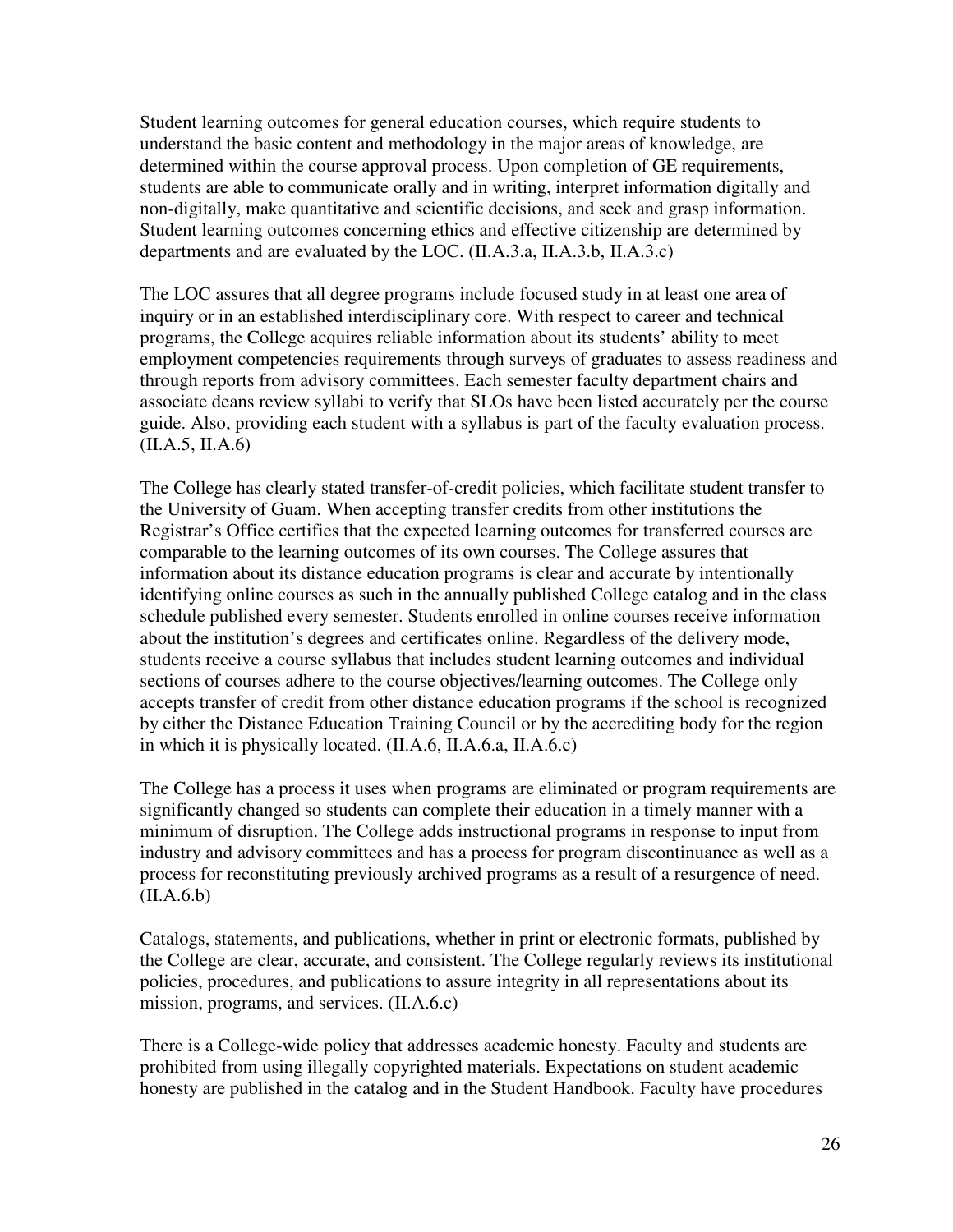Student learning outcomes for general education courses, which require students to understand the basic content and methodology in the major areas of knowledge, are determined within the course approval process. Upon completion of GE requirements, students are able to communicate orally and in writing, interpret information digitally and non-digitally, make quantitative and scientific decisions, and seek and grasp information. Student learning outcomes concerning ethics and effective citizenship are determined by departments and are evaluated by the LOC. (II.A.3.a, II.A.3.b, II.A.3.c)

The LOC assures that all degree programs include focused study in at least one area of inquiry or in an established interdisciplinary core. With respect to career and technical programs, the College acquires reliable information about its students' ability to meet employment competencies requirements through surveys of graduates to assess readiness and through reports from advisory committees. Each semester faculty department chairs and associate deans review syllabi to verify that SLOs have been listed accurately per the course guide. Also, providing each student with a syllabus is part of the faculty evaluation process. (II.A.5, II.A.6)

The College has clearly stated transfer-of-credit policies, which facilitate student transfer to the University of Guam. When accepting transfer credits from other institutions the Registrar's Office certifies that the expected learning outcomes for transferred courses are comparable to the learning outcomes of its own courses. The College assures that information about its distance education programs is clear and accurate by intentionally identifying online courses as such in the annually published College catalog and in the class schedule published every semester. Students enrolled in online courses receive information about the institution's degrees and certificates online. Regardless of the delivery mode, students receive a course syllabus that includes student learning outcomes and individual sections of courses adhere to the course objectives/learning outcomes. The College only accepts transfer of credit from other distance education programs if the school is recognized by either the Distance Education Training Council or by the accrediting body for the region in which it is physically located. (II.A.6, II.A.6.a, II.A.6.c)

The College has a process it uses when programs are eliminated or program requirements are significantly changed so students can complete their education in a timely manner with a minimum of disruption. The College adds instructional programs in response to input from industry and advisory committees and has a process for program discontinuance as well as a process for reconstituting previously archived programs as a result of a resurgence of need. (II.A.6.b)

Catalogs, statements, and publications, whether in print or electronic formats, published by the College are clear, accurate, and consistent. The College regularly reviews its institutional policies, procedures, and publications to assure integrity in all representations about its mission, programs, and services. (II.A.6.c)

There is a College-wide policy that addresses academic honesty. Faculty and students are prohibited from using illegally copyrighted materials. Expectations on student academic honesty are published in the catalog and in the Student Handbook. Faculty have procedures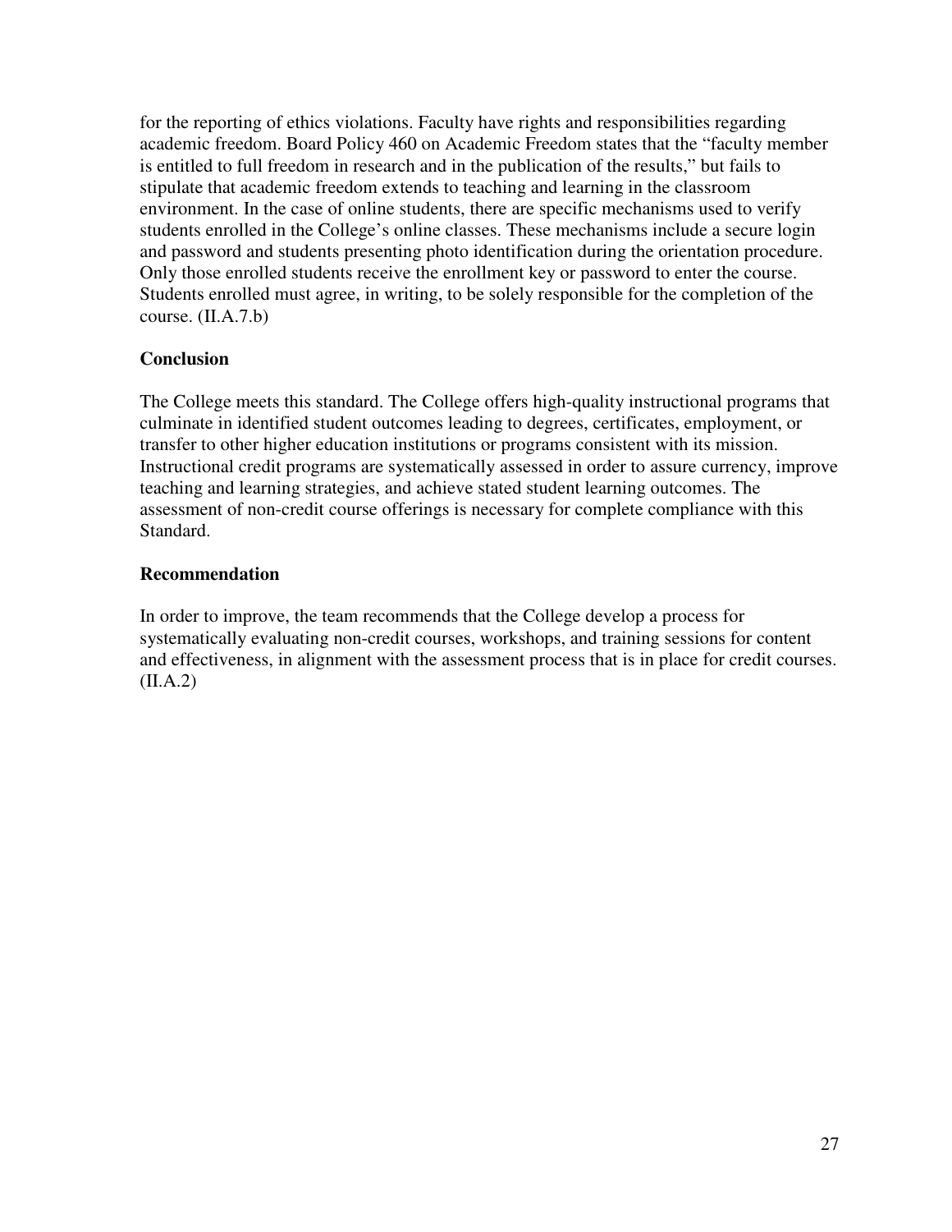for the reporting of ethics violations. Faculty have rights and responsibilities regarding academic freedom. Board Policy 460 on Academic Freedom states that the "faculty member is entitled to full freedom in research and in the publication of the results," but fails to stipulate that academic freedom extends to teaching and learning in the classroom environment. In the case of online students, there are specific mechanisms used to verify students enrolled in the College's online classes. These mechanisms include a secure login and password and students presenting photo identification during the orientation procedure. Only those enrolled students receive the enrollment key or password to enter the course. Students enrolled must agree, in writing, to be solely responsible for the completion of the course. (II.A.7.b)

**Conclusion**

The College meets this standard. The College offers high-quality instructional programs that culminate in identified student outcomes leading to degrees, certificates, employment, or transfer to other higher education institutions or programs consistent with its mission. Instructional credit programs are systematically assessed in order to assure currency, improve teaching and learning strategies, and achieve stated student learning outcomes. The assessment of non-credit course offerings is necessary for complete compliance with this Standard.

**Recommendation**

In order to improve, the team recommends that the College develop a process for systematically evaluating non-credit courses, workshops, and training sessions for content and effectiveness, in alignment with the assessment process that is in place for credit courses. (II.A.2)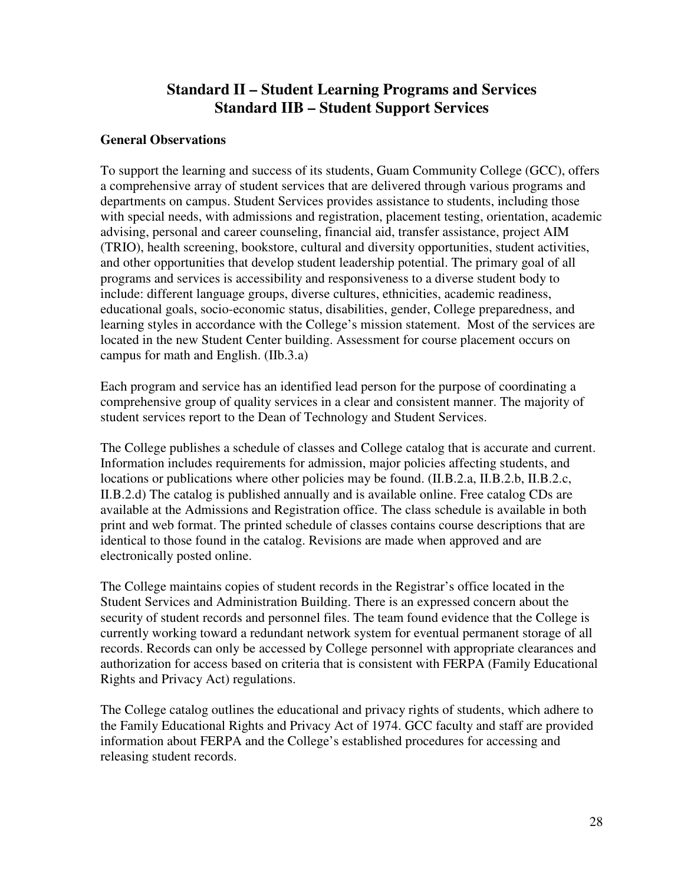## Standard II – Student Learning Programs and Services
## Standard IIB – Student Support Services

**General Observations**

To support the learning and success of its students, Guam Community College (GCC), offers a comprehensive array of student services that are delivered through various programs and departments on campus. Student Services provides assistance to students, including those with special needs, with admissions and registration, placement testing, orientation, academic advising, personal and career counseling, financial aid, transfer assistance, project AIM (TRIO), health screening, bookstore, cultural and diversity opportunities, student activities, and other opportunities that develop student leadership potential. The primary goal of all programs and services is accessibility and responsiveness to a diverse student body to include: different language groups, diverse cultures, ethnicities, academic readiness, educational goals, socio-economic status, disabilities, gender, College preparedness, and learning styles in accordance with the College's mission statement. Most of the services are located in the new Student Center building. Assessment for course placement occurs on campus for math and English. (IIb.3.a)

Each program and service has an identified lead person for the purpose of coordinating a comprehensive group of quality services in a clear and consistent manner. The majority of student services report to the Dean of Technology and Student Services.

The College publishes a schedule of classes and College catalog that is accurate and current. Information includes requirements for admission, major policies affecting students, and locations or publications where other policies may be found. (II.B.2.a, II.B.2.b, II.B.2.c, II.B.2.d) The catalog is published annually and is available online. Free catalog CDs are available at the Admissions and Registration office. The class schedule is available in both print and web format. The printed schedule of classes contains course descriptions that are identical to those found in the catalog. Revisions are made when approved and are electronically posted online.

The College maintains copies of student records in the Registrar's office located in the Student Services and Administration Building. There is an expressed concern about the security of student records and personnel files. The team found evidence that the College is currently working toward a redundant network system for eventual permanent storage of all records. Records can only be accessed by College personnel with appropriate clearances and authorization for access based on criteria that is consistent with FERPA (Family Educational Rights and Privacy Act) regulations.

The College catalog outlines the educational and privacy rights of students, which adhere to the Family Educational Rights and Privacy Act of 1974. GCC faculty and staff are provided information about FERPA and the College's established procedures for accessing and releasing student records.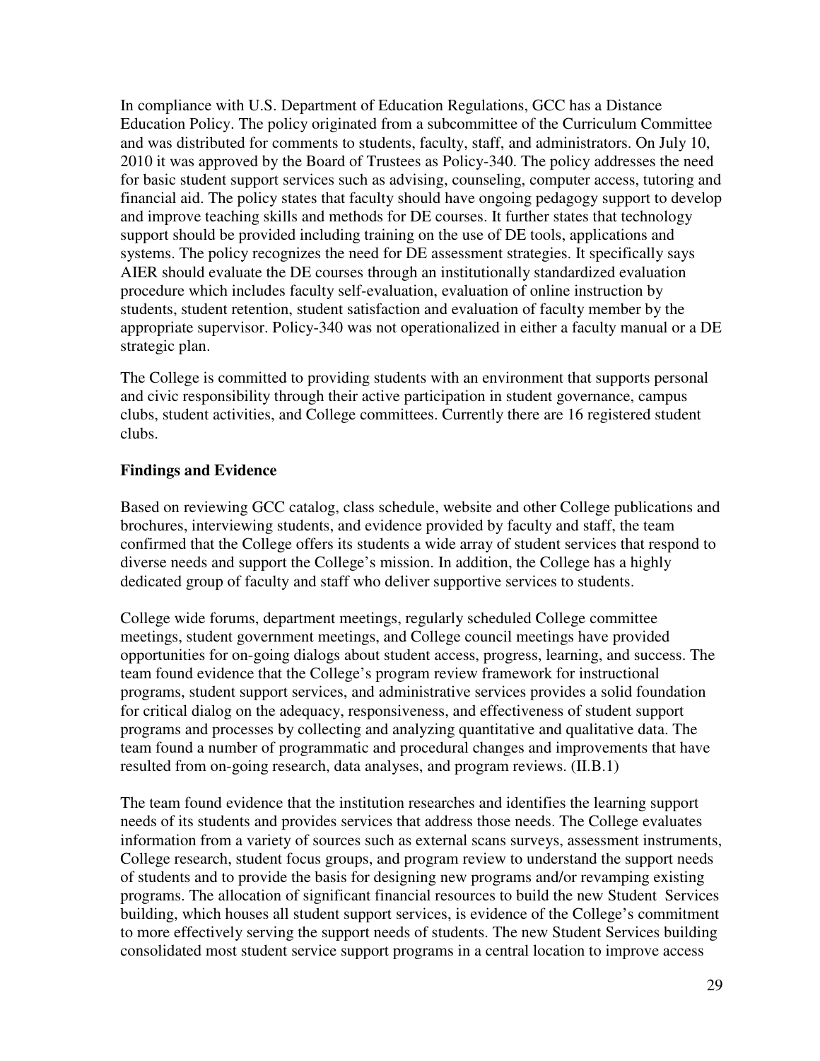In compliance with U.S. Department of Education Regulations, GCC has a Distance Education Policy. The policy originated from a subcommittee of the Curriculum Committee and was distributed for comments to students, faculty, staff, and administrators. On July 10, 2010 it was approved by the Board of Trustees as Policy-340. The policy addresses the need for basic student support services such as advising, counseling, computer access, tutoring and financial aid. The policy states that faculty should have ongoing pedagogy support to develop and improve teaching skills and methods for DE courses. It further states that technology support should be provided including training on the use of DE tools, applications and systems. The policy recognizes the need for DE assessment strategies. It specifically says AIER should evaluate the DE courses through an institutionally standardized evaluation procedure which includes faculty self-evaluation, evaluation of online instruction by students, student retention, student satisfaction and evaluation of faculty member by the appropriate supervisor. Policy-340 was not operationalized in either a faculty manual or a DE strategic plan.

The College is committed to providing students with an environment that supports personal and civic responsibility through their active participation in student governance, campus clubs, student activities, and College committees. Currently there are 16 registered student clubs.

**Findings and Evidence**

Based on reviewing GCC catalog, class schedule, website and other College publications and brochures, interviewing students, and evidence provided by faculty and staff, the team confirmed that the College offers its students a wide array of student services that respond to diverse needs and support the College's mission. In addition, the College has a highly dedicated group of faculty and staff who deliver supportive services to students.

College wide forums, department meetings, regularly scheduled College committee meetings, student government meetings, and College council meetings have provided opportunities for on-going dialogs about student access, progress, learning, and success. The team found evidence that the College's program review framework for instructional programs, student support services, and administrative services provides a solid foundation for critical dialog on the adequacy, responsiveness, and effectiveness of student support programs and processes by collecting and analyzing quantitative and qualitative data. The team found a number of programmatic and procedural changes and improvements that have resulted from on-going research, data analyses, and program reviews. (II.B.1)

The team found evidence that the institution researches and identifies the learning support needs of its students and provides services that address those needs. The College evaluates information from a variety of sources such as external scans surveys, assessment instruments, College research, student focus groups, and program review to understand the support needs of students and to provide the basis for designing new programs and/or revamping existing programs. The allocation of significant financial resources to build the new Student Services building, which houses all student support services, is evidence of the College's commitment to more effectively serving the support needs of students. The new Student Services building consolidated most student service support programs in a central location to improve access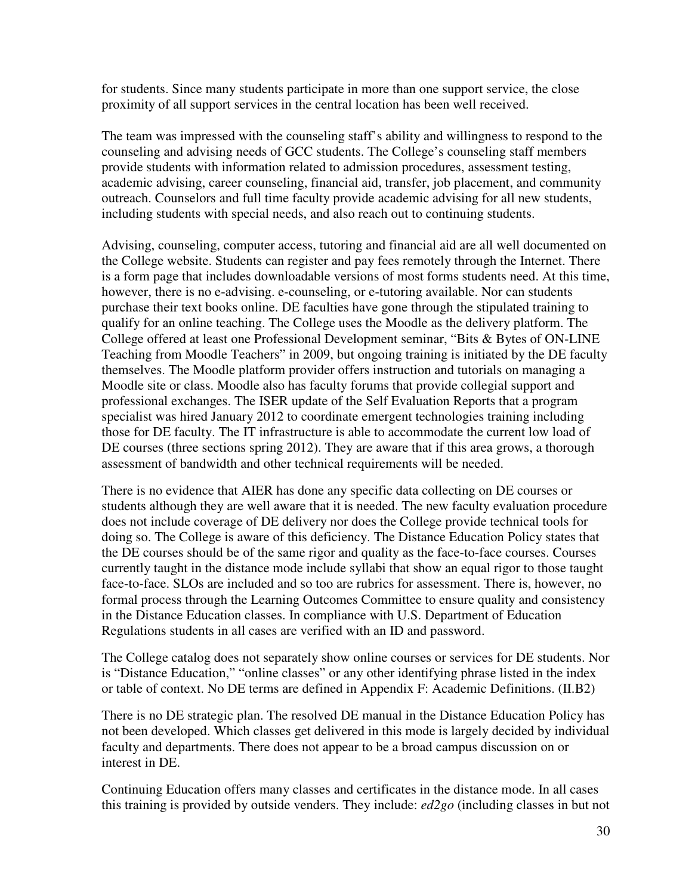for students. Since many students participate in more than one support service, the close proximity of all support services in the central location has been well received.

The team was impressed with the counseling staff's ability and willingness to respond to the counseling and advising needs of GCC students. The College's counseling staff members provide students with information related to admission procedures, assessment testing, academic advising, career counseling, financial aid, transfer, job placement, and community outreach. Counselors and full time faculty provide academic advising for all new students, including students with special needs, and also reach out to continuing students.

Advising, counseling, computer access, tutoring and financial aid are all well documented on the College website. Students can register and pay fees remotely through the Internet. There is a form page that includes downloadable versions of most forms students need. At this time, however, there is no e-advising. e-counseling, or e-tutoring available. Nor can students purchase their text books online. DE faculties have gone through the stipulated training to qualify for an online teaching. The College uses the Moodle as the delivery platform. The College offered at least one Professional Development seminar, "Bits & Bytes of ON-LINE Teaching from Moodle Teachers" in 2009, but ongoing training is initiated by the DE faculty themselves. The Moodle platform provider offers instruction and tutorials on managing a Moodle site or class. Moodle also has faculty forums that provide collegial support and professional exchanges. The ISER update of the Self Evaluation Reports that a program specialist was hired January 2012 to coordinate emergent technologies training including those for DE faculty. The IT infrastructure is able to accommodate the current low load of DE courses (three sections spring 2012). They are aware that if this area grows, a thorough assessment of bandwidth and other technical requirements will be needed.

There is no evidence that AIER has done any specific data collecting on DE courses or students although they are well aware that it is needed. The new faculty evaluation procedure does not include coverage of DE delivery nor does the College provide technical tools for doing so. The College is aware of this deficiency. The Distance Education Policy states that the DE courses should be of the same rigor and quality as the face-to-face courses. Courses currently taught in the distance mode include syllabi that show an equal rigor to those taught face-to-face. SLOs are included and so too are rubrics for assessment. There is, however, no formal process through the Learning Outcomes Committee to ensure quality and consistency in the Distance Education classes. In compliance with U.S. Department of Education Regulations students in all cases are verified with an ID and password.

The College catalog does not separately show online courses or services for DE students. Nor is "Distance Education," "online classes" or any other identifying phrase listed in the index or table of context. No DE terms are defined in Appendix F: Academic Definitions. (II.B2)

There is no DE strategic plan. The resolved DE manual in the Distance Education Policy has not been developed. Which classes get delivered in this mode is largely decided by individual faculty and departments. There does not appear to be a broad campus discussion on or interest in DE.

Continuing Education offers many classes and certificates in the distance mode. In all cases this training is provided by outside venders. They include: *ed2go* (including classes in but not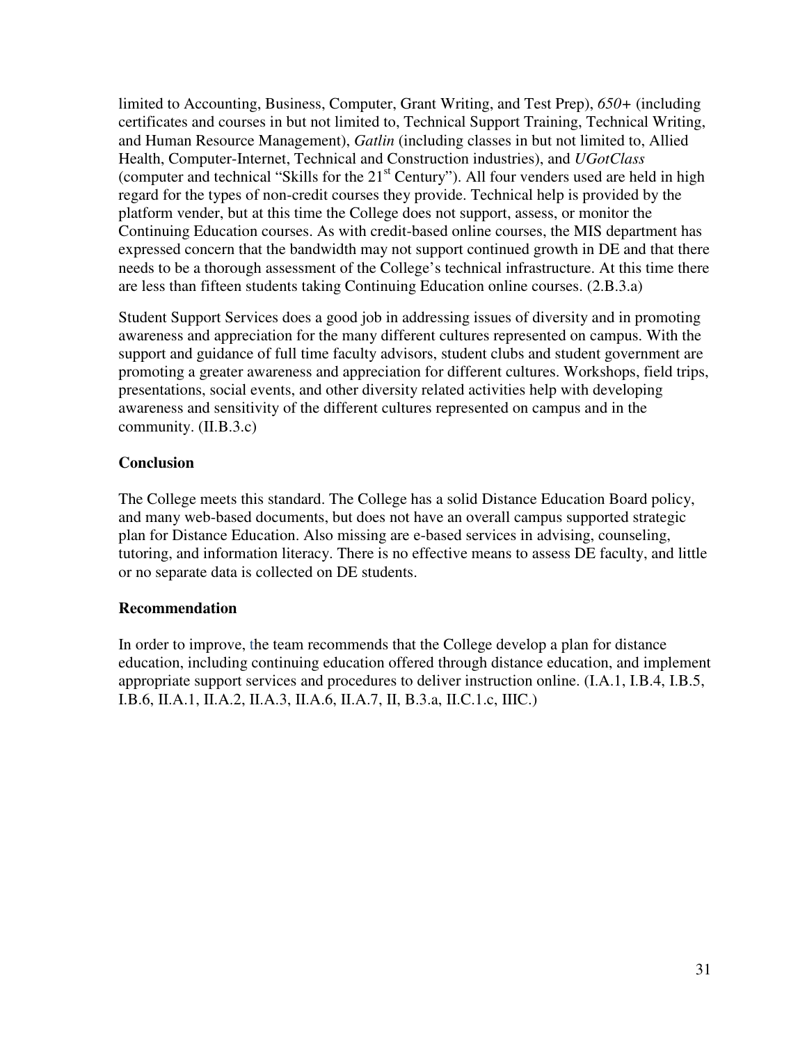limited to Accounting, Business, Computer, Grant Writing, and Test Prep), *650+* (including certificates and courses in but not limited to, Technical Support Training, Technical Writing, and Human Resource Management), *Gatlin* (including classes in but not limited to, Allied Health, Computer-Internet, Technical and Construction industries), and *UGotClass* (computer and technical "Skills for the 21st Century"). All four venders used are held in high regard for the types of non-credit courses they provide. Technical help is provided by the platform vender, but at this time the College does not support, assess, or monitor the Continuing Education courses. As with credit-based online courses, the MIS department has expressed concern that the bandwidth may not support continued growth in DE and that there needs to be a thorough assessment of the College's technical infrastructure. At this time there are less than fifteen students taking Continuing Education online courses. (2.B.3.a)

Student Support Services does a good job in addressing issues of diversity and in promoting awareness and appreciation for the many different cultures represented on campus. With the support and guidance of full time faculty advisors, student clubs and student government are promoting a greater awareness and appreciation for different cultures. Workshops, field trips, presentations, social events, and other diversity related activities help with developing awareness and sensitivity of the different cultures represented on campus and in the community. (II.B.3.c)

**Conclusion**

The College meets this standard. The College has a solid Distance Education Board policy, and many web-based documents, but does not have an overall campus supported strategic plan for Distance Education. Also missing are e-based services in advising, counseling, tutoring, and information literacy. There is no effective means to assess DE faculty, and little or no separate data is collected on DE students.

**Recommendation**

In order to improve, the team recommends that the College develop a plan for distance education, including continuing education offered through distance education, and implement appropriate support services and procedures to deliver instruction online. (I.A.1, I.B.4, I.B.5, I.B.6, II.A.1, II.A.2, II.A.3, II.A.6, II.A.7, II, B.3.a, II.C.1.c, IIIC.)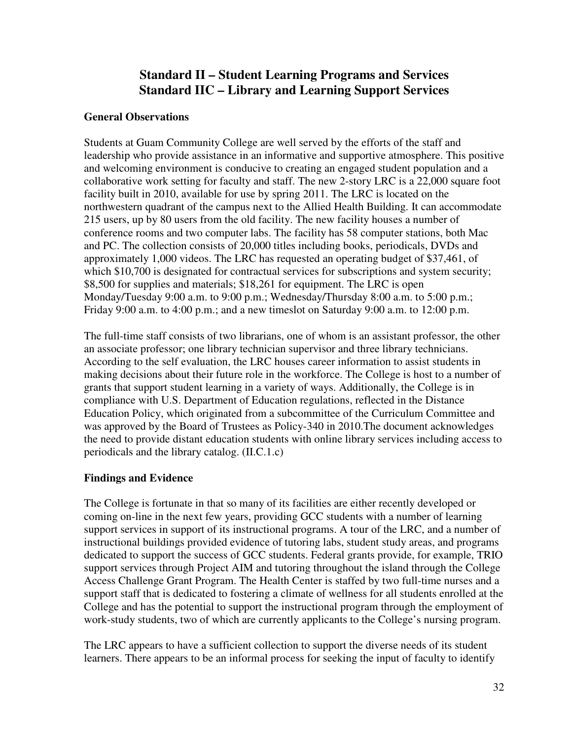# Standard II – Student Learning Programs and Services
# Standard IIC – Library and Learning Support Services

**General Observations**

Students at Guam Community College are well served by the efforts of the staff and leadership who provide assistance in an informative and supportive atmosphere. This positive and welcoming environment is conducive to creating an engaged student population and a collaborative work setting for faculty and staff. The new 2-story LRC is a 22,000 square foot facility built in 2010, available for use by spring 2011. The LRC is located on the northwestern quadrant of the campus next to the Allied Health Building. It can accommodate 215 users, up by 80 users from the old facility. The new facility houses a number of conference rooms and two computer labs. The facility has 58 computer stations, both Mac and PC. The collection consists of 20,000 titles including books, periodicals, DVDs and approximately 1,000 videos. The LRC has requested an operating budget of $37,461, of which $10,700 is designated for contractual services for subscriptions and system security; $8,500 for supplies and materials; $18,261 for equipment. The LRC is open Monday/Tuesday 9:00 a.m. to 9:00 p.m.; Wednesday/Thursday 8:00 a.m. to 5:00 p.m.; Friday 9:00 a.m. to 4:00 p.m.; and a new timeslot on Saturday 9:00 a.m. to 12:00 p.m.

The full-time staff consists of two librarians, one of whom is an assistant professor, the other an associate professor; one library technician supervisor and three library technicians. According to the self evaluation, the LRC houses career information to assist students in making decisions about their future role in the workforce. The College is host to a number of grants that support student learning in a variety of ways. Additionally, the College is in compliance with U.S. Department of Education regulations, reflected in the Distance Education Policy, which originated from a subcommittee of the Curriculum Committee and was approved by the Board of Trustees as Policy-340 in 2010.The document acknowledges the need to provide distant education students with online library services including access to periodicals and the library catalog. (II.C.1.c)

**Findings and Evidence**

The College is fortunate in that so many of its facilities are either recently developed or coming on-line in the next few years, providing GCC students with a number of learning support services in support of its instructional programs. A tour of the LRC, and a number of instructional buildings provided evidence of tutoring labs, student study areas, and programs dedicated to support the success of GCC students. Federal grants provide, for example, TRIO support services through Project AIM and tutoring throughout the island through the College Access Challenge Grant Program. The Health Center is staffed by two full-time nurses and a support staff that is dedicated to fostering a climate of wellness for all students enrolled at the College and has the potential to support the instructional program through the employment of work-study students, two of which are currently applicants to the College's nursing program.

The LRC appears to have a sufficient collection to support the diverse needs of its student learners. There appears to be an informal process for seeking the input of faculty to identify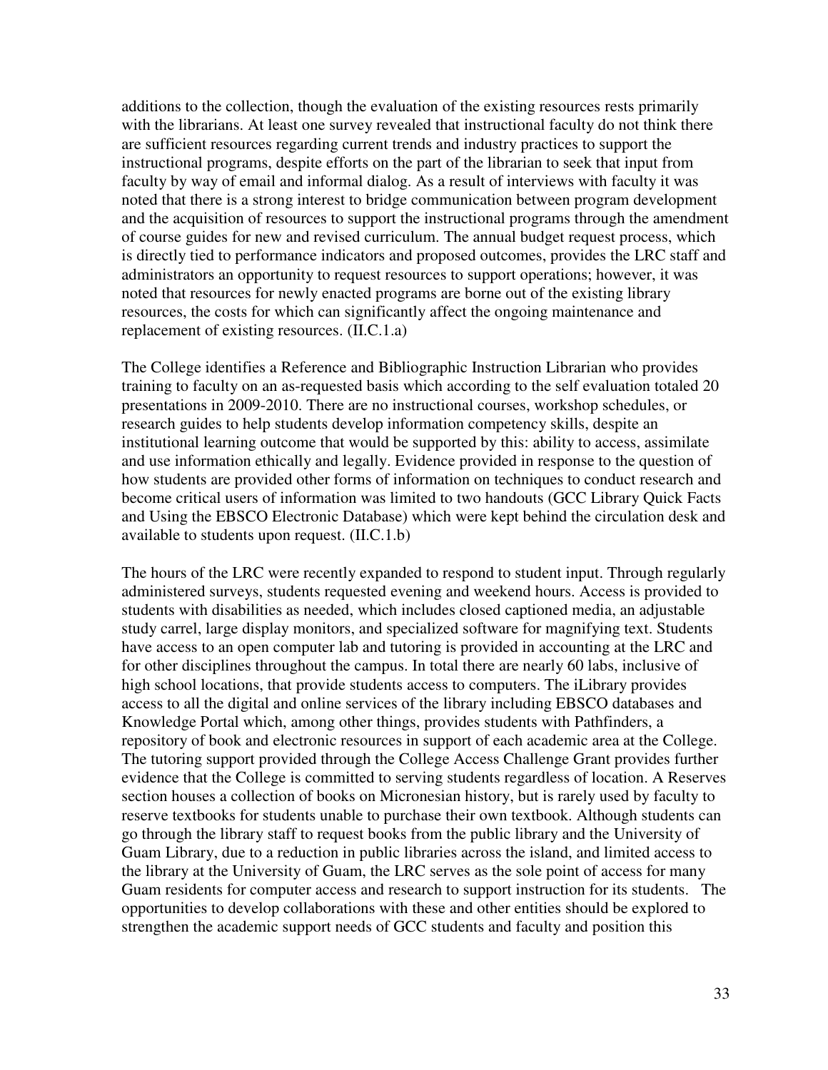additions to the collection, though the evaluation of the existing resources rests primarily with the librarians. At least one survey revealed that instructional faculty do not think there are sufficient resources regarding current trends and industry practices to support the instructional programs, despite efforts on the part of the librarian to seek that input from faculty by way of email and informal dialog. As a result of interviews with faculty it was noted that there is a strong interest to bridge communication between program development and the acquisition of resources to support the instructional programs through the amendment of course guides for new and revised curriculum. The annual budget request process, which is directly tied to performance indicators and proposed outcomes, provides the LRC staff and administrators an opportunity to request resources to support operations; however, it was noted that resources for newly enacted programs are borne out of the existing library resources, the costs for which can significantly affect the ongoing maintenance and replacement of existing resources. (II.C.1.a)

The College identifies a Reference and Bibliographic Instruction Librarian who provides training to faculty on an as-requested basis which according to the self evaluation totaled 20 presentations in 2009-2010. There are no instructional courses, workshop schedules, or research guides to help students develop information competency skills, despite an institutional learning outcome that would be supported by this: ability to access, assimilate and use information ethically and legally. Evidence provided in response to the question of how students are provided other forms of information on techniques to conduct research and become critical users of information was limited to two handouts (GCC Library Quick Facts and Using the EBSCO Electronic Database) which were kept behind the circulation desk and available to students upon request. (II.C.1.b)

The hours of the LRC were recently expanded to respond to student input. Through regularly administered surveys, students requested evening and weekend hours. Access is provided to students with disabilities as needed, which includes closed captioned media, an adjustable study carrel, large display monitors, and specialized software for magnifying text. Students have access to an open computer lab and tutoring is provided in accounting at the LRC and for other disciplines throughout the campus. In total there are nearly 60 labs, inclusive of high school locations, that provide students access to computers. The iLibrary provides access to all the digital and online services of the library including EBSCO databases and Knowledge Portal which, among other things, provides students with Pathfinders, a repository of book and electronic resources in support of each academic area at the College. The tutoring support provided through the College Access Challenge Grant provides further evidence that the College is committed to serving students regardless of location. A Reserves section houses a collection of books on Micronesian history, but is rarely used by faculty to reserve textbooks for students unable to purchase their own textbook. Although students can go through the library staff to request books from the public library and the University of Guam Library, due to a reduction in public libraries across the island, and limited access to the library at the University of Guam, the LRC serves as the sole point of access for many Guam residents for computer access and research to support instruction for its students. The opportunities to develop collaborations with these and other entities should be explored to strengthen the academic support needs of GCC students and faculty and position this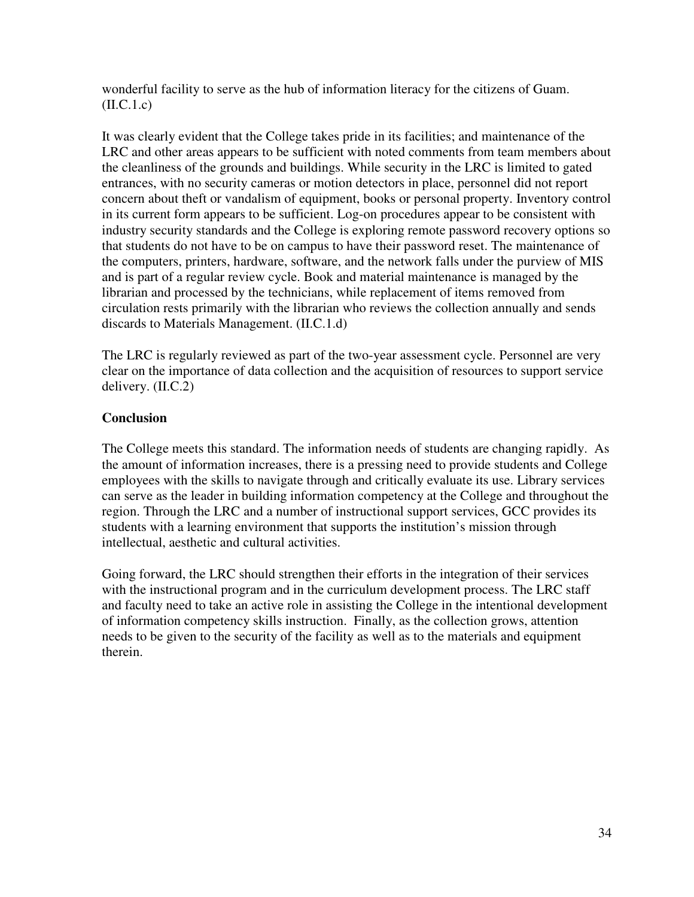wonderful facility to serve as the hub of information literacy for the citizens of Guam. (II.C.1.c)

It was clearly evident that the College takes pride in its facilities; and maintenance of the LRC and other areas appears to be sufficient with noted comments from team members about the cleanliness of the grounds and buildings. While security in the LRC is limited to gated entrances, with no security cameras or motion detectors in place, personnel did not report concern about theft or vandalism of equipment, books or personal property. Inventory control in its current form appears to be sufficient. Log-on procedures appear to be consistent with industry security standards and the College is exploring remote password recovery options so that students do not have to be on campus to have their password reset. The maintenance of the computers, printers, hardware, software, and the network falls under the purview of MIS and is part of a regular review cycle. Book and material maintenance is managed by the librarian and processed by the technicians, while replacement of items removed from circulation rests primarily with the librarian who reviews the collection annually and sends discards to Materials Management. (II.C.1.d)

The LRC is regularly reviewed as part of the two-year assessment cycle. Personnel are very clear on the importance of data collection and the acquisition of resources to support service delivery. (II.C.2)

**Conclusion**

The College meets this standard. The information needs of students are changing rapidly. As the amount of information increases, there is a pressing need to provide students and College employees with the skills to navigate through and critically evaluate its use. Library services can serve as the leader in building information competency at the College and throughout the region. Through the LRC and a number of instructional support services, GCC provides its students with a learning environment that supports the institution's mission through intellectual, aesthetic and cultural activities.

Going forward, the LRC should strengthen their efforts in the integration of their services with the instructional program and in the curriculum development process. The LRC staff and faculty need to take an active role in assisting the College in the intentional development of information competency skills instruction. Finally, as the collection grows, attention needs to be given to the security of the facility as well as to the materials and equipment therein.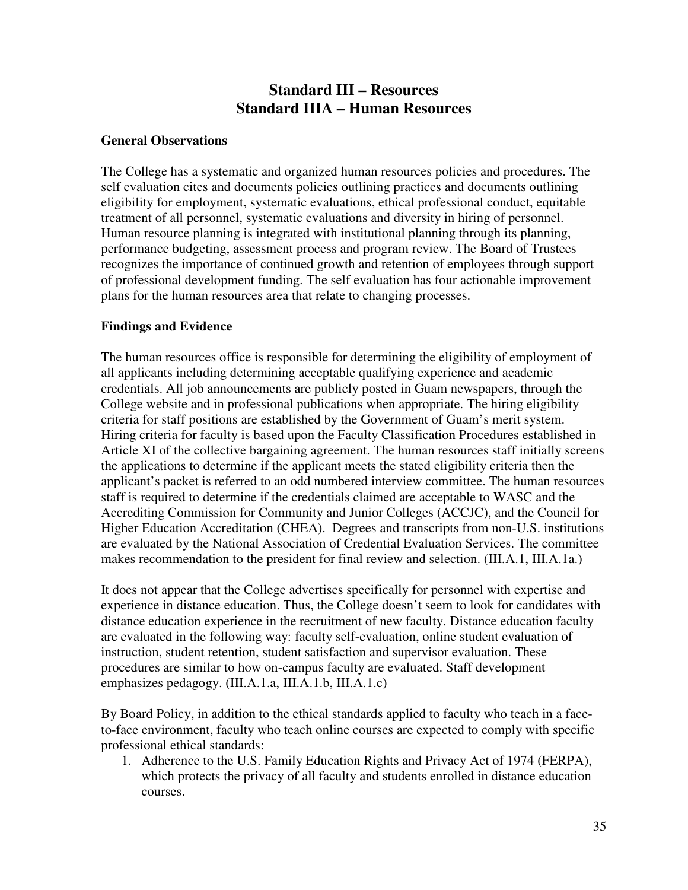# Standard III – Resources
# Standard IIIA – Human Resources

**General Observations**

The College has a systematic and organized human resources policies and procedures. The self evaluation cites and documents policies outlining practices and documents outlining eligibility for employment, systematic evaluations, ethical professional conduct, equitable treatment of all personnel, systematic evaluations and diversity in hiring of personnel. Human resource planning is integrated with institutional planning through its planning, performance budgeting, assessment process and program review. The Board of Trustees recognizes the importance of continued growth and retention of employees through support of professional development funding. The self evaluation has four actionable improvement plans for the human resources area that relate to changing processes.

**Findings and Evidence**

The human resources office is responsible for determining the eligibility of employment of all applicants including determining acceptable qualifying experience and academic credentials. All job announcements are publicly posted in Guam newspapers, through the College website and in professional publications when appropriate. The hiring eligibility criteria for staff positions are established by the Government of Guam's merit system. Hiring criteria for faculty is based upon the Faculty Classification Procedures established in Article XI of the collective bargaining agreement. The human resources staff initially screens the applications to determine if the applicant meets the stated eligibility criteria then the applicant's packet is referred to an odd numbered interview committee. The human resources staff is required to determine if the credentials claimed are acceptable to WASC and the Accrediting Commission for Community and Junior Colleges (ACCJC), and the Council for Higher Education Accreditation (CHEA). Degrees and transcripts from non-U.S. institutions are evaluated by the National Association of Credential Evaluation Services. The committee makes recommendation to the president for final review and selection. (III.A.1, III.A.1a.)

It does not appear that the College advertises specifically for personnel with expertise and experience in distance education. Thus, the College doesn't seem to look for candidates with distance education experience in the recruitment of new faculty. Distance education faculty are evaluated in the following way: faculty self-evaluation, online student evaluation of instruction, student retention, student satisfaction and supervisor evaluation. These procedures are similar to how on-campus faculty are evaluated. Staff development emphasizes pedagogy. (III.A.1.a, III.A.1.b, III.A.1.c)

By Board Policy, in addition to the ethical standards applied to faculty who teach in a face-to-face environment, faculty who teach online courses are expected to comply with specific professional ethical standards:

1. Adherence to the U.S. Family Education Rights and Privacy Act of 1974 (FERPA), which protects the privacy of all faculty and students enrolled in distance education courses.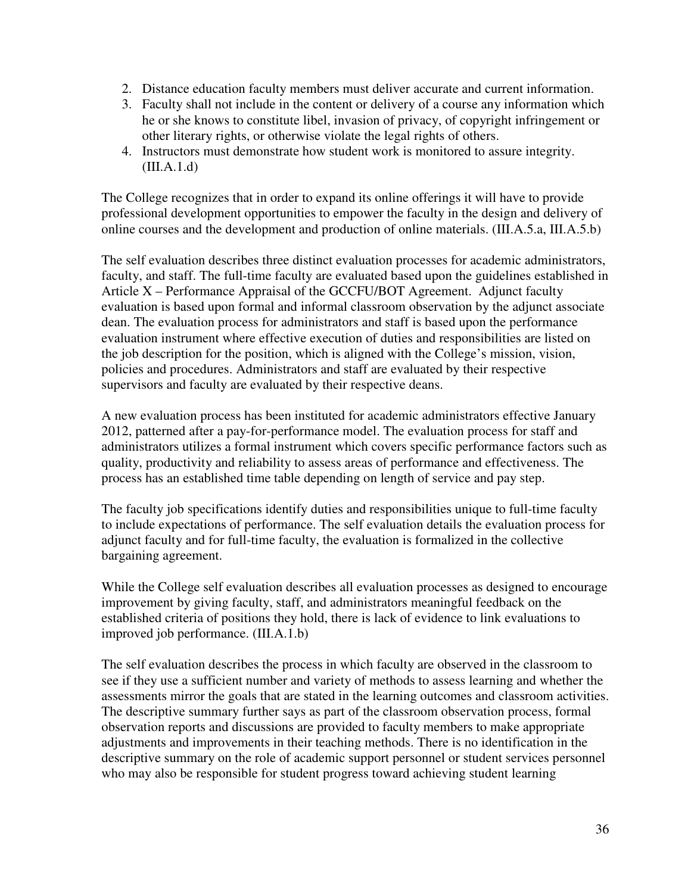2. Distance education faculty members must deliver accurate and current information.
3. Faculty shall not include in the content or delivery of a course any information which he or she knows to constitute libel, invasion of privacy, of copyright infringement or other literary rights, or otherwise violate the legal rights of others.
4. Instructors must demonstrate how student work is monitored to assure integrity. (III.A.1.d)

The College recognizes that in order to expand its online offerings it will have to provide professional development opportunities to empower the faculty in the design and delivery of online courses and the development and production of online materials. (III.A.5.a, III.A.5.b)

The self evaluation describes three distinct evaluation processes for academic administrators, faculty, and staff. The full-time faculty are evaluated based upon the guidelines established in Article X – Performance Appraisal of the GCCFU/BOT Agreement. Adjunct faculty evaluation is based upon formal and informal classroom observation by the adjunct associate dean. The evaluation process for administrators and staff is based upon the performance evaluation instrument where effective execution of duties and responsibilities are listed on the job description for the position, which is aligned with the College's mission, vision, policies and procedures. Administrators and staff are evaluated by their respective supervisors and faculty are evaluated by their respective deans.

A new evaluation process has been instituted for academic administrators effective January 2012, patterned after a pay-for-performance model. The evaluation process for staff and administrators utilizes a formal instrument which covers specific performance factors such as quality, productivity and reliability to assess areas of performance and effectiveness. The process has an established time table depending on length of service and pay step.

The faculty job specifications identify duties and responsibilities unique to full-time faculty to include expectations of performance. The self evaluation details the evaluation process for adjunct faculty and for full-time faculty, the evaluation is formalized in the collective bargaining agreement.

While the College self evaluation describes all evaluation processes as designed to encourage improvement by giving faculty, staff, and administrators meaningful feedback on the established criteria of positions they hold, there is lack of evidence to link evaluations to improved job performance. (III.A.1.b)

The self evaluation describes the process in which faculty are observed in the classroom to see if they use a sufficient number and variety of methods to assess learning and whether the assessments mirror the goals that are stated in the learning outcomes and classroom activities. The descriptive summary further says as part of the classroom observation process, formal observation reports and discussions are provided to faculty members to make appropriate adjustments and improvements in their teaching methods. There is no identification in the descriptive summary on the role of academic support personnel or student services personnel who may also be responsible for student progress toward achieving student learning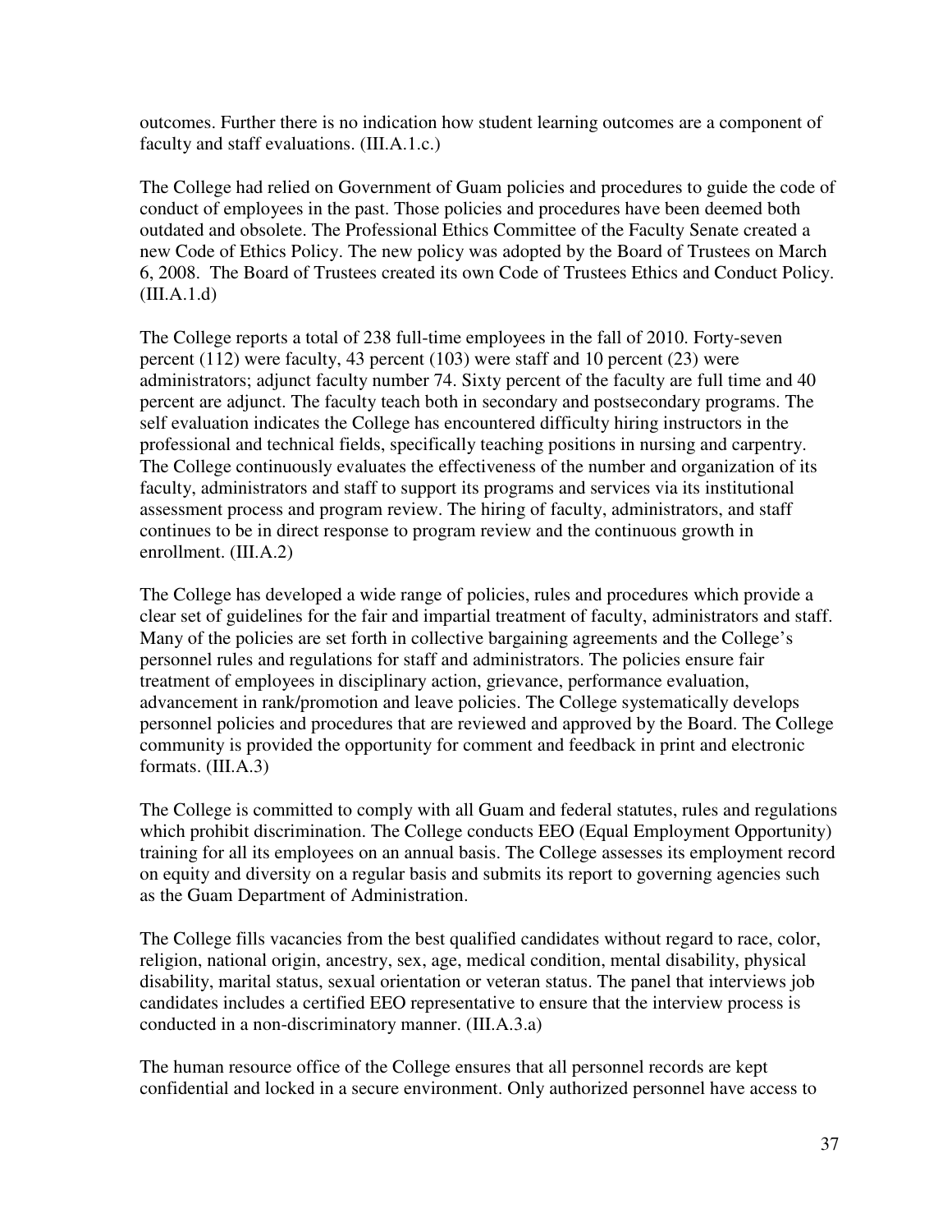outcomes. Further there is no indication how student learning outcomes are a component of faculty and staff evaluations. (III.A.1.c.)

The College had relied on Government of Guam policies and procedures to guide the code of conduct of employees in the past. Those policies and procedures have been deemed both outdated and obsolete. The Professional Ethics Committee of the Faculty Senate created a new Code of Ethics Policy. The new policy was adopted by the Board of Trustees on March 6, 2008. The Board of Trustees created its own Code of Trustees Ethics and Conduct Policy. (III.A.1.d)

The College reports a total of 238 full-time employees in the fall of 2010. Forty-seven percent (112) were faculty, 43 percent (103) were staff and 10 percent (23) were administrators; adjunct faculty number 74. Sixty percent of the faculty are full time and 40 percent are adjunct. The faculty teach both in secondary and postsecondary programs. The self evaluation indicates the College has encountered difficulty hiring instructors in the professional and technical fields, specifically teaching positions in nursing and carpentry. The College continuously evaluates the effectiveness of the number and organization of its faculty, administrators and staff to support its programs and services via its institutional assessment process and program review. The hiring of faculty, administrators, and staff continues to be in direct response to program review and the continuous growth in enrollment. (III.A.2)

The College has developed a wide range of policies, rules and procedures which provide a clear set of guidelines for the fair and impartial treatment of faculty, administrators and staff. Many of the policies are set forth in collective bargaining agreements and the College's personnel rules and regulations for staff and administrators. The policies ensure fair treatment of employees in disciplinary action, grievance, performance evaluation, advancement in rank/promotion and leave policies. The College systematically develops personnel policies and procedures that are reviewed and approved by the Board. The College community is provided the opportunity for comment and feedback in print and electronic formats. (III.A.3)

The College is committed to comply with all Guam and federal statutes, rules and regulations which prohibit discrimination. The College conducts EEO (Equal Employment Opportunity) training for all its employees on an annual basis. The College assesses its employment record on equity and diversity on a regular basis and submits its report to governing agencies such as the Guam Department of Administration.

The College fills vacancies from the best qualified candidates without regard to race, color, religion, national origin, ancestry, sex, age, medical condition, mental disability, physical disability, marital status, sexual orientation or veteran status. The panel that interviews job candidates includes a certified EEO representative to ensure that the interview process is conducted in a non-discriminatory manner. (III.A.3.a)

The human resource office of the College ensures that all personnel records are kept confidential and locked in a secure environment. Only authorized personnel have access to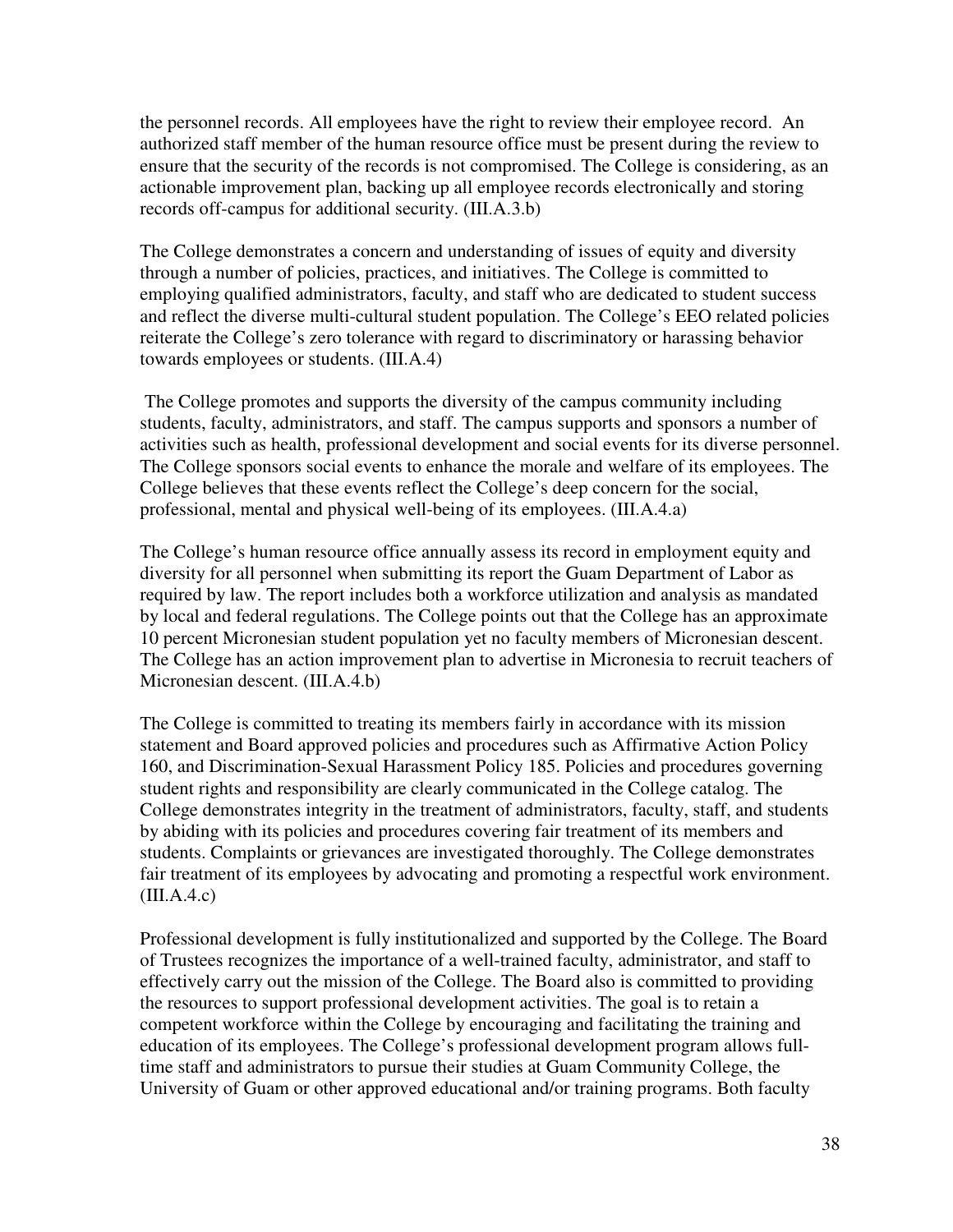the personnel records. All employees have the right to review their employee record. An authorized staff member of the human resource office must be present during the review to ensure that the security of the records is not compromised. The College is considering, as an actionable improvement plan, backing up all employee records electronically and storing records off-campus for additional security. (III.A.3.b)

The College demonstrates a concern and understanding of issues of equity and diversity through a number of policies, practices, and initiatives. The College is committed to employing qualified administrators, faculty, and staff who are dedicated to student success and reflect the diverse multi-cultural student population. The College's EEO related policies reiterate the College's zero tolerance with regard to discriminatory or harassing behavior towards employees or students. (III.A.4)

The College promotes and supports the diversity of the campus community including students, faculty, administrators, and staff. The campus supports and sponsors a number of activities such as health, professional development and social events for its diverse personnel. The College sponsors social events to enhance the morale and welfare of its employees. The College believes that these events reflect the College's deep concern for the social, professional, mental and physical well-being of its employees. (III.A.4.a)

The College's human resource office annually assess its record in employment equity and diversity for all personnel when submitting its report the Guam Department of Labor as required by law. The report includes both a workforce utilization and analysis as mandated by local and federal regulations. The College points out that the College has an approximate 10 percent Micronesian student population yet no faculty members of Micronesian descent. The College has an action improvement plan to advertise in Micronesia to recruit teachers of Micronesian descent. (III.A.4.b)

The College is committed to treating its members fairly in accordance with its mission statement and Board approved policies and procedures such as Affirmative Action Policy 160, and Discrimination-Sexual Harassment Policy 185. Policies and procedures governing student rights and responsibility are clearly communicated in the College catalog. The College demonstrates integrity in the treatment of administrators, faculty, staff, and students by abiding with its policies and procedures covering fair treatment of its members and students. Complaints or grievances are investigated thoroughly. The College demonstrates fair treatment of its employees by advocating and promoting a respectful work environment. (III.A.4.c)

Professional development is fully institutionalized and supported by the College. The Board of Trustees recognizes the importance of a well-trained faculty, administrator, and staff to effectively carry out the mission of the College. The Board also is committed to providing the resources to support professional development activities. The goal is to retain a competent workforce within the College by encouraging and facilitating the training and education of its employees. The College's professional development program allows full-time staff and administrators to pursue their studies at Guam Community College, the University of Guam or other approved educational and/or training programs. Both faculty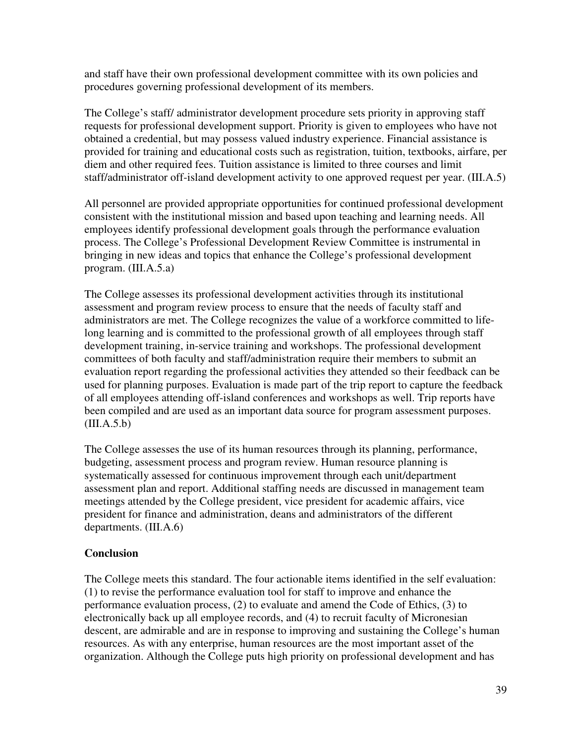and staff have their own professional development committee with its own policies and procedures governing professional development of its members.

The College's staff/ administrator development procedure sets priority in approving staff requests for professional development support. Priority is given to employees who have not obtained a credential, but may possess valued industry experience. Financial assistance is provided for training and educational costs such as registration, tuition, textbooks, airfare, per diem and other required fees. Tuition assistance is limited to three courses and limit staff/administrator off-island development activity to one approved request per year. (III.A.5)

All personnel are provided appropriate opportunities for continued professional development consistent with the institutional mission and based upon teaching and learning needs. All employees identify professional development goals through the performance evaluation process. The College's Professional Development Review Committee is instrumental in bringing in new ideas and topics that enhance the College's professional development program. (III.A.5.a)

The College assesses its professional development activities through its institutional assessment and program review process to ensure that the needs of faculty staff and administrators are met. The College recognizes the value of a workforce committed to life-long learning and is committed to the professional growth of all employees through staff development training, in-service training and workshops. The professional development committees of both faculty and staff/administration require their members to submit an evaluation report regarding the professional activities they attended so their feedback can be used for planning purposes. Evaluation is made part of the trip report to capture the feedback of all employees attending off-island conferences and workshops as well. Trip reports have been compiled and are used as an important data source for program assessment purposes. (III.A.5.b)

The College assesses the use of its human resources through its planning, performance, budgeting, assessment process and program review. Human resource planning is systematically assessed for continuous improvement through each unit/department assessment plan and report. Additional staffing needs are discussed in management team meetings attended by the College president, vice president for academic affairs, vice president for finance and administration, deans and administrators of the different departments. (III.A.6)

**Conclusion**

The College meets this standard. The four actionable items identified in the self evaluation: (1) to revise the performance evaluation tool for staff to improve and enhance the performance evaluation process, (2) to evaluate and amend the Code of Ethics, (3) to electronically back up all employee records, and (4) to recruit faculty of Micronesian descent, are admirable and are in response to improving and sustaining the College's human resources. As with any enterprise, human resources are the most important asset of the organization. Although the College puts high priority on professional development and has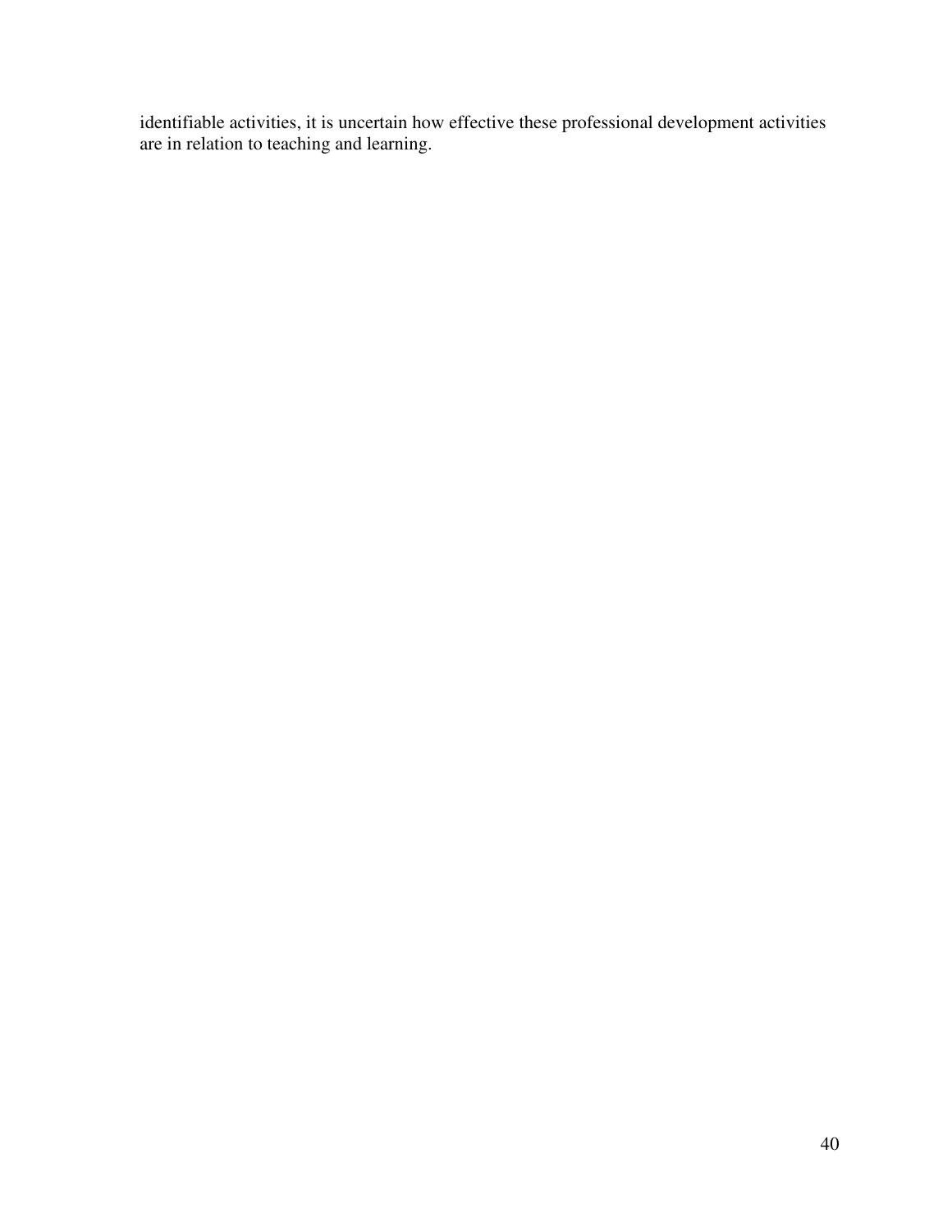identifiable activities, it is uncertain how effective these professional development activities are in relation to teaching and learning.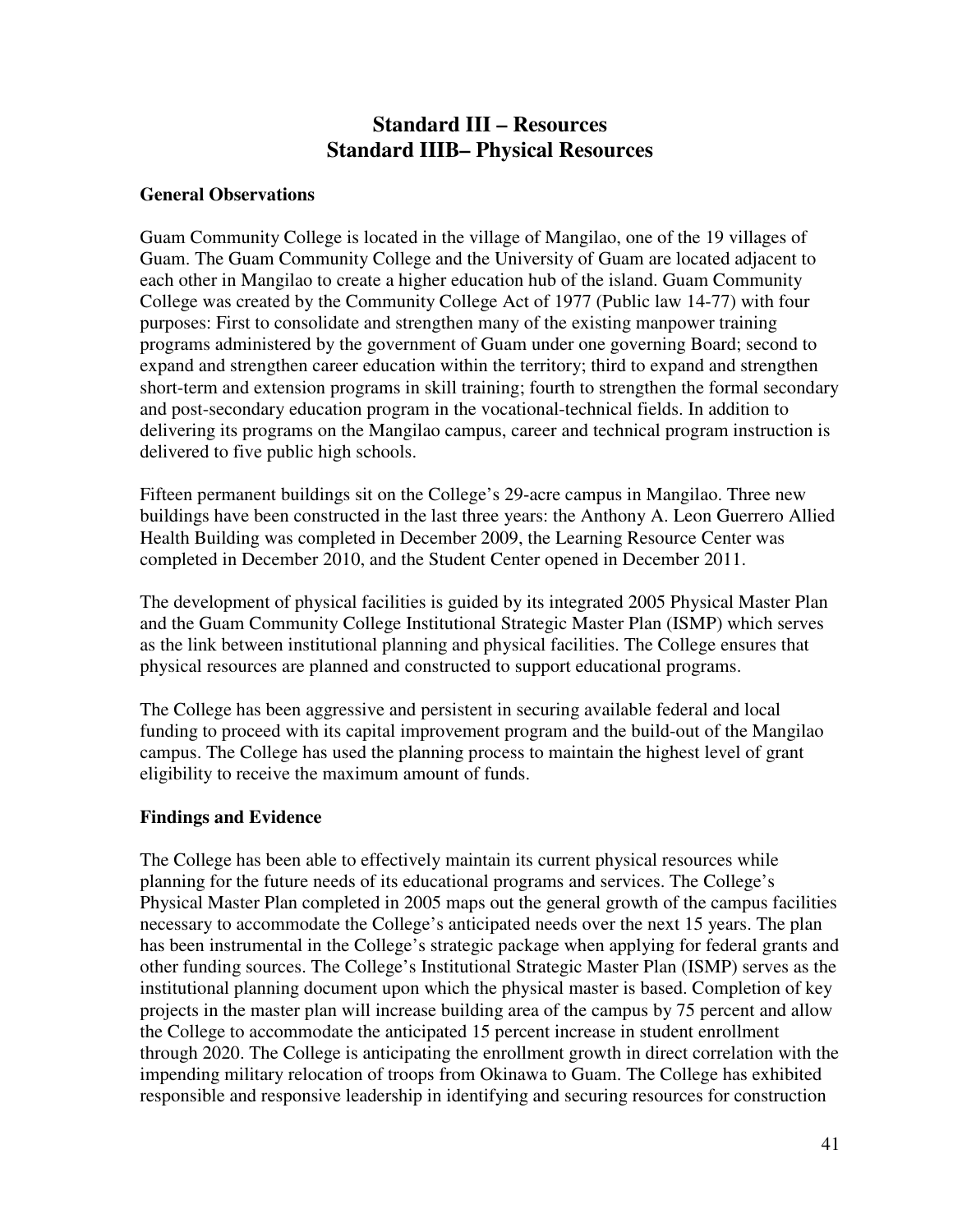# Standard III – Resources
# Standard IIIB– Physical Resources

## General Observations

Guam Community College is located in the village of Mangilao, one of the 19 villages of Guam. The Guam Community College and the University of Guam are located adjacent to each other in Mangilao to create a higher education hub of the island. Guam Community College was created by the Community College Act of 1977 (Public law 14-77) with four purposes: First to consolidate and strengthen many of the existing manpower training programs administered by the government of Guam under one governing Board; second to expand and strengthen career education within the territory; third to expand and strengthen short-term and extension programs in skill training; fourth to strengthen the formal secondary and post-secondary education program in the vocational-technical fields. In addition to delivering its programs on the Mangilao campus, career and technical program instruction is delivered to five public high schools.

Fifteen permanent buildings sit on the College's 29-acre campus in Mangilao. Three new buildings have been constructed in the last three years: the Anthony A. Leon Guerrero Allied Health Building was completed in December 2009, the Learning Resource Center was completed in December 2010, and the Student Center opened in December 2011.

The development of physical facilities is guided by its integrated 2005 Physical Master Plan and the Guam Community College Institutional Strategic Master Plan (ISMP) which serves as the link between institutional planning and physical facilities. The College ensures that physical resources are planned and constructed to support educational programs.

The College has been aggressive and persistent in securing available federal and local funding to proceed with its capital improvement program and the build-out of the Mangilao campus. The College has used the planning process to maintain the highest level of grant eligibility to receive the maximum amount of funds.

## Findings and Evidence

The College has been able to effectively maintain its current physical resources while planning for the future needs of its educational programs and services. The College's Physical Master Plan completed in 2005 maps out the general growth of the campus facilities necessary to accommodate the College's anticipated needs over the next 15 years. The plan has been instrumental in the College's strategic package when applying for federal grants and other funding sources. The College's Institutional Strategic Master Plan (ISMP) serves as the institutional planning document upon which the physical master is based. Completion of key projects in the master plan will increase building area of the campus by 75 percent and allow the College to accommodate the anticipated 15 percent increase in student enrollment through 2020. The College is anticipating the enrollment growth in direct correlation with the impending military relocation of troops from Okinawa to Guam. The College has exhibited responsible and responsive leadership in identifying and securing resources for construction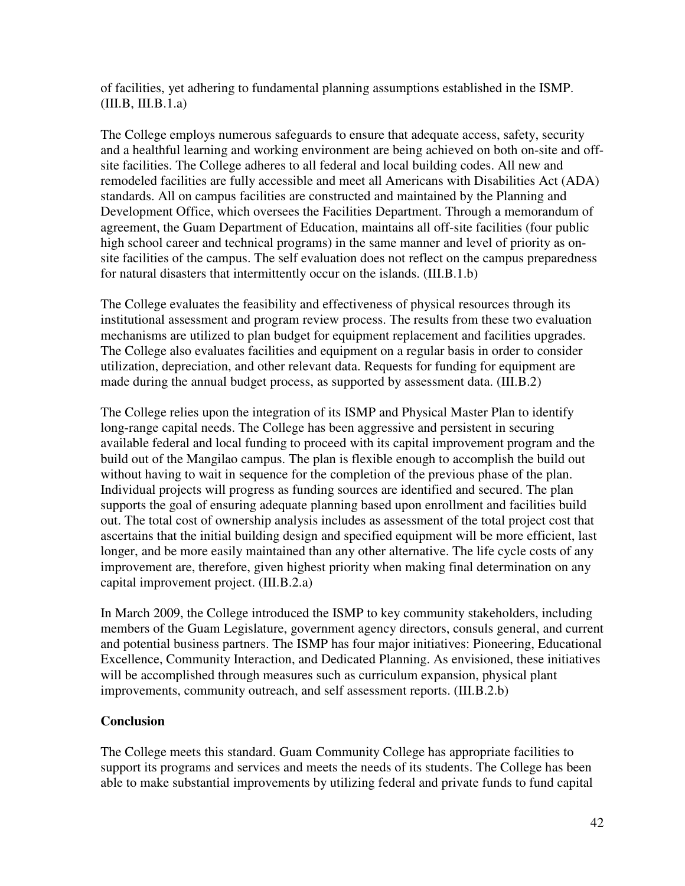of facilities, yet adhering to fundamental planning assumptions established in the ISMP. (III.B, III.B.1.a)

The College employs numerous safeguards to ensure that adequate access, safety, security and a healthful learning and working environment are being achieved on both on-site and off-site facilities. The College adheres to all federal and local building codes. All new and remodeled facilities are fully accessible and meet all Americans with Disabilities Act (ADA) standards. All on campus facilities are constructed and maintained by the Planning and Development Office, which oversees the Facilities Department. Through a memorandum of agreement, the Guam Department of Education, maintains all off-site facilities (four public high school career and technical programs) in the same manner and level of priority as on-site facilities of the campus. The self evaluation does not reflect on the campus preparedness for natural disasters that intermittently occur on the islands. (III.B.1.b)

The College evaluates the feasibility and effectiveness of physical resources through its institutional assessment and program review process. The results from these two evaluation mechanisms are utilized to plan budget for equipment replacement and facilities upgrades. The College also evaluates facilities and equipment on a regular basis in order to consider utilization, depreciation, and other relevant data. Requests for funding for equipment are made during the annual budget process, as supported by assessment data. (III.B.2)

The College relies upon the integration of its ISMP and Physical Master Plan to identify long-range capital needs. The College has been aggressive and persistent in securing available federal and local funding to proceed with its capital improvement program and the build out of the Mangilao campus. The plan is flexible enough to accomplish the build out without having to wait in sequence for the completion of the previous phase of the plan. Individual projects will progress as funding sources are identified and secured. The plan supports the goal of ensuring adequate planning based upon enrollment and facilities build out. The total cost of ownership analysis includes as assessment of the total project cost that ascertains that the initial building design and specified equipment will be more efficient, last longer, and be more easily maintained than any other alternative. The life cycle costs of any improvement are, therefore, given highest priority when making final determination on any capital improvement project. (III.B.2.a)

In March 2009, the College introduced the ISMP to key community stakeholders, including members of the Guam Legislature, government agency directors, consuls general, and current and potential business partners. The ISMP has four major initiatives: Pioneering, Educational Excellence, Community Interaction, and Dedicated Planning. As envisioned, these initiatives will be accomplished through measures such as curriculum expansion, physical plant improvements, community outreach, and self assessment reports. (III.B.2.b)

**Conclusion**

The College meets this standard. Guam Community College has appropriate facilities to support its programs and services and meets the needs of its students. The College has been able to make substantial improvements by utilizing federal and private funds to fund capital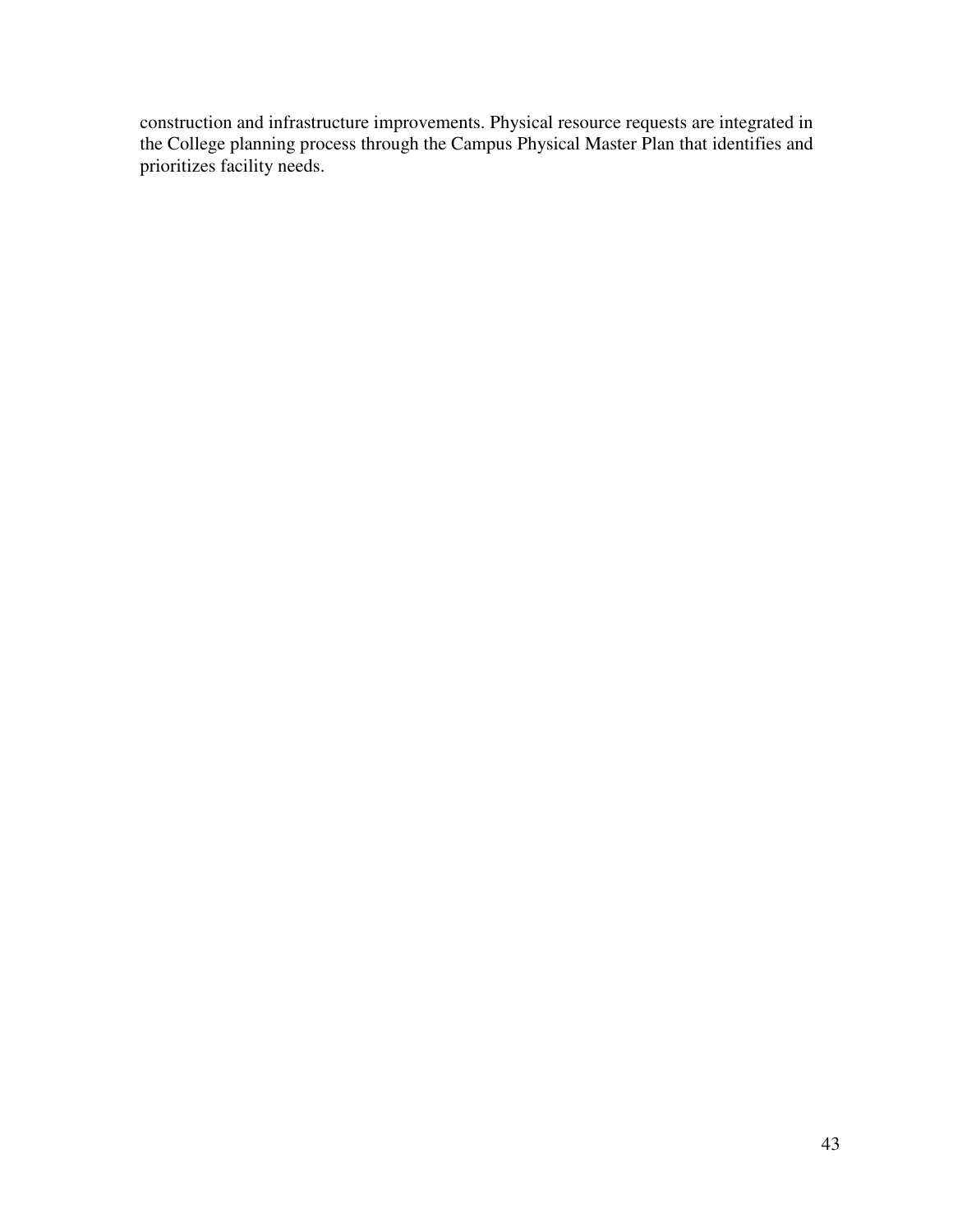construction and infrastructure improvements. Physical resource requests are integrated in the College planning process through the Campus Physical Master Plan that identifies and prioritizes facility needs.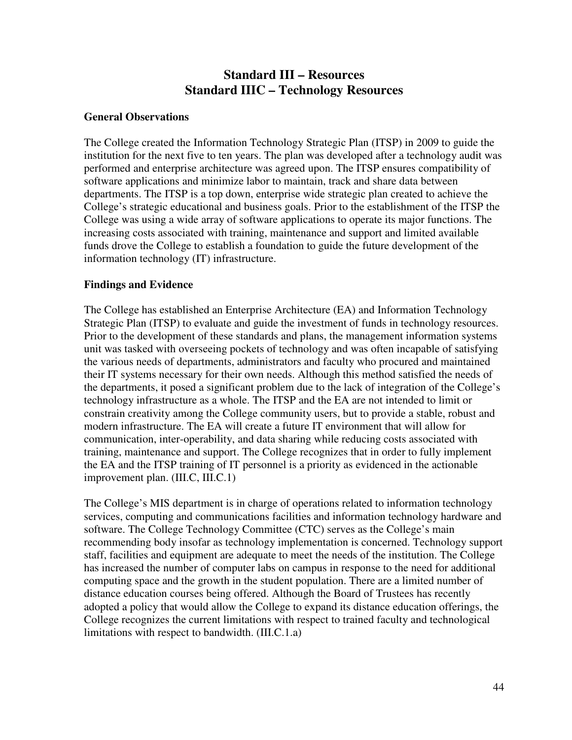# Standard III – Resources
# Standard IIIC – Technology Resources

**General Observations**

The College created the Information Technology Strategic Plan (ITSP) in 2009 to guide the institution for the next five to ten years. The plan was developed after a technology audit was performed and enterprise architecture was agreed upon. The ITSP ensures compatibility of software applications and minimize labor to maintain, track and share data between departments. The ITSP is a top down, enterprise wide strategic plan created to achieve the College's strategic educational and business goals. Prior to the establishment of the ITSP the College was using a wide array of software applications to operate its major functions. The increasing costs associated with training, maintenance and support and limited available funds drove the College to establish a foundation to guide the future development of the information technology (IT) infrastructure.

**Findings and Evidence**

The College has established an Enterprise Architecture (EA) and Information Technology Strategic Plan (ITSP) to evaluate and guide the investment of funds in technology resources. Prior to the development of these standards and plans, the management information systems unit was tasked with overseeing pockets of technology and was often incapable of satisfying the various needs of departments, administrators and faculty who procured and maintained their IT systems necessary for their own needs. Although this method satisfied the needs of the departments, it posed a significant problem due to the lack of integration of the College's technology infrastructure as a whole. The ITSP and the EA are not intended to limit or constrain creativity among the College community users, but to provide a stable, robust and modern infrastructure. The EA will create a future IT environment that will allow for communication, inter-operability, and data sharing while reducing costs associated with training, maintenance and support. The College recognizes that in order to fully implement the EA and the ITSP training of IT personnel is a priority as evidenced in the actionable improvement plan. (III.C, III.C.1)

The College's MIS department is in charge of operations related to information technology services, computing and communications facilities and information technology hardware and software. The College Technology Committee (CTC) serves as the College's main recommending body insofar as technology implementation is concerned. Technology support staff, facilities and equipment are adequate to meet the needs of the institution. The College has increased the number of computer labs on campus in response to the need for additional computing space and the growth in the student population. There are a limited number of distance education courses being offered. Although the Board of Trustees has recently adopted a policy that would allow the College to expand its distance education offerings, the College recognizes the current limitations with respect to trained faculty and technological limitations with respect to bandwidth. (III.C.1.a)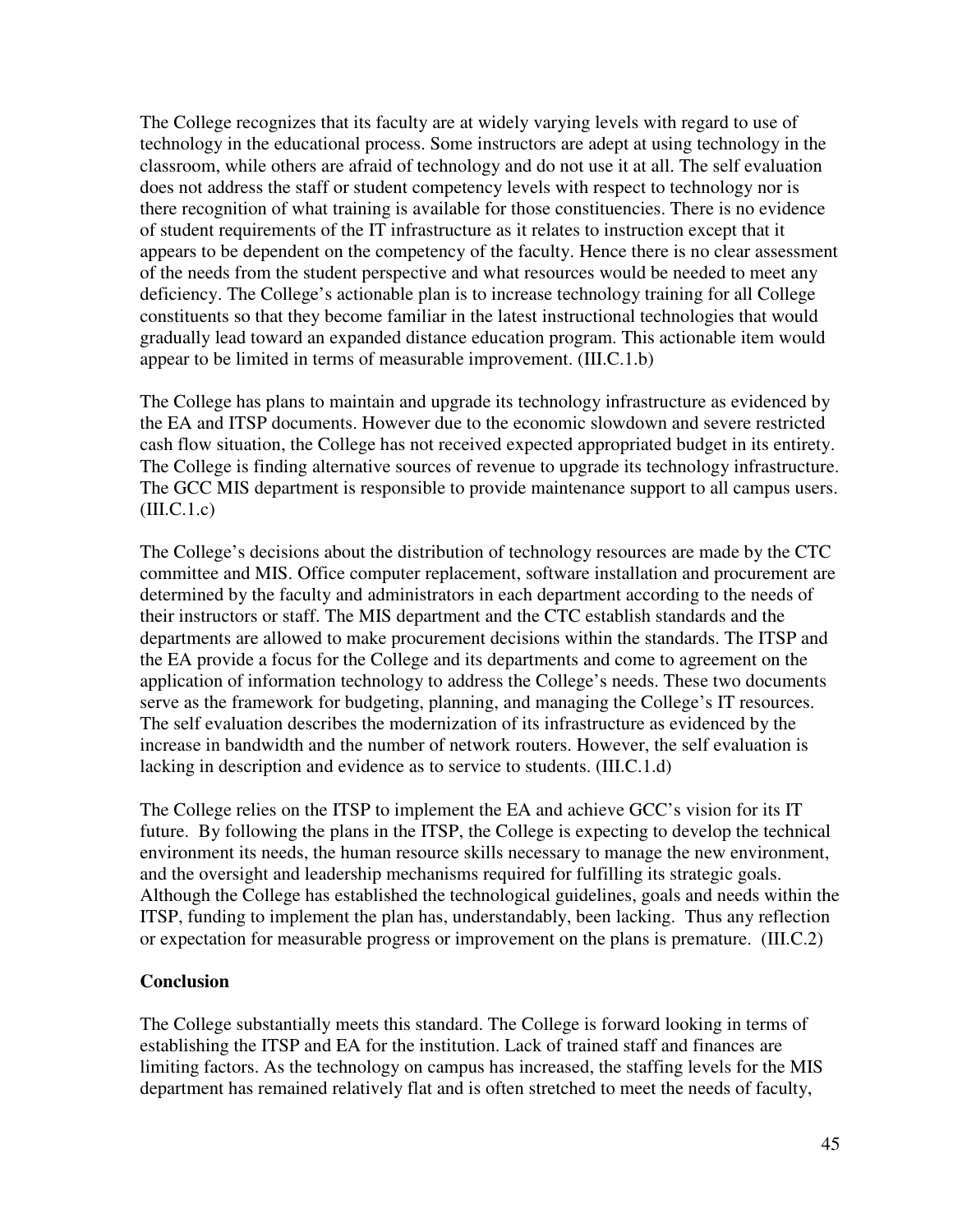The College recognizes that its faculty are at widely varying levels with regard to use of technology in the educational process. Some instructors are adept at using technology in the classroom, while others are afraid of technology and do not use it at all. The self evaluation does not address the staff or student competency levels with respect to technology nor is there recognition of what training is available for those constituencies. There is no evidence of student requirements of the IT infrastructure as it relates to instruction except that it appears to be dependent on the competency of the faculty. Hence there is no clear assessment of the needs from the student perspective and what resources would be needed to meet any deficiency. The College's actionable plan is to increase technology training for all College constituents so that they become familiar in the latest instructional technologies that would gradually lead toward an expanded distance education program. This actionable item would appear to be limited in terms of measurable improvement. (III.C.1.b)

The College has plans to maintain and upgrade its technology infrastructure as evidenced by the EA and ITSP documents. However due to the economic slowdown and severe restricted cash flow situation, the College has not received expected appropriated budget in its entirety. The College is finding alternative sources of revenue to upgrade its technology infrastructure. The GCC MIS department is responsible to provide maintenance support to all campus users. (III.C.1.c)

The College's decisions about the distribution of technology resources are made by the CTC committee and MIS. Office computer replacement, software installation and procurement are determined by the faculty and administrators in each department according to the needs of their instructors or staff. The MIS department and the CTC establish standards and the departments are allowed to make procurement decisions within the standards. The ITSP and the EA provide a focus for the College and its departments and come to agreement on the application of information technology to address the College's needs. These two documents serve as the framework for budgeting, planning, and managing the College's IT resources. The self evaluation describes the modernization of its infrastructure as evidenced by the increase in bandwidth and the number of network routers. However, the self evaluation is lacking in description and evidence as to service to students. (III.C.1.d)

The College relies on the ITSP to implement the EA and achieve GCC's vision for its IT future. By following the plans in the ITSP, the College is expecting to develop the technical environment its needs, the human resource skills necessary to manage the new environment, and the oversight and leadership mechanisms required for fulfilling its strategic goals. Although the College has established the technological guidelines, goals and needs within the ITSP, funding to implement the plan has, understandably, been lacking. Thus any reflection or expectation for measurable progress or improvement on the plans is premature. (III.C.2)

**Conclusion**

The College substantially meets this standard. The College is forward looking in terms of establishing the ITSP and EA for the institution. Lack of trained staff and finances are limiting factors. As the technology on campus has increased, the staffing levels for the MIS department has remained relatively flat and is often stretched to meet the needs of faculty,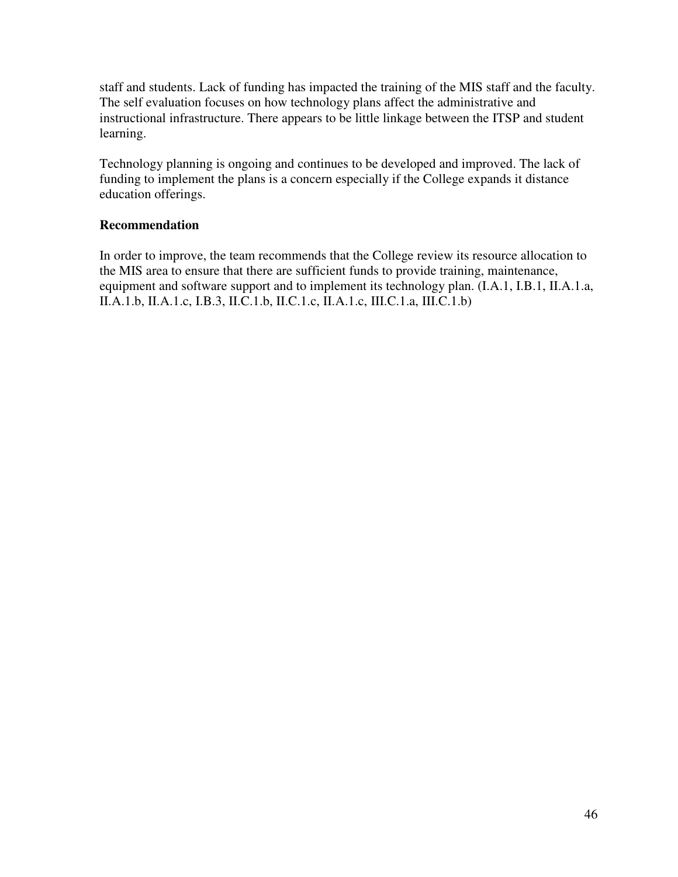staff and students. Lack of funding has impacted the training of the MIS staff and the faculty. The self evaluation focuses on how technology plans affect the administrative and instructional infrastructure. There appears to be little linkage between the ITSP and student learning.

Technology planning is ongoing and continues to be developed and improved. The lack of funding to implement the plans is a concern especially if the College expands it distance education offerings.

**Recommendation**

In order to improve, the team recommends that the College review its resource allocation to the MIS area to ensure that there are sufficient funds to provide training, maintenance, equipment and software support and to implement its technology plan. (I.A.1, I.B.1, II.A.1.a, II.A.1.b, II.A.1.c, I.B.3, II.C.1.b, II.C.1.c, II.A.1.c, III.C.1.a, III.C.1.b)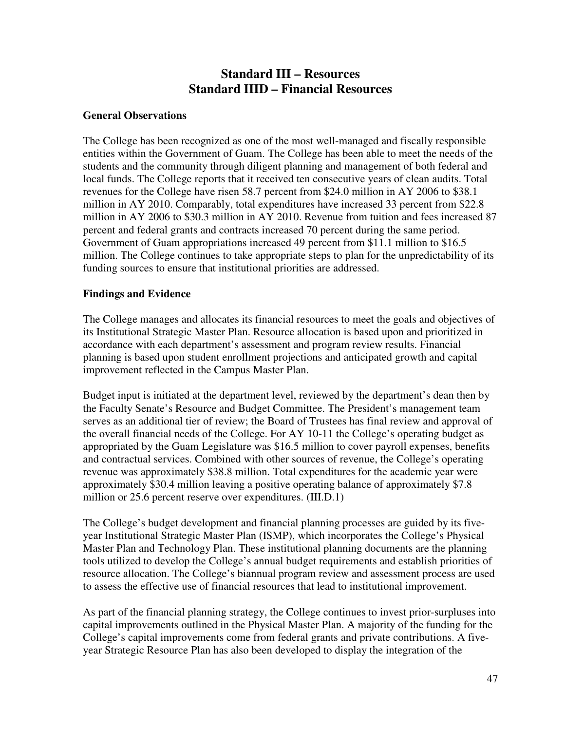# Standard III – Resources
# Standard IIID – Financial Resources

**General Observations**

The College has been recognized as one of the most well-managed and fiscally responsible entities within the Government of Guam. The College has been able to meet the needs of the students and the community through diligent planning and management of both federal and local funds. The College reports that it received ten consecutive years of clean audits. Total revenues for the College have risen 58.7 percent from $24.0 million in AY 2006 to $38.1 million in AY 2010. Comparably, total expenditures have increased 33 percent from $22.8 million in AY 2006 to $30.3 million in AY 2010. Revenue from tuition and fees increased 87 percent and federal grants and contracts increased 70 percent during the same period. Government of Guam appropriations increased 49 percent from $11.1 million to $16.5 million. The College continues to take appropriate steps to plan for the unpredictability of its funding sources to ensure that institutional priorities are addressed.

**Findings and Evidence**

The College manages and allocates its financial resources to meet the goals and objectives of its Institutional Strategic Master Plan. Resource allocation is based upon and prioritized in accordance with each department's assessment and program review results. Financial planning is based upon student enrollment projections and anticipated growth and capital improvement reflected in the Campus Master Plan.

Budget input is initiated at the department level, reviewed by the department's dean then by the Faculty Senate's Resource and Budget Committee. The President's management team serves as an additional tier of review; the Board of Trustees has final review and approval of the overall financial needs of the College. For AY 10-11 the College's operating budget as appropriated by the Guam Legislature was $16.5 million to cover payroll expenses, benefits and contractual services. Combined with other sources of revenue, the College's operating revenue was approximately $38.8 million. Total expenditures for the academic year were approximately $30.4 million leaving a positive operating balance of approximately $7.8 million or 25.6 percent reserve over expenditures. (III.D.1)

The College's budget development and financial planning processes are guided by its five-year Institutional Strategic Master Plan (ISMP), which incorporates the College's Physical Master Plan and Technology Plan. These institutional planning documents are the planning tools utilized to develop the College's annual budget requirements and establish priorities of resource allocation. The College's biannual program review and assessment process are used to assess the effective use of financial resources that lead to institutional improvement.

As part of the financial planning strategy, the College continues to invest prior-surpluses into capital improvements outlined in the Physical Master Plan. A majority of the funding for the College's capital improvements come from federal grants and private contributions. A five-year Strategic Resource Plan has also been developed to display the integration of the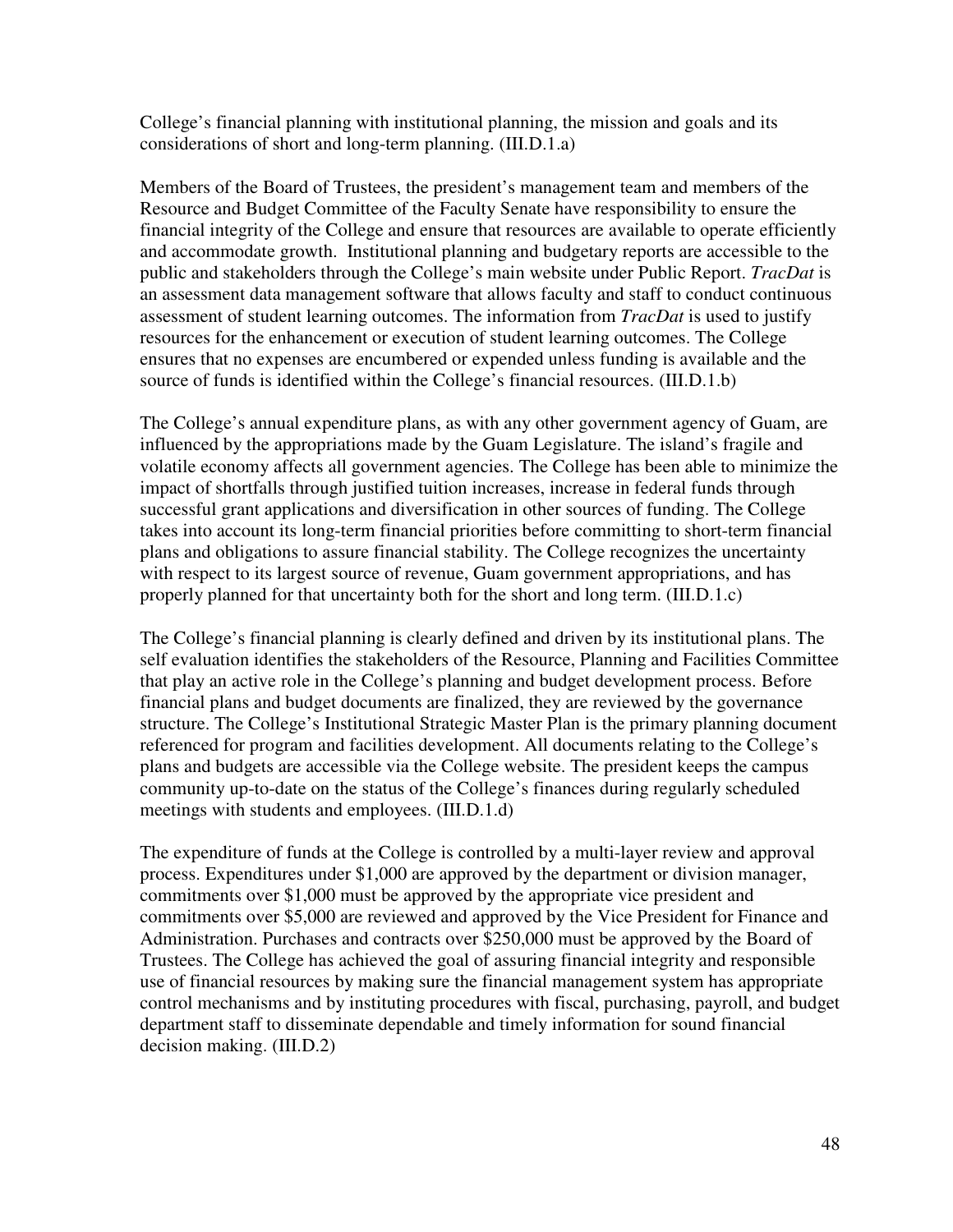College's financial planning with institutional planning, the mission and goals and its considerations of short and long-term planning. (III.D.1.a)

Members of the Board of Trustees, the president's management team and members of the Resource and Budget Committee of the Faculty Senate have responsibility to ensure the financial integrity of the College and ensure that resources are available to operate efficiently and accommodate growth. Institutional planning and budgetary reports are accessible to the public and stakeholders through the College's main website under Public Report. *TracDat* is an assessment data management software that allows faculty and staff to conduct continuous assessment of student learning outcomes. The information from *TracDat* is used to justify resources for the enhancement or execution of student learning outcomes. The College ensures that no expenses are encumbered or expended unless funding is available and the source of funds is identified within the College's financial resources. (III.D.1.b)

The College's annual expenditure plans, as with any other government agency of Guam, are influenced by the appropriations made by the Guam Legislature. The island's fragile and volatile economy affects all government agencies. The College has been able to minimize the impact of shortfalls through justified tuition increases, increase in federal funds through successful grant applications and diversification in other sources of funding. The College takes into account its long-term financial priorities before committing to short-term financial plans and obligations to assure financial stability. The College recognizes the uncertainty with respect to its largest source of revenue, Guam government appropriations, and has properly planned for that uncertainty both for the short and long term. (III.D.1.c)

The College's financial planning is clearly defined and driven by its institutional plans. The self evaluation identifies the stakeholders of the Resource, Planning and Facilities Committee that play an active role in the College's planning and budget development process. Before financial plans and budget documents are finalized, they are reviewed by the governance structure. The College's Institutional Strategic Master Plan is the primary planning document referenced for program and facilities development. All documents relating to the College's plans and budgets are accessible via the College website. The president keeps the campus community up-to-date on the status of the College's finances during regularly scheduled meetings with students and employees. (III.D.1.d)

The expenditure of funds at the College is controlled by a multi-layer review and approval process. Expenditures under $1,000 are approved by the department or division manager, commitments over $1,000 must be approved by the appropriate vice president and commitments over $5,000 are reviewed and approved by the Vice President for Finance and Administration. Purchases and contracts over $250,000 must be approved by the Board of Trustees. The College has achieved the goal of assuring financial integrity and responsible use of financial resources by making sure the financial management system has appropriate control mechanisms and by instituting procedures with fiscal, purchasing, payroll, and budget department staff to disseminate dependable and timely information for sound financial decision making. (III.D.2)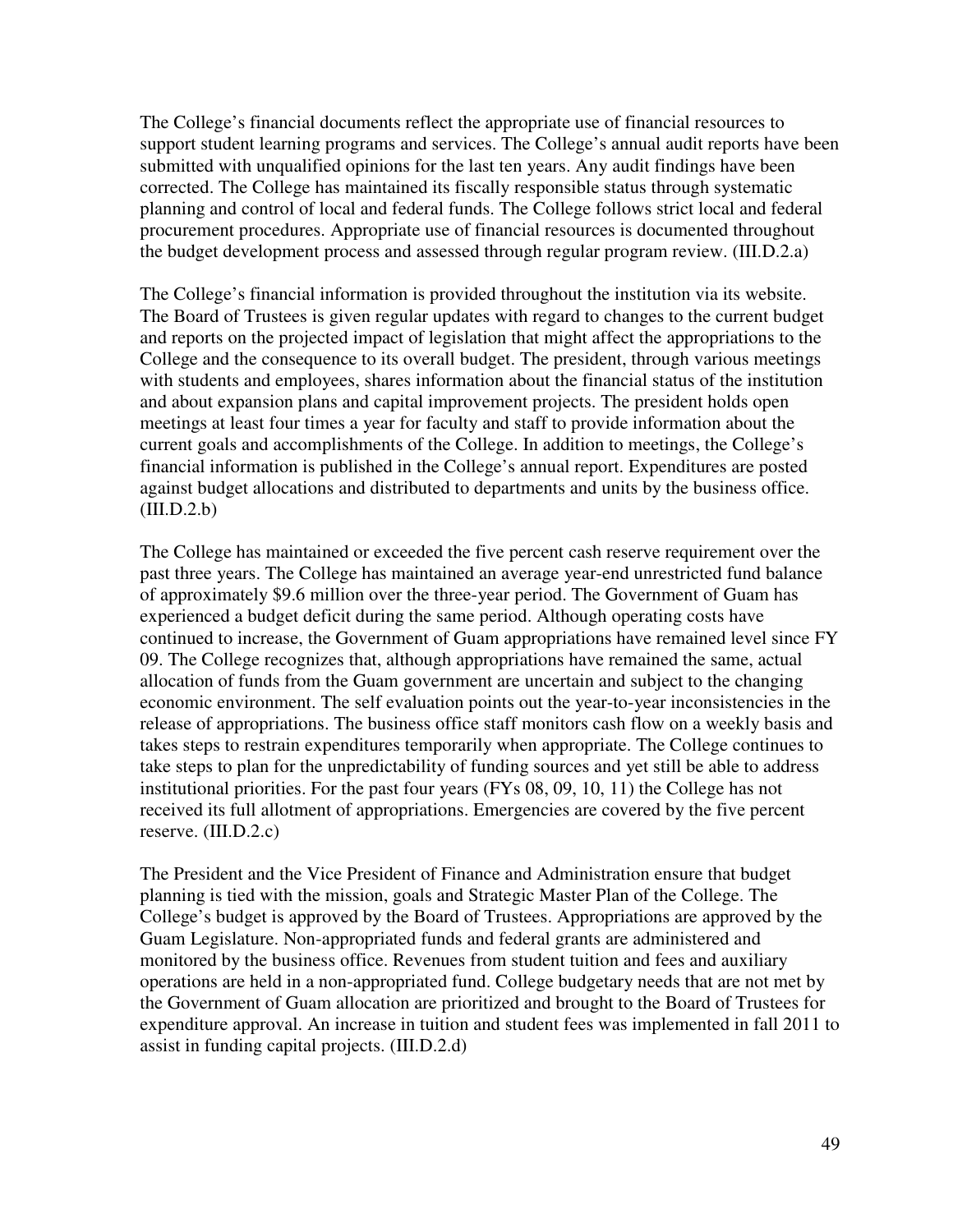The College's financial documents reflect the appropriate use of financial resources to support student learning programs and services. The College's annual audit reports have been submitted with unqualified opinions for the last ten years. Any audit findings have been corrected. The College has maintained its fiscally responsible status through systematic planning and control of local and federal funds. The College follows strict local and federal procurement procedures. Appropriate use of financial resources is documented throughout the budget development process and assessed through regular program review. (III.D.2.a)

The College's financial information is provided throughout the institution via its website. The Board of Trustees is given regular updates with regard to changes to the current budget and reports on the projected impact of legislation that might affect the appropriations to the College and the consequence to its overall budget. The president, through various meetings with students and employees, shares information about the financial status of the institution and about expansion plans and capital improvement projects. The president holds open meetings at least four times a year for faculty and staff to provide information about the current goals and accomplishments of the College. In addition to meetings, the College's financial information is published in the College's annual report. Expenditures are posted against budget allocations and distributed to departments and units by the business office. (III.D.2.b)

The College has maintained or exceeded the five percent cash reserve requirement over the past three years. The College has maintained an average year-end unrestricted fund balance of approximately $9.6 million over the three-year period. The Government of Guam has experienced a budget deficit during the same period. Although operating costs have continued to increase, the Government of Guam appropriations have remained level since FY 09. The College recognizes that, although appropriations have remained the same, actual allocation of funds from the Guam government are uncertain and subject to the changing economic environment. The self evaluation points out the year-to-year inconsistencies in the release of appropriations. The business office staff monitors cash flow on a weekly basis and takes steps to restrain expenditures temporarily when appropriate. The College continues to take steps to plan for the unpredictability of funding sources and yet still be able to address institutional priorities. For the past four years (FYs 08, 09, 10, 11) the College has not received its full allotment of appropriations. Emergencies are covered by the five percent reserve. (III.D.2.c)

The President and the Vice President of Finance and Administration ensure that budget planning is tied with the mission, goals and Strategic Master Plan of the College. The College's budget is approved by the Board of Trustees. Appropriations are approved by the Guam Legislature. Non-appropriated funds and federal grants are administered and monitored by the business office. Revenues from student tuition and fees and auxiliary operations are held in a non-appropriated fund. College budgetary needs that are not met by the Government of Guam allocation are prioritized and brought to the Board of Trustees for expenditure approval. An increase in tuition and student fees was implemented in fall 2011 to assist in funding capital projects. (III.D.2.d)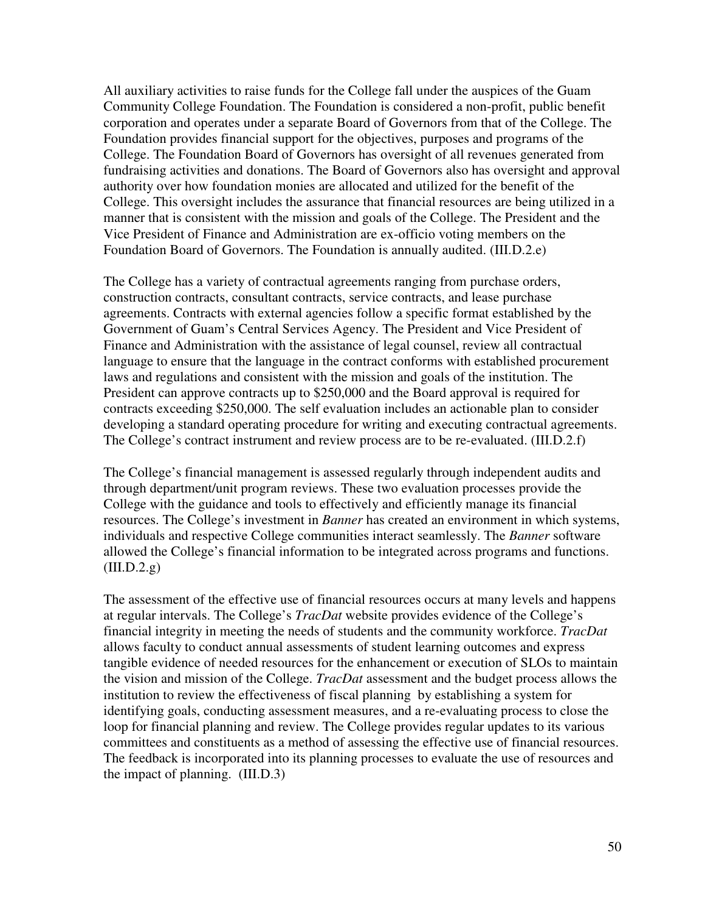All auxiliary activities to raise funds for the College fall under the auspices of the Guam Community College Foundation. The Foundation is considered a non-profit, public benefit corporation and operates under a separate Board of Governors from that of the College. The Foundation provides financial support for the objectives, purposes and programs of the College. The Foundation Board of Governors has oversight of all revenues generated from fundraising activities and donations. The Board of Governors also has oversight and approval authority over how foundation monies are allocated and utilized for the benefit of the College. This oversight includes the assurance that financial resources are being utilized in a manner that is consistent with the mission and goals of the College. The President and the Vice President of Finance and Administration are ex-officio voting members on the Foundation Board of Governors. The Foundation is annually audited. (III.D.2.e)

The College has a variety of contractual agreements ranging from purchase orders, construction contracts, consultant contracts, service contracts, and lease purchase agreements. Contracts with external agencies follow a specific format established by the Government of Guam's Central Services Agency. The President and Vice President of Finance and Administration with the assistance of legal counsel, review all contractual language to ensure that the language in the contract conforms with established procurement laws and regulations and consistent with the mission and goals of the institution. The President can approve contracts up to $250,000 and the Board approval is required for contracts exceeding $250,000. The self evaluation includes an actionable plan to consider developing a standard operating procedure for writing and executing contractual agreements. The College's contract instrument and review process are to be re-evaluated. (III.D.2.f)

The College's financial management is assessed regularly through independent audits and through department/unit program reviews. These two evaluation processes provide the College with the guidance and tools to effectively and efficiently manage its financial resources. The College's investment in *Banner* has created an environment in which systems, individuals and respective College communities interact seamlessly. The *Banner* software allowed the College's financial information to be integrated across programs and functions. (III.D.2.g)

The assessment of the effective use of financial resources occurs at many levels and happens at regular intervals. The College's *TracDat* website provides evidence of the College's financial integrity in meeting the needs of students and the community workforce. *TracDat* allows faculty to conduct annual assessments of student learning outcomes and express tangible evidence of needed resources for the enhancement or execution of SLOs to maintain the vision and mission of the College. *TracDat* assessment and the budget process allows the institution to review the effectiveness of fiscal planning by establishing a system for identifying goals, conducting assessment measures, and a re-evaluating process to close the loop for financial planning and review. The College provides regular updates to its various committees and constituents as a method of assessing the effective use of financial resources. The feedback is incorporated into its planning processes to evaluate the use of resources and the impact of planning. (III.D.3)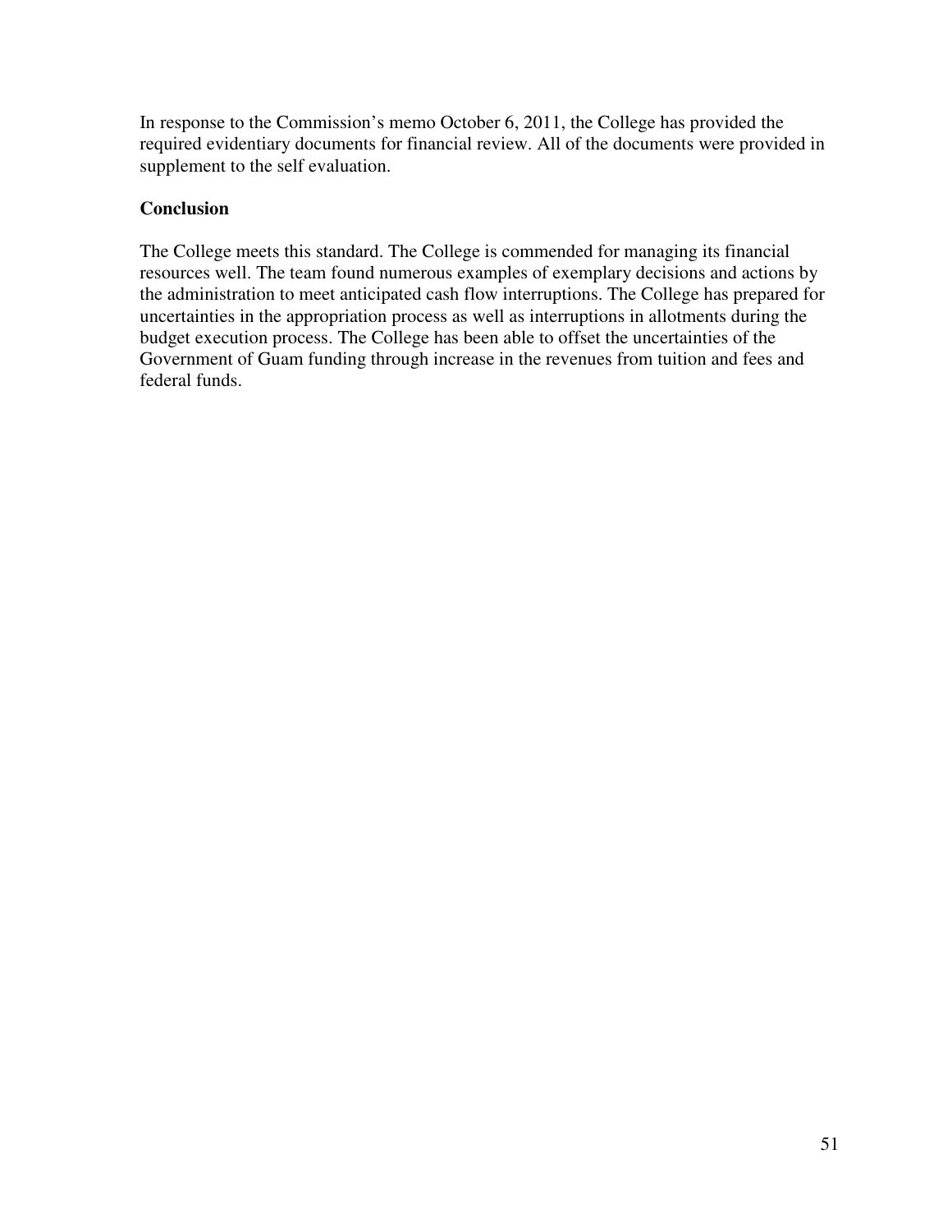In response to the Commission's memo October 6, 2011, the College has provided the required evidentiary documents for financial review. All of the documents were provided in supplement to the self evaluation.

**Conclusion**

The College meets this standard. The College is commended for managing its financial resources well. The team found numerous examples of exemplary decisions and actions by the administration to meet anticipated cash flow interruptions. The College has prepared for uncertainties in the appropriation process as well as interruptions in allotments during the budget execution process. The College has been able to offset the uncertainties of the Government of Guam funding through increase in the revenues from tuition and fees and federal funds.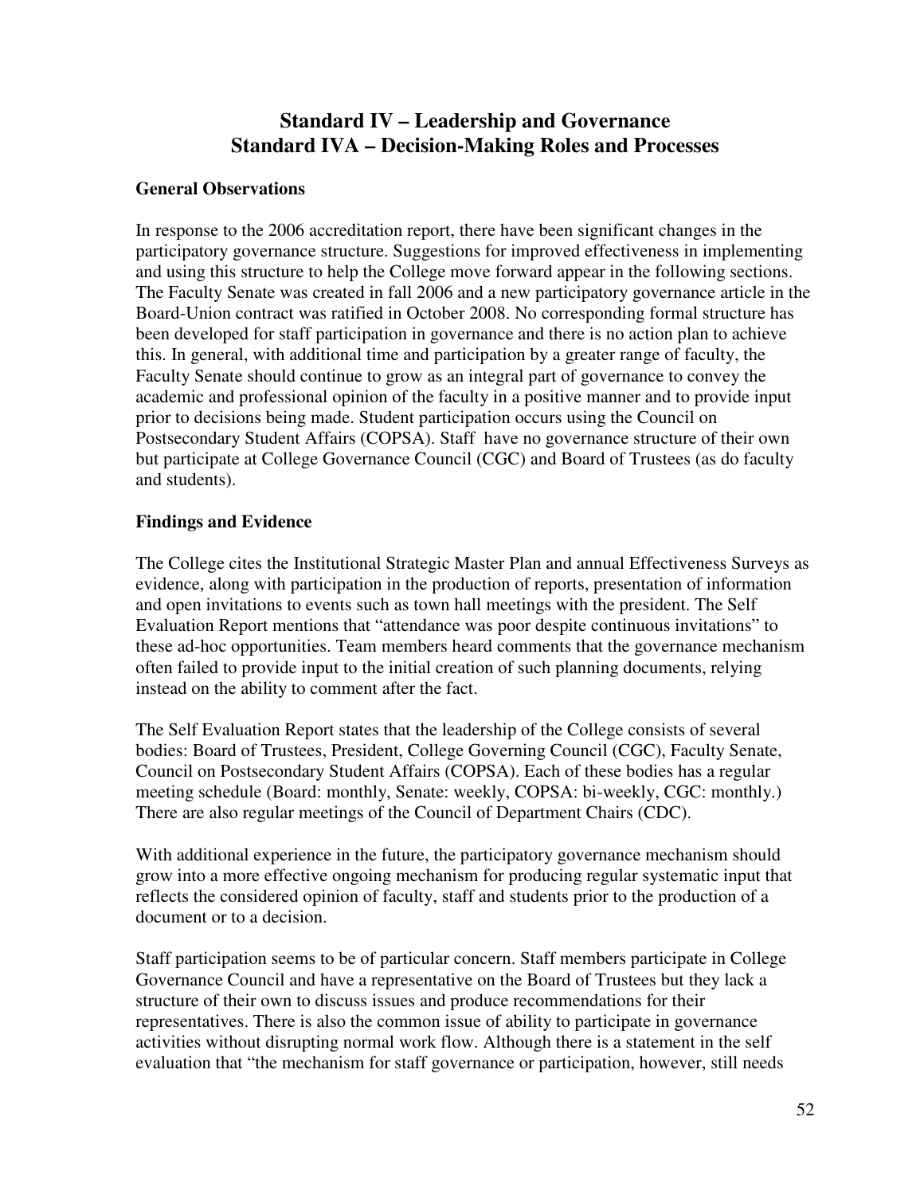# Standard IV – Leadership and Governance
## Standard IVA – Decision-Making Roles and Processes

**General Observations**

In response to the 2006 accreditation report, there have been significant changes in the participatory governance structure. Suggestions for improved effectiveness in implementing and using this structure to help the College move forward appear in the following sections. The Faculty Senate was created in fall 2006 and a new participatory governance article in the Board-Union contract was ratified in October 2008. No corresponding formal structure has been developed for staff participation in governance and there is no action plan to achieve this. In general, with additional time and participation by a greater range of faculty, the Faculty Senate should continue to grow as an integral part of governance to convey the academic and professional opinion of the faculty in a positive manner and to provide input prior to decisions being made. Student participation occurs using the Council on Postsecondary Student Affairs (COPSA). Staff have no governance structure of their own but participate at College Governance Council (CGC) and Board of Trustees (as do faculty and students).

**Findings and Evidence**

The College cites the Institutional Strategic Master Plan and annual Effectiveness Surveys as evidence, along with participation in the production of reports, presentation of information and open invitations to events such as town hall meetings with the president. The Self Evaluation Report mentions that "attendance was poor despite continuous invitations" to these ad-hoc opportunities. Team members heard comments that the governance mechanism often failed to provide input to the initial creation of such planning documents, relying instead on the ability to comment after the fact.

The Self Evaluation Report states that the leadership of the College consists of several bodies: Board of Trustees, President, College Governing Council (CGC), Faculty Senate, Council on Postsecondary Student Affairs (COPSA). Each of these bodies has a regular meeting schedule (Board: monthly, Senate: weekly, COPSA: bi-weekly, CGC: monthly.) There are also regular meetings of the Council of Department Chairs (CDC).

With additional experience in the future, the participatory governance mechanism should grow into a more effective ongoing mechanism for producing regular systematic input that reflects the considered opinion of faculty, staff and students prior to the production of a document or to a decision.

Staff participation seems to be of particular concern. Staff members participate in College Governance Council and have a representative on the Board of Trustees but they lack a structure of their own to discuss issues and produce recommendations for their representatives. There is also the common issue of ability to participate in governance activities without disrupting normal work flow. Although there is a statement in the self evaluation that "the mechanism for staff governance or participation, however, still needs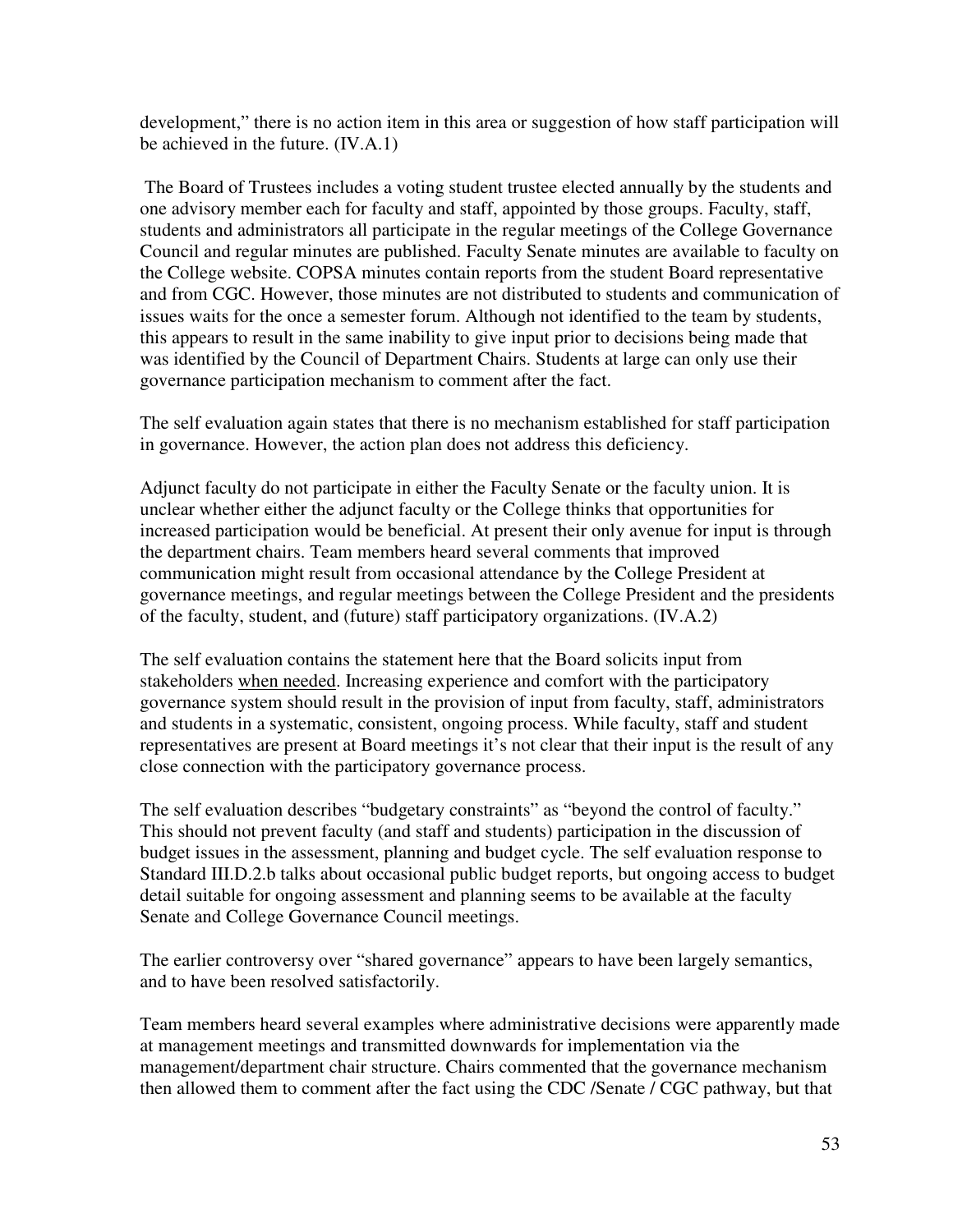development," there is no action item in this area or suggestion of how staff participation will be achieved in the future. (IV.A.1)

The Board of Trustees includes a voting student trustee elected annually by the students and one advisory member each for faculty and staff, appointed by those groups. Faculty, staff, students and administrators all participate in the regular meetings of the College Governance Council and regular minutes are published. Faculty Senate minutes are available to faculty on the College website. COPSA minutes contain reports from the student Board representative and from CGC. However, those minutes are not distributed to students and communication of issues waits for the once a semester forum. Although not identified to the team by students, this appears to result in the same inability to give input prior to decisions being made that was identified by the Council of Department Chairs. Students at large can only use their governance participation mechanism to comment after the fact.

The self evaluation again states that there is no mechanism established for staff participation in governance. However, the action plan does not address this deficiency.

Adjunct faculty do not participate in either the Faculty Senate or the faculty union. It is unclear whether either the adjunct faculty or the College thinks that opportunities for increased participation would be beneficial. At present their only avenue for input is through the department chairs. Team members heard several comments that improved communication might result from occasional attendance by the College President at governance meetings, and regular meetings between the College President and the presidents of the faculty, student, and (future) staff participatory organizations. (IV.A.2)

The self evaluation contains the statement here that the Board solicits input from stakeholders <u>when needed</u>. Increasing experience and comfort with the participatory governance system should result in the provision of input from faculty, staff, administrators and students in a systematic, consistent, ongoing process. While faculty, staff and student representatives are present at Board meetings it's not clear that their input is the result of any close connection with the participatory governance process.

The self evaluation describes "budgetary constraints" as "beyond the control of faculty." This should not prevent faculty (and staff and students) participation in the discussion of budget issues in the assessment, planning and budget cycle. The self evaluation response to Standard III.D.2.b talks about occasional public budget reports, but ongoing access to budget detail suitable for ongoing assessment and planning seems to be available at the faculty Senate and College Governance Council meetings.

The earlier controversy over "shared governance" appears to have been largely semantics, and to have been resolved satisfactorily.

Team members heard several examples where administrative decisions were apparently made at management meetings and transmitted downwards for implementation via the management/department chair structure. Chairs commented that the governance mechanism then allowed them to comment after the fact using the CDC /Senate / CGC pathway, but that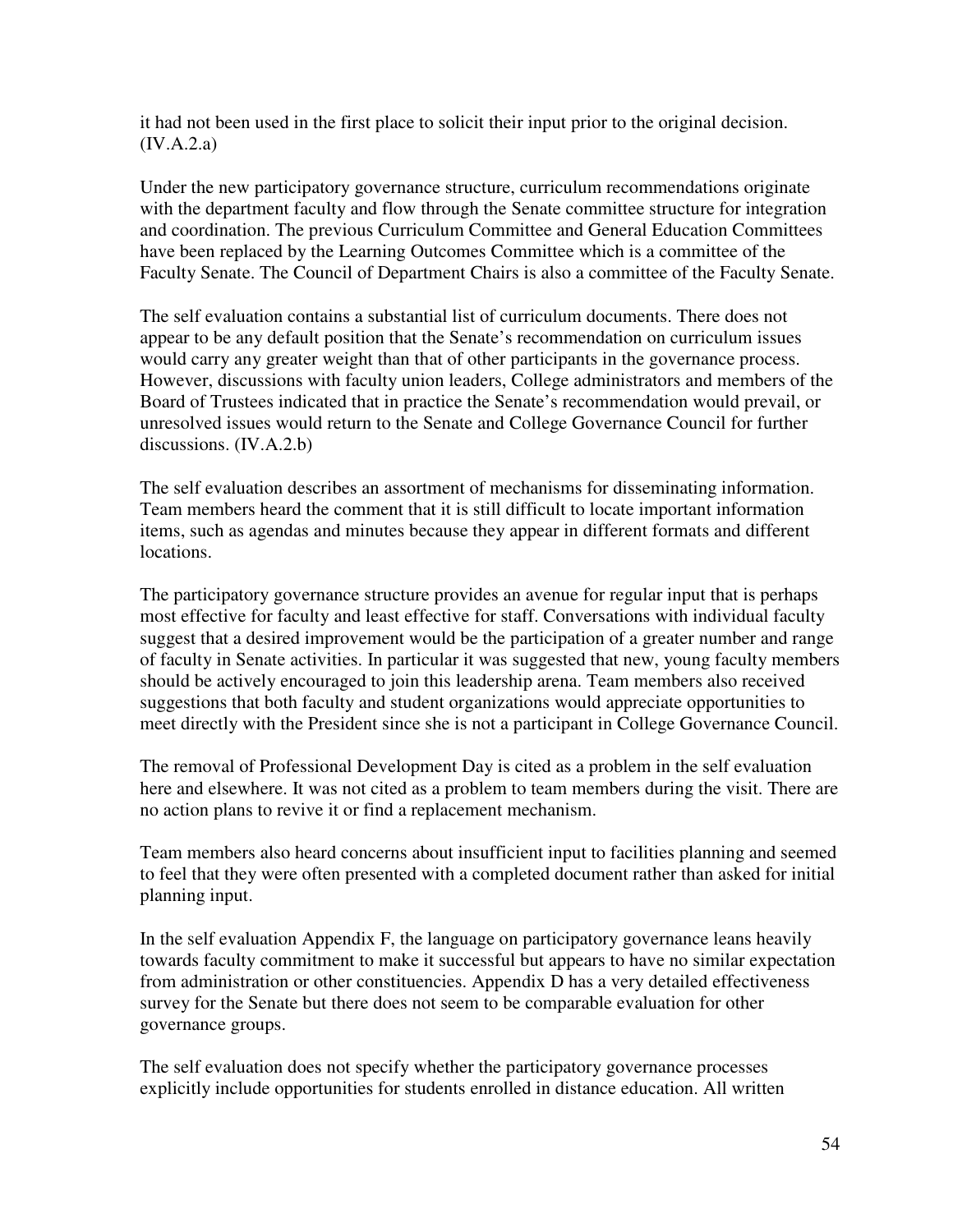it had not been used in the first place to solicit their input prior to the original decision. (IV.A.2.a)

Under the new participatory governance structure, curriculum recommendations originate with the department faculty and flow through the Senate committee structure for integration and coordination. The previous Curriculum Committee and General Education Committees have been replaced by the Learning Outcomes Committee which is a committee of the Faculty Senate. The Council of Department Chairs is also a committee of the Faculty Senate.

The self evaluation contains a substantial list of curriculum documents. There does not appear to be any default position that the Senate's recommendation on curriculum issues would carry any greater weight than that of other participants in the governance process. However, discussions with faculty union leaders, College administrators and members of the Board of Trustees indicated that in practice the Senate's recommendation would prevail, or unresolved issues would return to the Senate and College Governance Council for further discussions. (IV.A.2.b)

The self evaluation describes an assortment of mechanisms for disseminating information. Team members heard the comment that it is still difficult to locate important information items, such as agendas and minutes because they appear in different formats and different locations.

The participatory governance structure provides an avenue for regular input that is perhaps most effective for faculty and least effective for staff. Conversations with individual faculty suggest that a desired improvement would be the participation of a greater number and range of faculty in Senate activities. In particular it was suggested that new, young faculty members should be actively encouraged to join this leadership arena. Team members also received suggestions that both faculty and student organizations would appreciate opportunities to meet directly with the President since she is not a participant in College Governance Council.

The removal of Professional Development Day is cited as a problem in the self evaluation here and elsewhere. It was not cited as a problem to team members during the visit. There are no action plans to revive it or find a replacement mechanism.

Team members also heard concerns about insufficient input to facilities planning and seemed to feel that they were often presented with a completed document rather than asked for initial planning input.

In the self evaluation Appendix F, the language on participatory governance leans heavily towards faculty commitment to make it successful but appears to have no similar expectation from administration or other constituencies. Appendix D has a very detailed effectiveness survey for the Senate but there does not seem to be comparable evaluation for other governance groups.

The self evaluation does not specify whether the participatory governance processes explicitly include opportunities for students enrolled in distance education. All written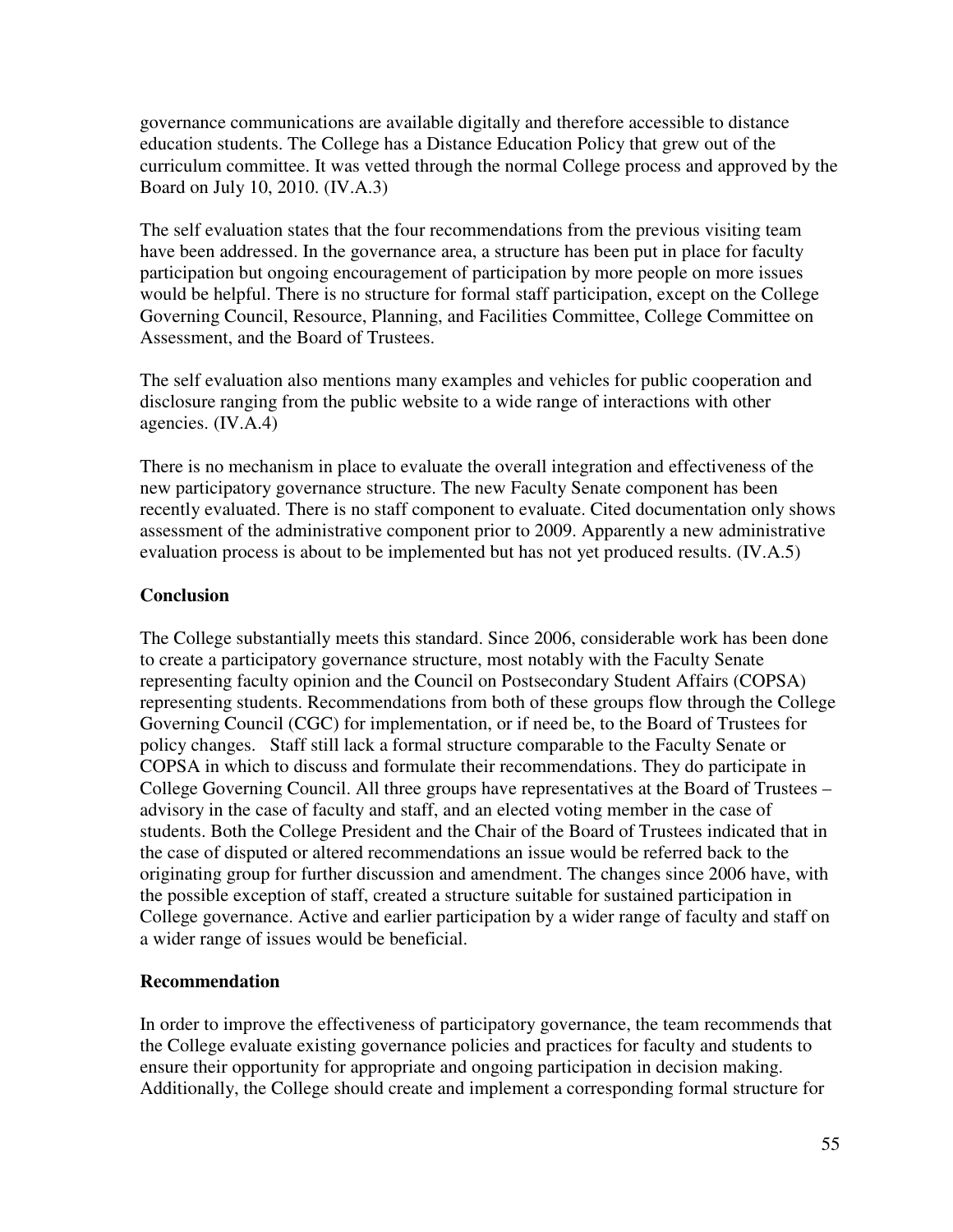governance communications are available digitally and therefore accessible to distance education students. The College has a Distance Education Policy that grew out of the curriculum committee. It was vetted through the normal College process and approved by the Board on July 10, 2010. (IV.A.3)

The self evaluation states that the four recommendations from the previous visiting team have been addressed. In the governance area, a structure has been put in place for faculty participation but ongoing encouragement of participation by more people on more issues would be helpful. There is no structure for formal staff participation, except on the College Governing Council, Resource, Planning, and Facilities Committee, College Committee on Assessment, and the Board of Trustees.

The self evaluation also mentions many examples and vehicles for public cooperation and disclosure ranging from the public website to a wide range of interactions with other agencies. (IV.A.4)

There is no mechanism in place to evaluate the overall integration and effectiveness of the new participatory governance structure. The new Faculty Senate component has been recently evaluated. There is no staff component to evaluate. Cited documentation only shows assessment of the administrative component prior to 2009. Apparently a new administrative evaluation process is about to be implemented but has not yet produced results. (IV.A.5)

**Conclusion**

The College substantially meets this standard. Since 2006, considerable work has been done to create a participatory governance structure, most notably with the Faculty Senate representing faculty opinion and the Council on Postsecondary Student Affairs (COPSA) representing students. Recommendations from both of these groups flow through the College Governing Council (CGC) for implementation, or if need be, to the Board of Trustees for policy changes. Staff still lack a formal structure comparable to the Faculty Senate or COPSA in which to discuss and formulate their recommendations. They do participate in College Governing Council. All three groups have representatives at the Board of Trustees – advisory in the case of faculty and staff, and an elected voting member in the case of students. Both the College President and the Chair of the Board of Trustees indicated that in the case of disputed or altered recommendations an issue would be referred back to the originating group for further discussion and amendment. The changes since 2006 have, with the possible exception of staff, created a structure suitable for sustained participation in College governance. Active and earlier participation by a wider range of faculty and staff on a wider range of issues would be beneficial.

**Recommendation**

In order to improve the effectiveness of participatory governance, the team recommends that the College evaluate existing governance policies and practices for faculty and students to ensure their opportunity for appropriate and ongoing participation in decision making. Additionally, the College should create and implement a corresponding formal structure for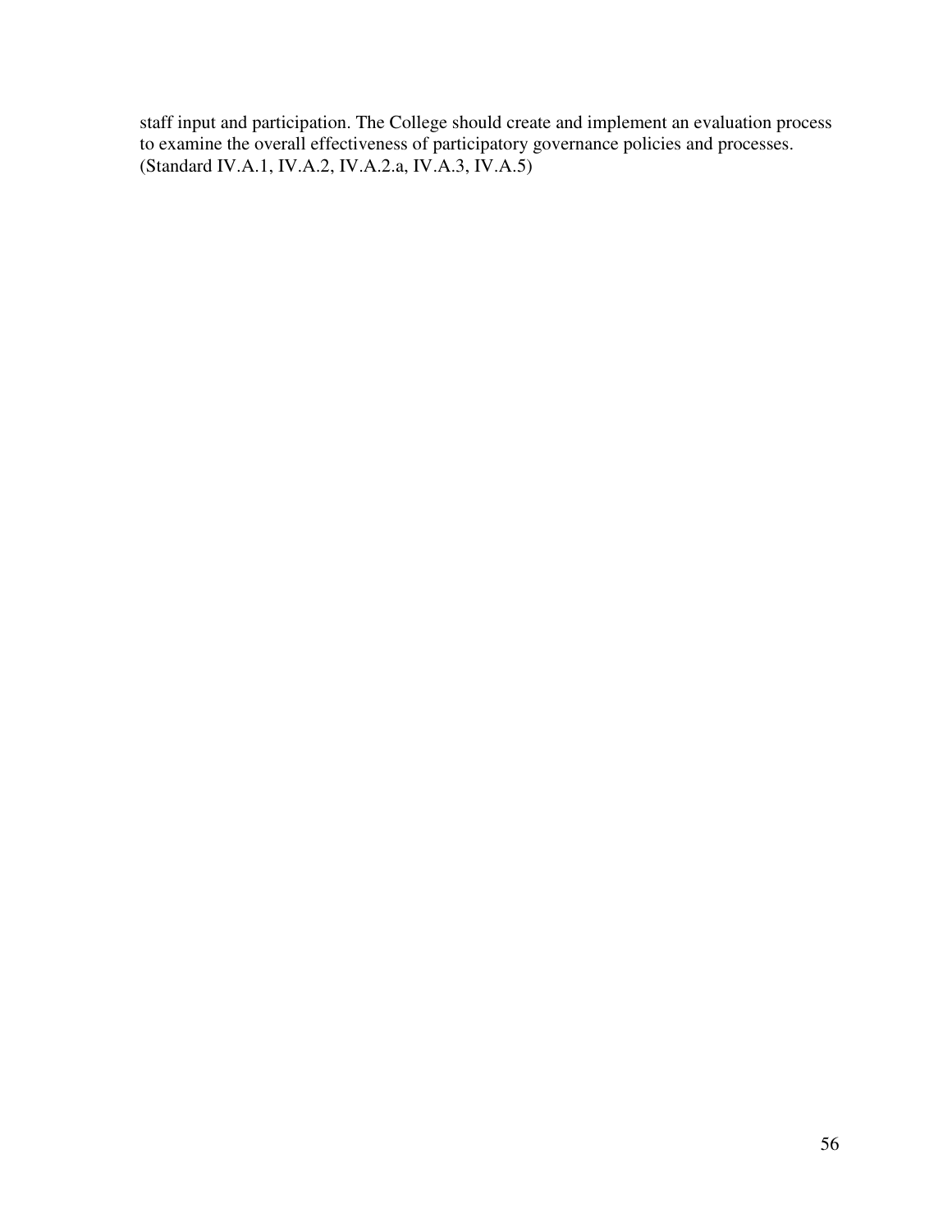staff input and participation. The College should create and implement an evaluation process to examine the overall effectiveness of participatory governance policies and processes. (Standard IV.A.1, IV.A.2, IV.A.2.a, IV.A.3, IV.A.5)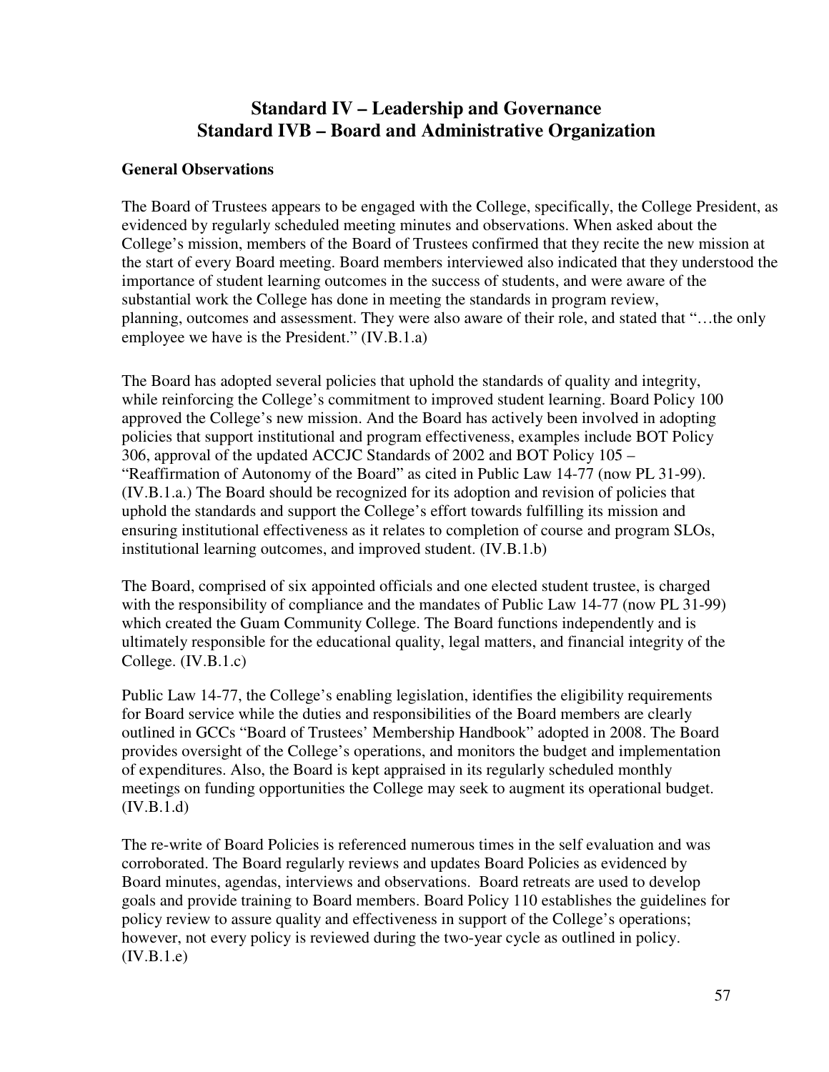# Standard IV – Leadership and Governance
# Standard IVB – Board and Administrative Organization

**General Observations**

The Board of Trustees appears to be engaged with the College, specifically, the College President, as evidenced by regularly scheduled meeting minutes and observations. When asked about the College's mission, members of the Board of Trustees confirmed that they recite the new mission at the start of every Board meeting. Board members interviewed also indicated that they understood the importance of student learning outcomes in the success of students, and were aware of the substantial work the College has done in meeting the standards in program review, planning, outcomes and assessment. They were also aware of their role, and stated that "…the only employee we have is the President." (IV.B.1.a)

The Board has adopted several policies that uphold the standards of quality and integrity, while reinforcing the College's commitment to improved student learning. Board Policy 100 approved the College's new mission. And the Board has actively been involved in adopting policies that support institutional and program effectiveness, examples include BOT Policy 306, approval of the updated ACCJC Standards of 2002 and BOT Policy 105 – "Reaffirmation of Autonomy of the Board" as cited in Public Law 14-77 (now PL 31-99). (IV.B.1.a.) The Board should be recognized for its adoption and revision of policies that uphold the standards and support the College's effort towards fulfilling its mission and ensuring institutional effectiveness as it relates to completion of course and program SLOs, institutional learning outcomes, and improved student. (IV.B.1.b)

The Board, comprised of six appointed officials and one elected student trustee, is charged with the responsibility of compliance and the mandates of Public Law 14-77 (now PL 31-99) which created the Guam Community College. The Board functions independently and is ultimately responsible for the educational quality, legal matters, and financial integrity of the College. (IV.B.1.c)

Public Law 14-77, the College's enabling legislation, identifies the eligibility requirements for Board service while the duties and responsibilities of the Board members are clearly outlined in GCCs "Board of Trustees' Membership Handbook" adopted in 2008. The Board provides oversight of the College's operations, and monitors the budget and implementation of expenditures. Also, the Board is kept appraised in its regularly scheduled monthly meetings on funding opportunities the College may seek to augment its operational budget. (IV.B.1.d)

The re-write of Board Policies is referenced numerous times in the self evaluation and was corroborated. The Board regularly reviews and updates Board Policies as evidenced by Board minutes, agendas, interviews and observations. Board retreats are used to develop goals and provide training to Board members. Board Policy 110 establishes the guidelines for policy review to assure quality and effectiveness in support of the College's operations; however, not every policy is reviewed during the two-year cycle as outlined in policy. (IV.B.1.e)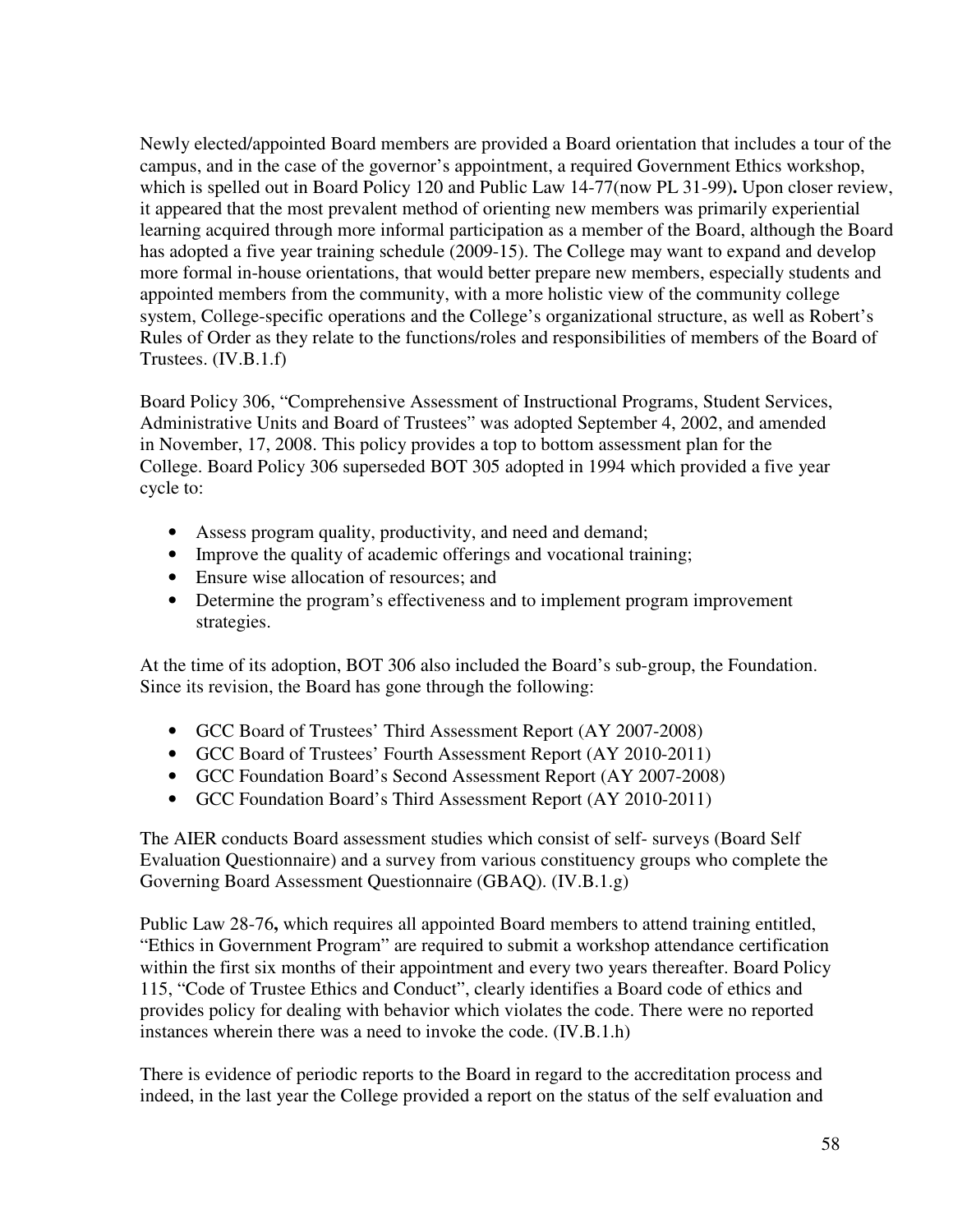Newly elected/appointed Board members are provided a Board orientation that includes a tour of the campus, and in the case of the governor's appointment, a required Government Ethics workshop, which is spelled out in Board Policy 120 and Public Law 14-77(now PL 31-99)**.** Upon closer review, it appeared that the most prevalent method of orienting new members was primarily experiential learning acquired through more informal participation as a member of the Board, although the Board has adopted a five year training schedule (2009-15). The College may want to expand and develop more formal in-house orientations, that would better prepare new members, especially students and appointed members from the community, with a more holistic view of the community college system, College-specific operations and the College's organizational structure, as well as Robert's Rules of Order as they relate to the functions/roles and responsibilities of members of the Board of Trustees. (IV.B.1.f)

Board Policy 306, "Comprehensive Assessment of Instructional Programs, Student Services, Administrative Units and Board of Trustees" was adopted September 4, 2002, and amended in November, 17, 2008. This policy provides a top to bottom assessment plan for the College. Board Policy 306 superseded BOT 305 adopted in 1994 which provided a five year cycle to:

- Assess program quality, productivity, and need and demand;
- Improve the quality of academic offerings and vocational training;
- Ensure wise allocation of resources; and
- Determine the program's effectiveness and to implement program improvement strategies.

At the time of its adoption, BOT 306 also included the Board's sub-group, the Foundation. Since its revision, the Board has gone through the following:

- GCC Board of Trustees' Third Assessment Report (AY 2007-2008)
- GCC Board of Trustees' Fourth Assessment Report (AY 2010-2011)
- GCC Foundation Board's Second Assessment Report (AY 2007-2008)
- GCC Foundation Board's Third Assessment Report (AY 2010-2011)

The AIER conducts Board assessment studies which consist of self- surveys (Board Self Evaluation Questionnaire) and a survey from various constituency groups who complete the Governing Board Assessment Questionnaire (GBAQ). (IV.B.1.g)

Public Law 28-76**,** which requires all appointed Board members to attend training entitled, "Ethics in Government Program" are required to submit a workshop attendance certification within the first six months of their appointment and every two years thereafter. Board Policy 115, "Code of Trustee Ethics and Conduct", clearly identifies a Board code of ethics and provides policy for dealing with behavior which violates the code. There were no reported instances wherein there was a need to invoke the code. (IV.B.1.h)

There is evidence of periodic reports to the Board in regard to the accreditation process and indeed, in the last year the College provided a report on the status of the self evaluation and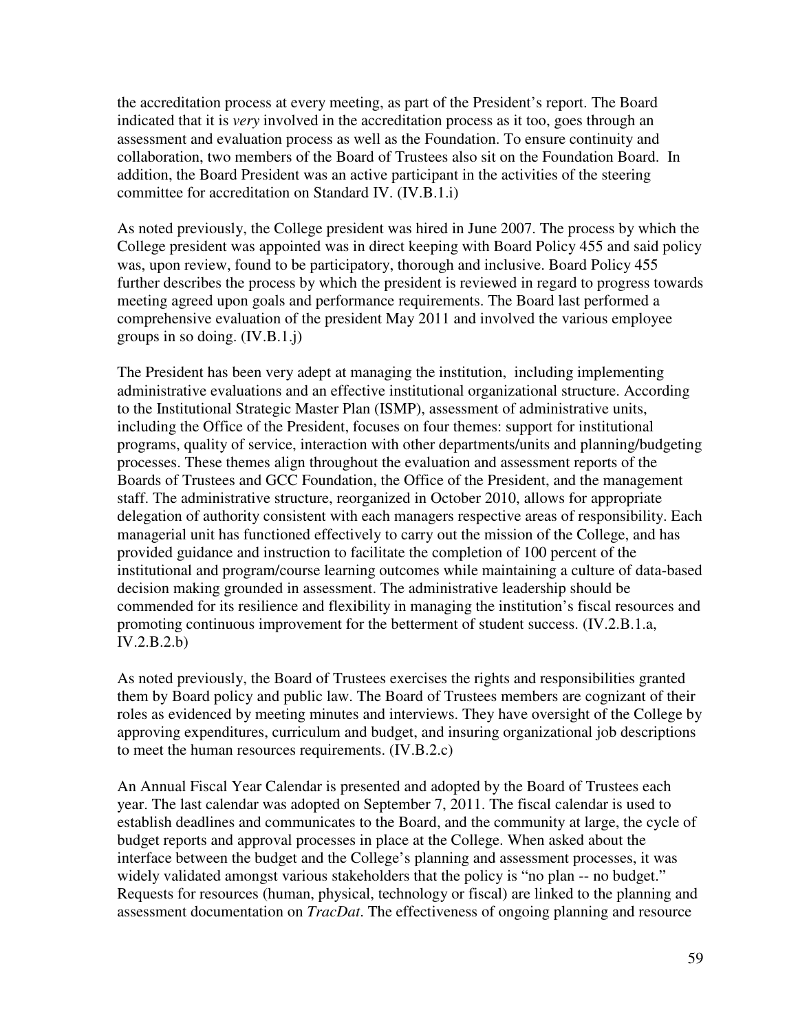the accreditation process at every meeting, as part of the President's report. The Board indicated that it is *very* involved in the accreditation process as it too, goes through an assessment and evaluation process as well as the Foundation. To ensure continuity and collaboration, two members of the Board of Trustees also sit on the Foundation Board. In addition, the Board President was an active participant in the activities of the steering committee for accreditation on Standard IV. (IV.B.1.i)

As noted previously, the College president was hired in June 2007. The process by which the College president was appointed was in direct keeping with Board Policy 455 and said policy was, upon review, found to be participatory, thorough and inclusive. Board Policy 455 further describes the process by which the president is reviewed in regard to progress towards meeting agreed upon goals and performance requirements. The Board last performed a comprehensive evaluation of the president May 2011 and involved the various employee groups in so doing. (IV.B.1.j)

The President has been very adept at managing the institution, including implementing administrative evaluations and an effective institutional organizational structure. According to the Institutional Strategic Master Plan (ISMP), assessment of administrative units, including the Office of the President, focuses on four themes: support for institutional programs, quality of service, interaction with other departments/units and planning/budgeting processes. These themes align throughout the evaluation and assessment reports of the Boards of Trustees and GCC Foundation, the Office of the President, and the management staff. The administrative structure, reorganized in October 2010, allows for appropriate delegation of authority consistent with each managers respective areas of responsibility. Each managerial unit has functioned effectively to carry out the mission of the College, and has provided guidance and instruction to facilitate the completion of 100 percent of the institutional and program/course learning outcomes while maintaining a culture of data-based decision making grounded in assessment. The administrative leadership should be commended for its resilience and flexibility in managing the institution's fiscal resources and promoting continuous improvement for the betterment of student success. (IV.2.B.1.a, IV.2.B.2.b)

As noted previously, the Board of Trustees exercises the rights and responsibilities granted them by Board policy and public law. The Board of Trustees members are cognizant of their roles as evidenced by meeting minutes and interviews. They have oversight of the College by approving expenditures, curriculum and budget, and insuring organizational job descriptions to meet the human resources requirements. (IV.B.2.c)

An Annual Fiscal Year Calendar is presented and adopted by the Board of Trustees each year. The last calendar was adopted on September 7, 2011. The fiscal calendar is used to establish deadlines and communicates to the Board, and the community at large, the cycle of budget reports and approval processes in place at the College. When asked about the interface between the budget and the College's planning and assessment processes, it was widely validated amongst various stakeholders that the policy is "no plan -- no budget." Requests for resources (human, physical, technology or fiscal) are linked to the planning and assessment documentation on *TracDat*. The effectiveness of ongoing planning and resource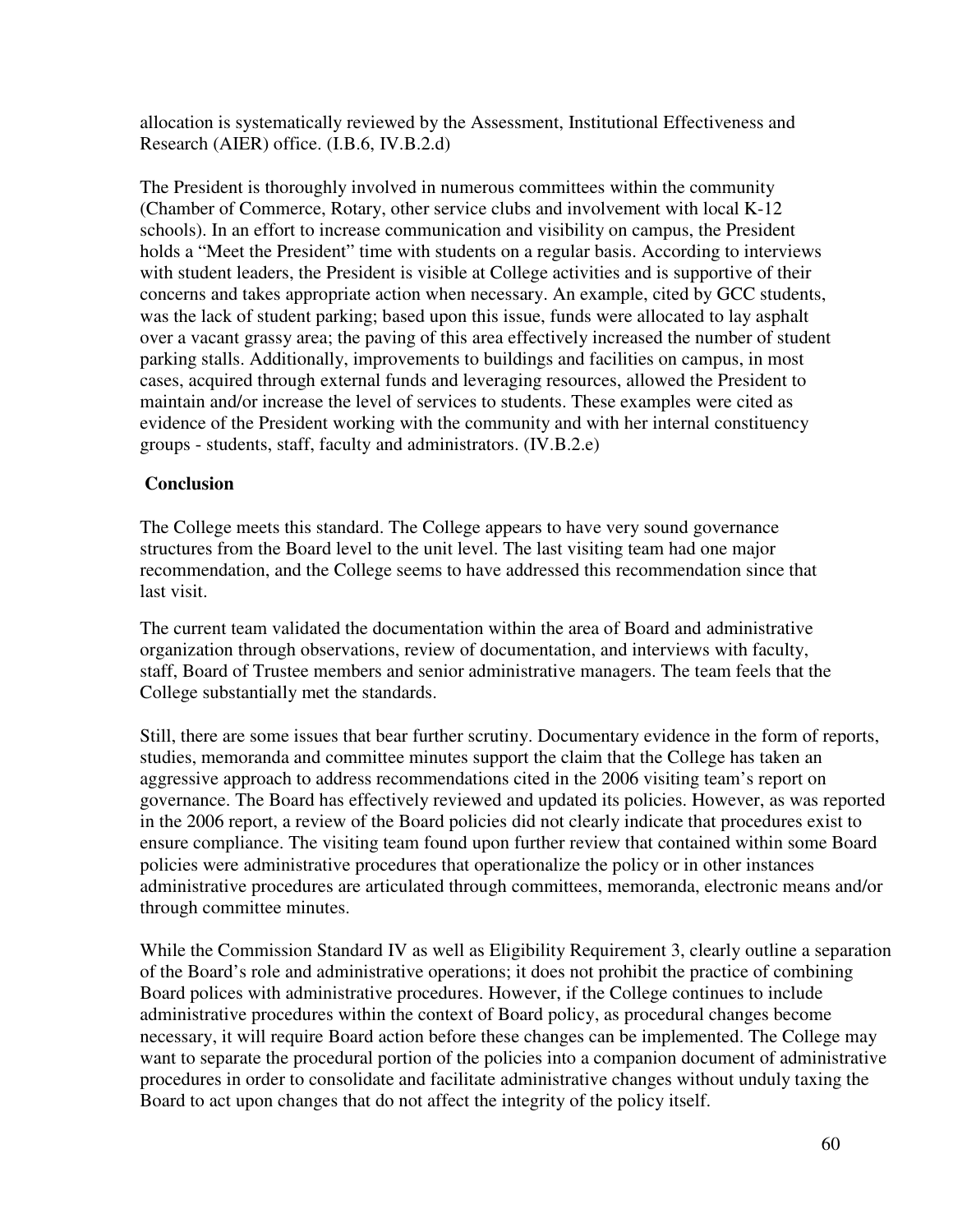allocation is systematically reviewed by the Assessment, Institutional Effectiveness and Research (AIER) office. (I.B.6, IV.B.2.d)

The President is thoroughly involved in numerous committees within the community (Chamber of Commerce, Rotary, other service clubs and involvement with local K-12 schools). In an effort to increase communication and visibility on campus, the President holds a "Meet the President" time with students on a regular basis. According to interviews with student leaders, the President is visible at College activities and is supportive of their concerns and takes appropriate action when necessary. An example, cited by GCC students, was the lack of student parking; based upon this issue, funds were allocated to lay asphalt over a vacant grassy area; the paving of this area effectively increased the number of student parking stalls. Additionally, improvements to buildings and facilities on campus, in most cases, acquired through external funds and leveraging resources, allowed the President to maintain and/or increase the level of services to students. These examples were cited as evidence of the President working with the community and with her internal constituency groups - students, staff, faculty and administrators. (IV.B.2.e)

**Conclusion**

The College meets this standard. The College appears to have very sound governance structures from the Board level to the unit level. The last visiting team had one major recommendation, and the College seems to have addressed this recommendation since that last visit.

The current team validated the documentation within the area of Board and administrative organization through observations, review of documentation, and interviews with faculty, staff, Board of Trustee members and senior administrative managers. The team feels that the College substantially met the standards.

Still, there are some issues that bear further scrutiny. Documentary evidence in the form of reports, studies, memoranda and committee minutes support the claim that the College has taken an aggressive approach to address recommendations cited in the 2006 visiting team's report on governance. The Board has effectively reviewed and updated its policies. However, as was reported in the 2006 report, a review of the Board policies did not clearly indicate that procedures exist to ensure compliance. The visiting team found upon further review that contained within some Board policies were administrative procedures that operationalize the policy or in other instances administrative procedures are articulated through committees, memoranda, electronic means and/or through committee minutes.

While the Commission Standard IV as well as Eligibility Requirement 3, clearly outline a separation of the Board's role and administrative operations; it does not prohibit the practice of combining Board polices with administrative procedures. However, if the College continues to include administrative procedures within the context of Board policy, as procedural changes become necessary, it will require Board action before these changes can be implemented. The College may want to separate the procedural portion of the policies into a companion document of administrative procedures in order to consolidate and facilitate administrative changes without unduly taxing the Board to act upon changes that do not affect the integrity of the policy itself.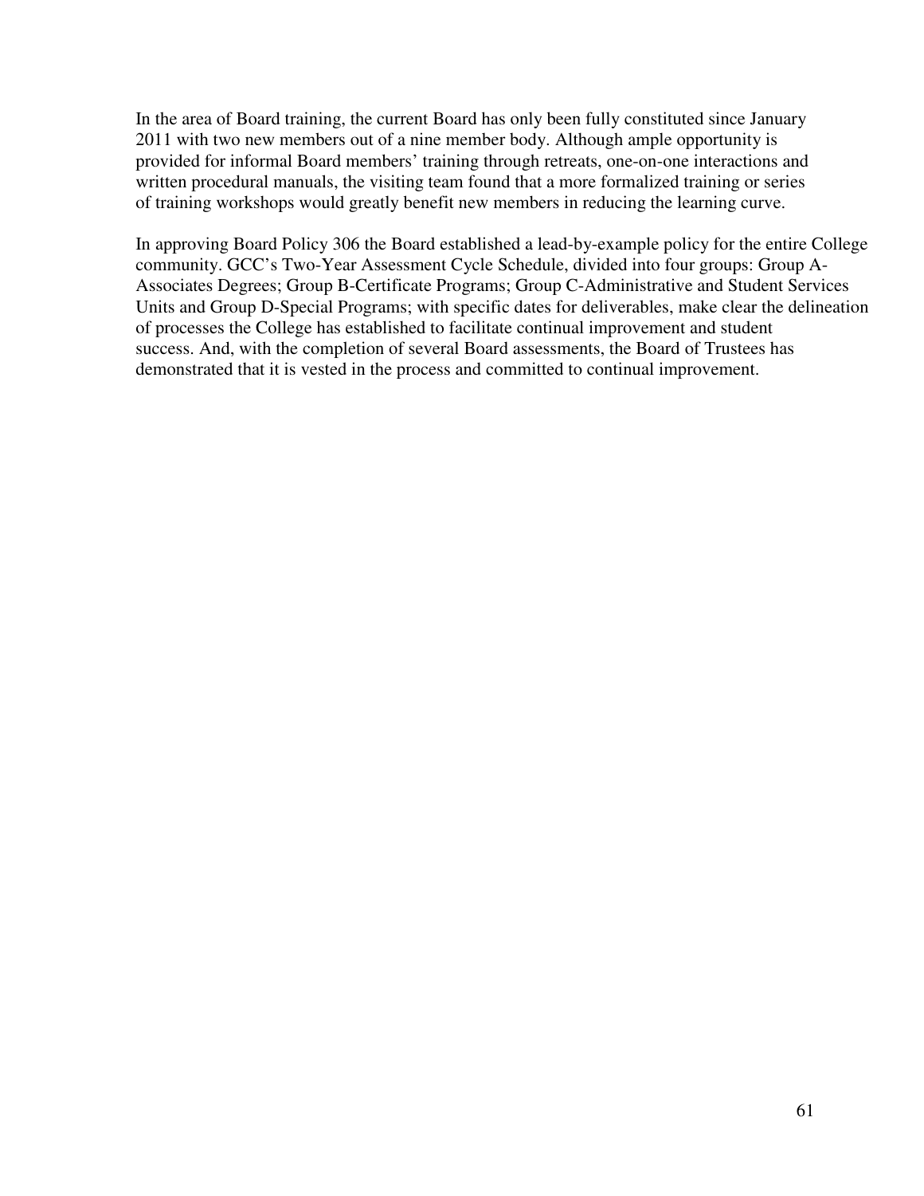In the area of Board training, the current Board has only been fully constituted since January 2011 with two new members out of a nine member body. Although ample opportunity is provided for informal Board members' training through retreats, one-on-one interactions and written procedural manuals, the visiting team found that a more formalized training or series of training workshops would greatly benefit new members in reducing the learning curve.

In approving Board Policy 306 the Board established a lead-by-example policy for the entire College community. GCC's Two-Year Assessment Cycle Schedule, divided into four groups: Group A-Associates Degrees; Group B-Certificate Programs; Group C-Administrative and Student Services Units and Group D-Special Programs; with specific dates for deliverables, make clear the delineation of processes the College has established to facilitate continual improvement and student success. And, with the completion of several Board assessments, the Board of Trustees has demonstrated that it is vested in the process and committed to continual improvement.